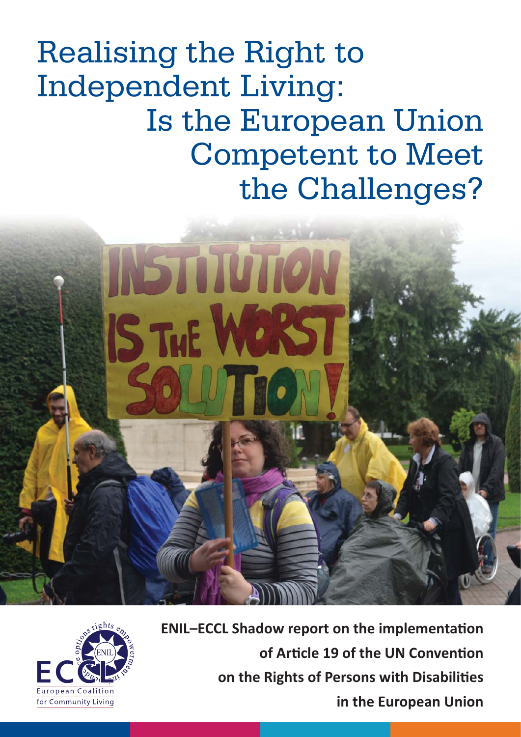# Realising the Right to Independent Living: Is the European Union Competent to Meet the Challenges?

**ENIL–ECCL Shadow report on the implementation of Article 19 of the UN Convention on the Rights of Persons with Disabilities in the European Union**

European Coalition for Community Living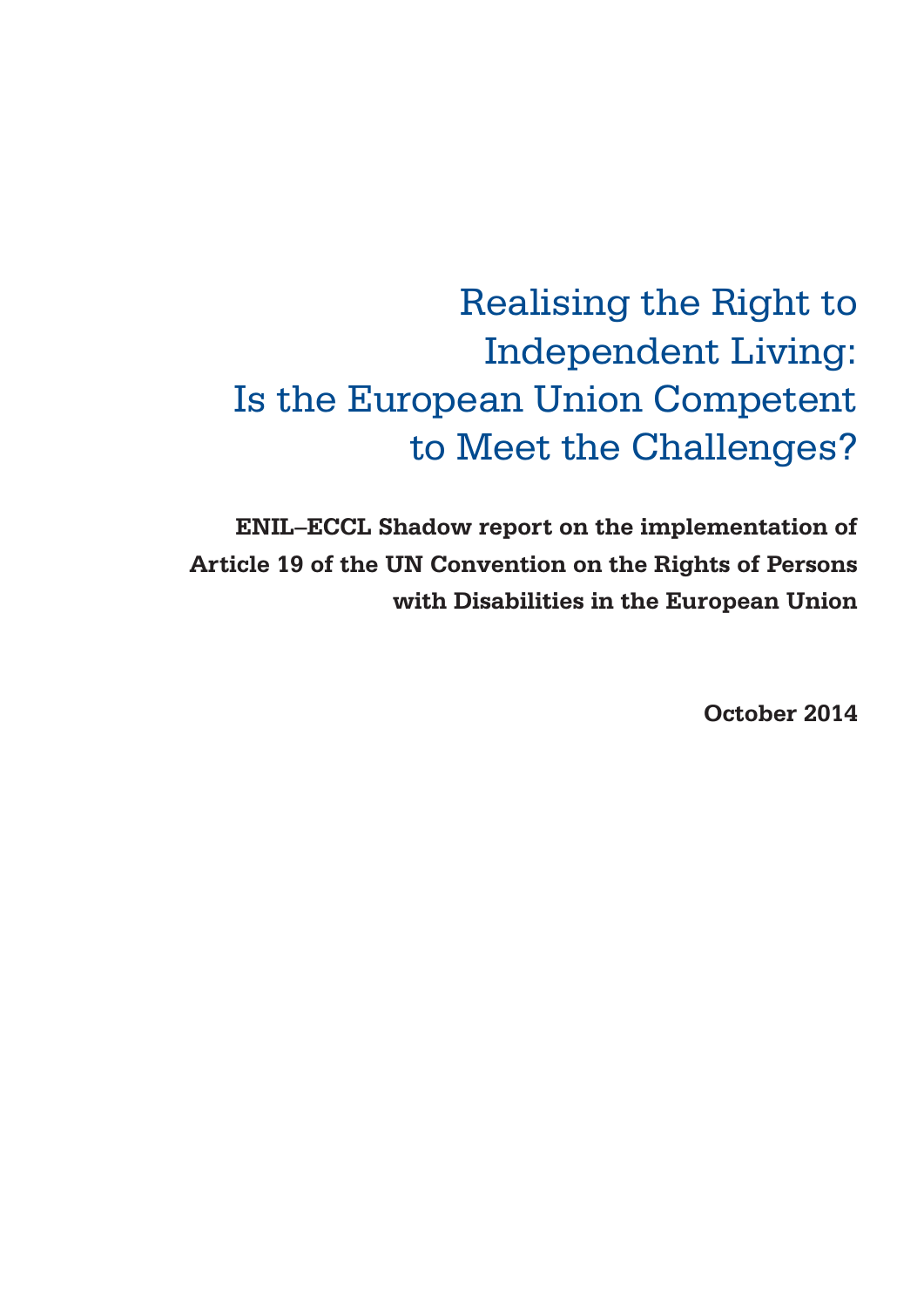# Realising the Right to Independent Living: Is the European Union Competent to Meet the Challenges?

**ENIL–ECCL Shadow report on the implementation of Article 19 of the UN Convention on the Rights of Persons with Disabilities in the European Union**

**October 2014**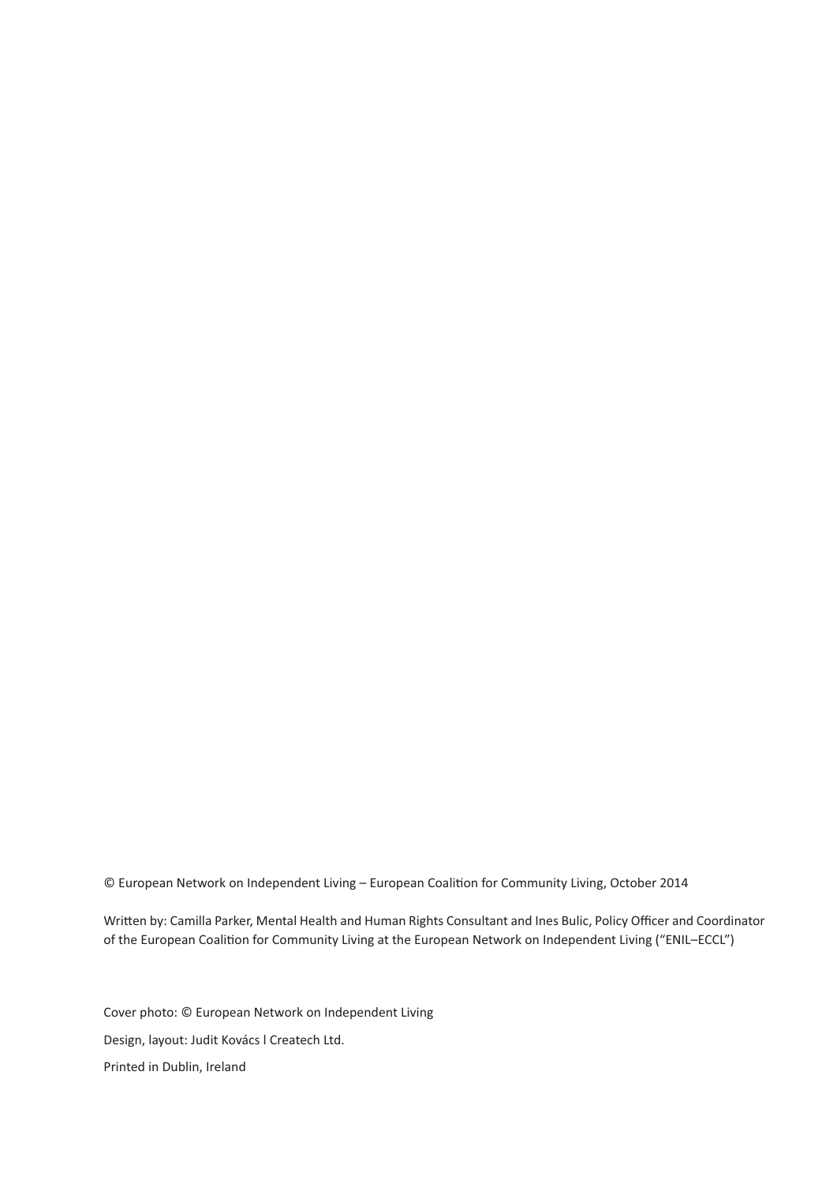© European Network on Independent Living – European Coalition for Community Living, October 2014

Written by: Camilla Parker, Mental Health and Human Rights Consultant and Ines Bulic, Policy Officer and Coordinator of the European Coalition for Community Living at the European Network on Independent Living ("ENIL–ECCL")

Cover photo: © European Network on Independent Living

Design, layout: Judit Kovács l Createch Ltd.

Printed in Dublin, Ireland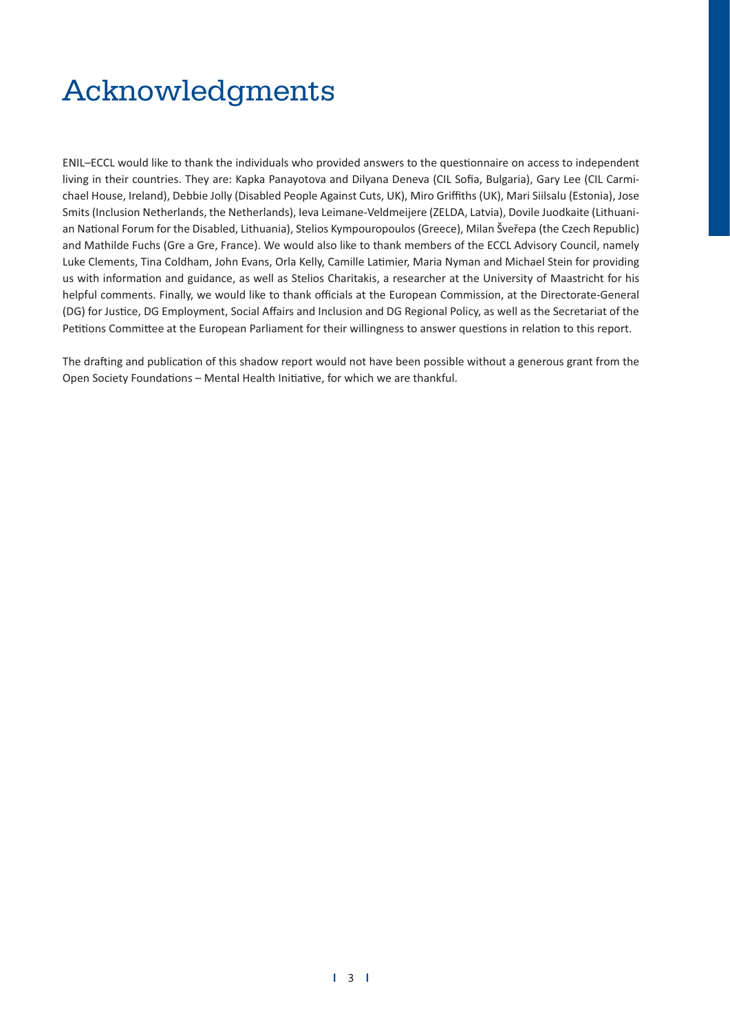# Acknowledgments

ENIL–ECCL would like to thank the individuals who provided answers to the questionnaire on access to independent living in their countries. They are: Kapka Panayotova and Dilyana Deneva (CIL Sofia, Bulgaria), Gary Lee (CIL Carmichael House, Ireland), Debbie Jolly (Disabled People Against Cuts, UK), Miro Griffiths (UK), Mari Siilsalu (Estonia), Jose Smits (Inclusion Netherlands, the Netherlands), Ieva Leimane-Veldmeijere (ZELDA, Latvia), Dovile Juodkaite (Lithuanian National Forum for the Disabled, Lithuania), Stelios Kympouropoulos (Greece), Milan Šveřepa (the Czech Republic) and Mathilde Fuchs (Gre a Gre, France). We would also like to thank members of the ECCL Advisory Council, namely Luke Clements, Tina Coldham, John Evans, Orla Kelly, Camille Latimier, Maria Nyman and Michael Stein for providing us with information and guidance, as well as Stelios Charitakis, a researcher at the University of Maastricht for his helpful comments. Finally, we would like to thank officials at the European Commission, at the Directorate-General (DG) for Justice, DG Employment, Social Affairs and Inclusion and DG Regional Policy, as well as the Secretariat of the Petitions Committee at the European Parliament for their willingness to answer questions in relation to this report.

The drafting and publication of this shadow report would not have been possible without a generous grant from the Open Society Foundations – Mental Health Initiative, for which we are thankful.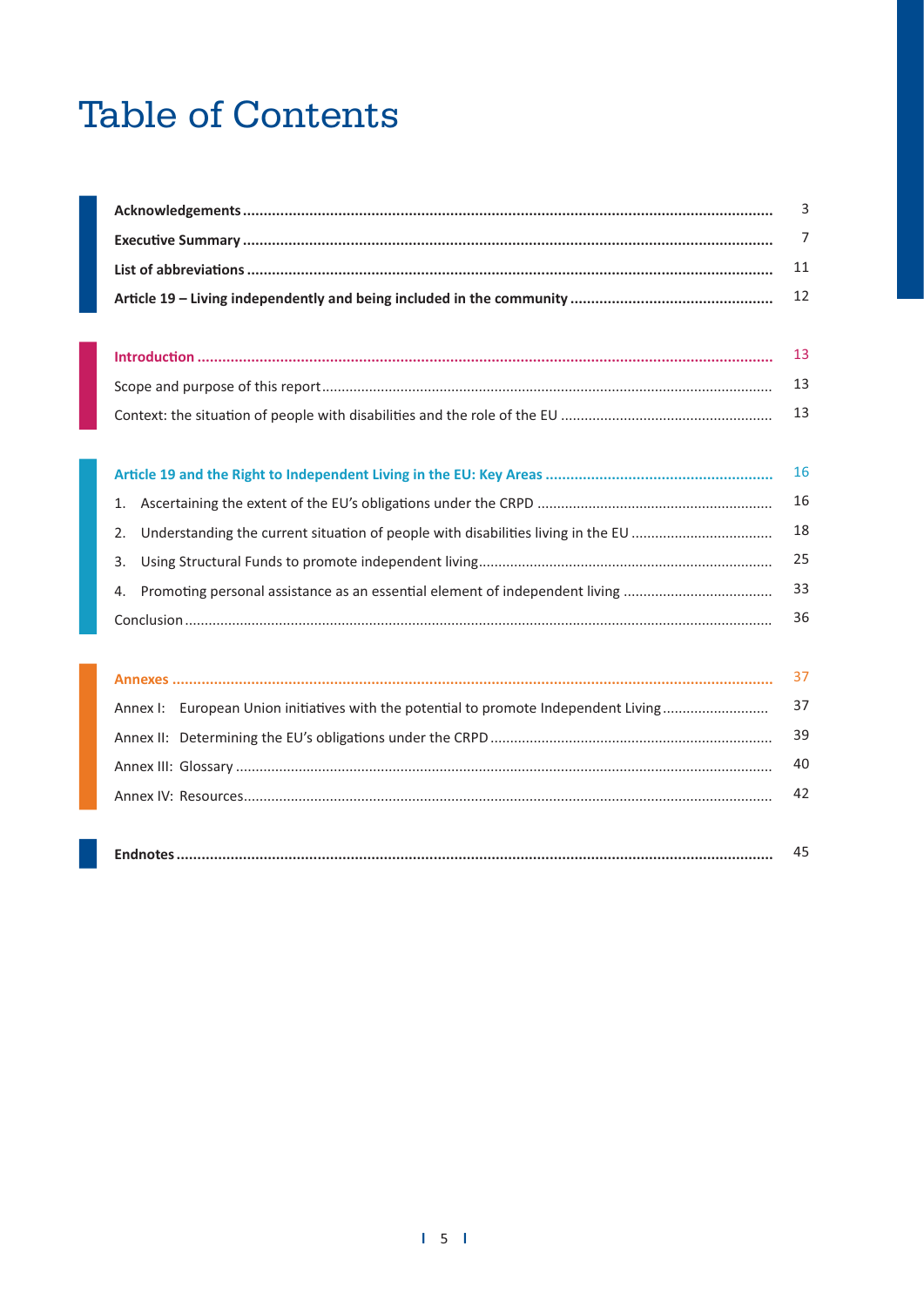# Table of Contents

| | |
|---|---|
| **Acknowledgements** | 3 |
| **Executive Summary** | 7 |
| **List of abbreviations** | 11 |
| **Article 19 – Living independently and being included in the community** | 12 |
| **Introduction** | 13 |
| Scope and purpose of this report | 13 |
| Context: the situation of people with disabilities and the role of the EU | 13 |
| **Article 19 and the Right to Independent Living in the EU: Key Areas** | 16 |
| 1. Ascertaining the extent of the EU's obligations under the CRPD | 16 |
| 2. Understanding the current situation of people with disabilities living in the EU | 18 |
| 3. Using Structural Funds to promote independent living | 25 |
| 4. Promoting personal assistance as an essential element of independent living | 33 |
| Conclusion | 36 |
| **Annexes** | 37 |
| Annex I: European Union initiatives with the potential to promote Independent Living | 37 |
| Annex II: Determining the EU's obligations under the CRPD | 39 |
| Annex III: Glossary | 40 |
| Annex IV: Resources | 42 |
| **Endnotes** | 45 |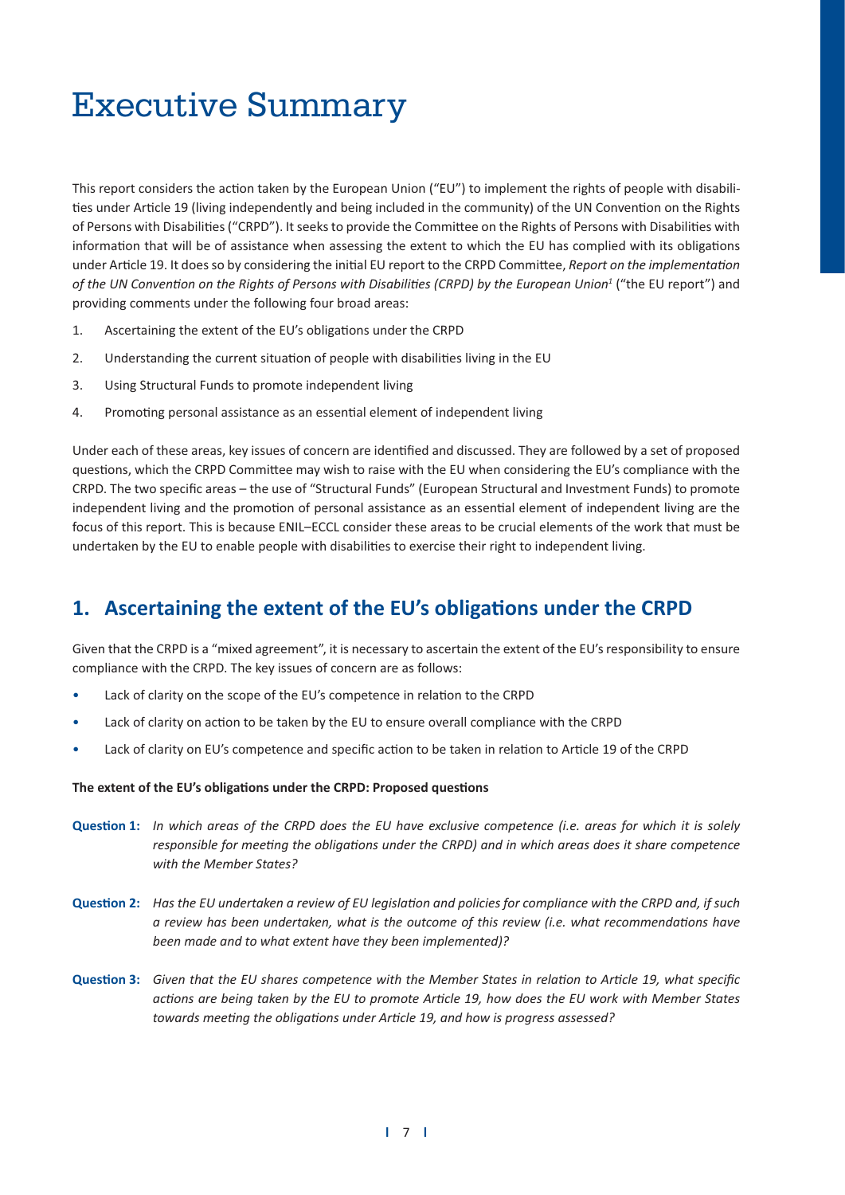# Executive Summary

This report considers the action taken by the European Union ("EU") to implement the rights of people with disabilities under Article 19 (living independently and being included in the community) of the UN Convention on the Rights of Persons with Disabilities ("CRPD"). It seeks to provide the Committee on the Rights of Persons with Disabilities with information that will be of assistance when assessing the extent to which the EU has complied with its obligations under Article 19. It does so by considering the initial EU report to the CRPD Committee, *Report on the implementation of the UN Convention on the Rights of Persons with Disabilities (CRPD) by the European Union*[1] ("the EU report") and providing comments under the following four broad areas:

1. Ascertaining the extent of the EU's obligations under the CRPD
2. Understanding the current situation of people with disabilities living in the EU
3. Using Structural Funds to promote independent living
4. Promoting personal assistance as an essential element of independent living

Under each of these areas, key issues of concern are identified and discussed. They are followed by a set of proposed questions, which the CRPD Committee may wish to raise with the EU when considering the EU's compliance with the CRPD. The two specific areas – the use of "Structural Funds" (European Structural and Investment Funds) to promote independent living and the promotion of personal assistance as an essential element of independent living are the focus of this report. This is because ENIL–ECCL consider these areas to be crucial elements of the work that must be undertaken by the EU to enable people with disabilities to exercise their right to independent living.

## 1. Ascertaining the extent of the EU's obligations under the CRPD

Given that the CRPD is a "mixed agreement", it is necessary to ascertain the extent of the EU's responsibility to ensure compliance with the CRPD. The key issues of concern are as follows:

- Lack of clarity on the scope of the EU's competence in relation to the CRPD
- Lack of clarity on action to be taken by the EU to ensure overall compliance with the CRPD
- Lack of clarity on EU's competence and specific action to be taken in relation to Article 19 of the CRPD

**The extent of the EU's obligations under the CRPD: Proposed questions**

**Question 1:** *In which areas of the CRPD does the EU have exclusive competence (i.e. areas for which it is solely responsible for meeting the obligations under the CRPD) and in which areas does it share competence with the Member States?*

**Question 2:** *Has the EU undertaken a review of EU legislation and policies for compliance with the CRPD and, if such a review has been undertaken, what is the outcome of this review (i.e. what recommendations have been made and to what extent have they been implemented)?*

**Question 3:** *Given that the EU shares competence with the Member States in relation to Article 19, what specific actions are being taken by the EU to promote Article 19, how does the EU work with Member States towards meeting the obligations under Article 19, and how is progress assessed?*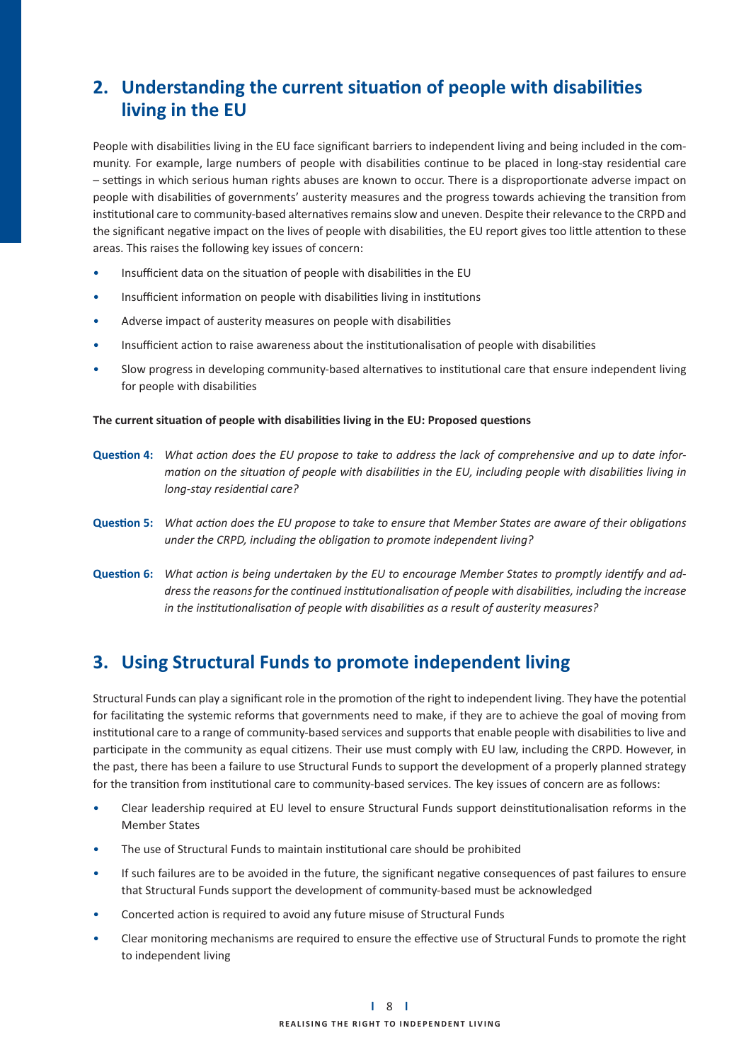## 2. Understanding the current situation of people with disabilities living in the EU

People with disabilities living in the EU face significant barriers to independent living and being included in the community. For example, large numbers of people with disabilities continue to be placed in long-stay residential care – settings in which serious human rights abuses are known to occur. There is a disproportionate adverse impact on people with disabilities of governments' austerity measures and the progress towards achieving the transition from institutional care to community-based alternatives remains slow and uneven. Despite their relevance to the CRPD and the significant negative impact on the lives of people with disabilities, the EU report gives too little attention to these areas. This raises the following key issues of concern:

- Insufficient data on the situation of people with disabilities in the EU
- Insufficient information on people with disabilities living in institutions
- Adverse impact of austerity measures on people with disabilities
- Insufficient action to raise awareness about the institutionalisation of people with disabilities
- Slow progress in developing community-based alternatives to institutional care that ensure independent living for people with disabilities

**The current situation of people with disabilities living in the EU: Proposed questions**

**Question 4:** *What action does the EU propose to take to address the lack of comprehensive and up to date information on the situation of people with disabilities in the EU, including people with disabilities living in long-stay residential care?*

**Question 5:** *What action does the EU propose to take to ensure that Member States are aware of their obligations under the CRPD, including the obligation to promote independent living?*

**Question 6:** *What action is being undertaken by the EU to encourage Member States to promptly identify and address the reasons for the continued institutionalisation of people with disabilities, including the increase in the institutionalisation of people with disabilities as a result of austerity measures?*

## 3. Using Structural Funds to promote independent living

Structural Funds can play a significant role in the promotion of the right to independent living. They have the potential for facilitating the systemic reforms that governments need to make, if they are to achieve the goal of moving from institutional care to a range of community-based services and supports that enable people with disabilities to live and participate in the community as equal citizens. Their use must comply with EU law, including the CRPD. However, in the past, there has been a failure to use Structural Funds to support the development of a properly planned strategy for the transition from institutional care to community-based services. The key issues of concern are as follows:

- Clear leadership required at EU level to ensure Structural Funds support deinstitutionalisation reforms in the Member States
- The use of Structural Funds to maintain institutional care should be prohibited
- If such failures are to be avoided in the future, the significant negative consequences of past failures to ensure that Structural Funds support the development of community-based must be acknowledged
- Concerted action is required to avoid any future misuse of Structural Funds
- Clear monitoring mechanisms are required to ensure the effective use of Structural Funds to promote the right to independent living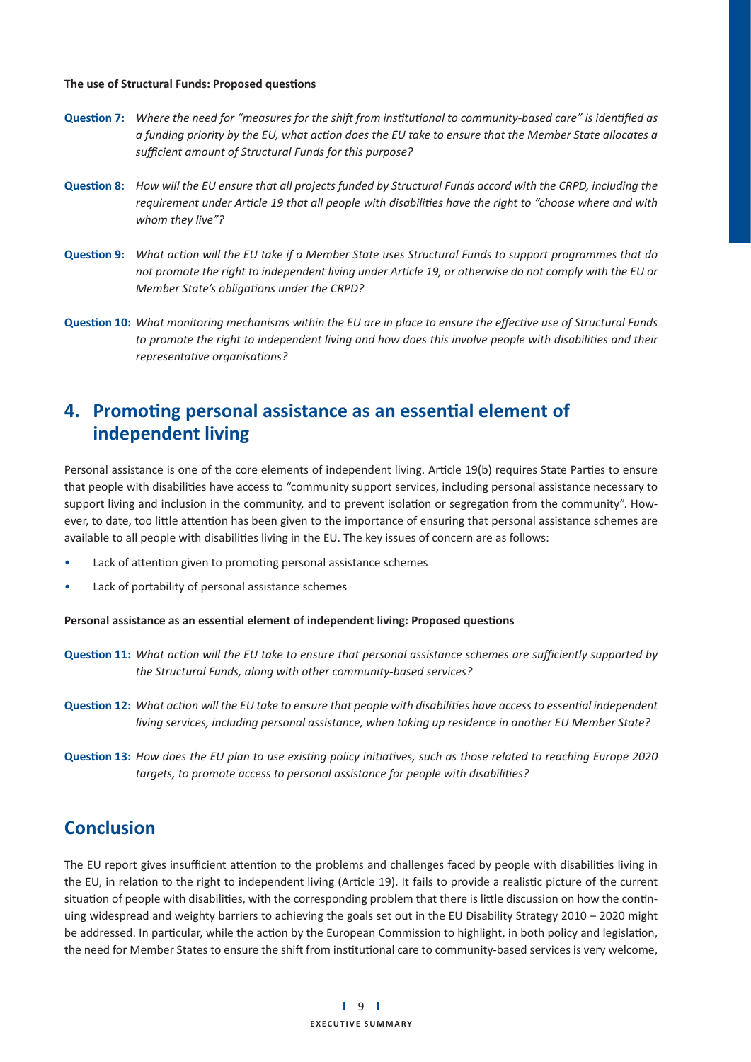**The use of Structural Funds: Proposed questions**

**Question 7:** *Where the need for "measures for the shift from institutional to community-based care" is identified as a funding priority by the EU, what action does the EU take to ensure that the Member State allocates a sufficient amount of Structural Funds for this purpose?*

**Question 8:** *How will the EU ensure that all projects funded by Structural Funds accord with the CRPD, including the requirement under Article 19 that all people with disabilities have the right to "choose where and with whom they live"?*

**Question 9:** *What action will the EU take if a Member State uses Structural Funds to support programmes that do not promote the right to independent living under Article 19, or otherwise do not comply with the EU or Member State's obligations under the CRPD?*

**Question 10:** *What monitoring mechanisms within the EU are in place to ensure the effective use of Structural Funds to promote the right to independent living and how does this involve people with disabilities and their representative organisations?*

## 4. Promoting personal assistance as an essential element of independent living

Personal assistance is one of the core elements of independent living. Article 19(b) requires State Parties to ensure that people with disabilities have access to "community support services, including personal assistance necessary to support living and inclusion in the community, and to prevent isolation or segregation from the community". However, to date, too little attention has been given to the importance of ensuring that personal assistance schemes are available to all people with disabilities living in the EU. The key issues of concern are as follows:

- Lack of attention given to promoting personal assistance schemes
- Lack of portability of personal assistance schemes

**Personal assistance as an essential element of independent living: Proposed questions**

**Question 11:** *What action will the EU take to ensure that personal assistance schemes are sufficiently supported by the Structural Funds, along with other community-based services?*

**Question 12:** *What action will the EU take to ensure that people with disabilities have access to essential independent living services, including personal assistance, when taking up residence in another EU Member State?*

**Question 13:** *How does the EU plan to use existing policy initiatives, such as those related to reaching Europe 2020 targets, to promote access to personal assistance for people with disabilities?*

## Conclusion

The EU report gives insufficient attention to the problems and challenges faced by people with disabilities living in the EU, in relation to the right to independent living (Article 19). It fails to provide a realistic picture of the current situation of people with disabilities, with the corresponding problem that there is little discussion on how the continuing widespread and weighty barriers to achieving the goals set out in the EU Disability Strategy 2010 – 2020 might be addressed. In particular, while the action by the European Commission to highlight, in both policy and legislation, the need for Member States to ensure the shift from institutional care to community-based services is very welcome,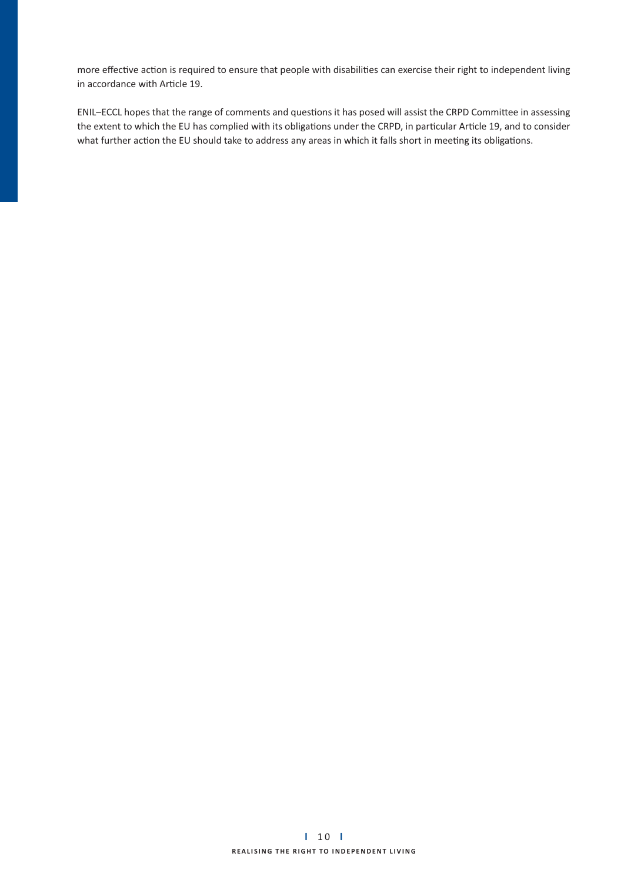more effective action is required to ensure that people with disabilities can exercise their right to independent living in accordance with Article 19.

ENIL–ECCL hopes that the range of comments and questions it has posed will assist the CRPD Committee in assessing the extent to which the EU has complied with its obligations under the CRPD, in particular Article 19, and to consider what further action the EU should take to address any areas in which it falls short in meeting its obligations.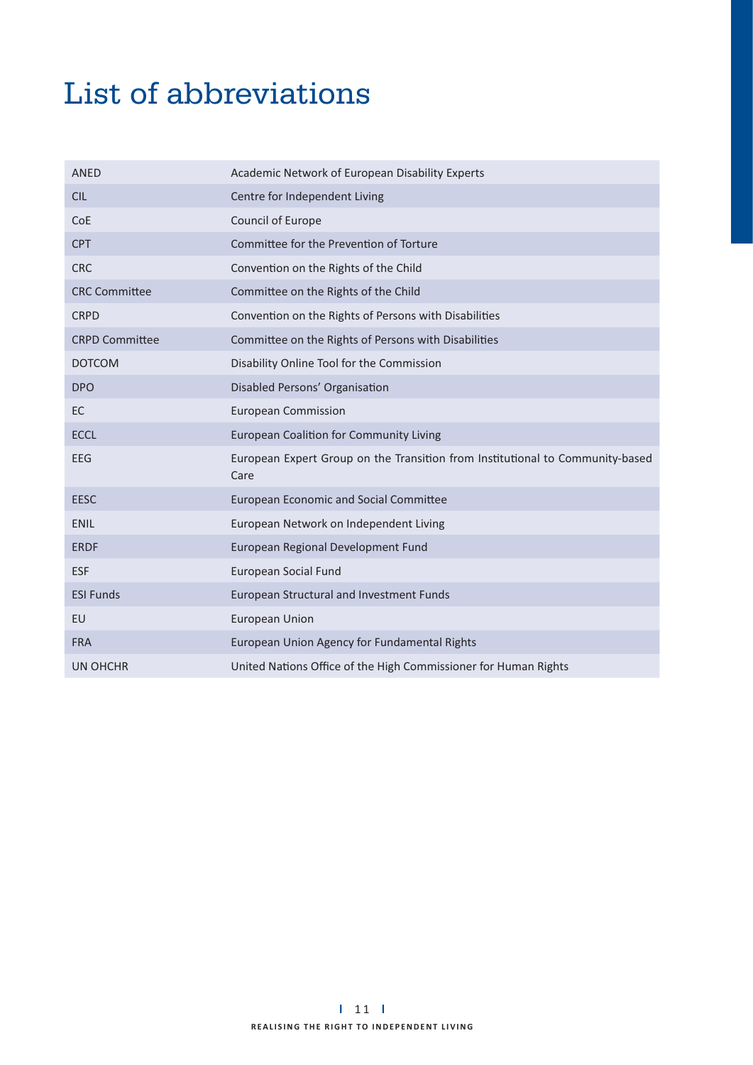# List of abbreviations

| | |
|---|---|
| ANED | Academic Network of European Disability Experts |
| CIL | Centre for Independent Living |
| CoE | Council of Europe |
| CPT | Committee for the Prevention of Torture |
| CRC | Convention on the Rights of the Child |
| CRC Committee | Committee on the Rights of the Child |
| CRPD | Convention on the Rights of Persons with Disabilities |
| CRPD Committee | Committee on the Rights of Persons with Disabilities |
| DOTCOM | Disability Online Tool for the Commission |
| DPO | Disabled Persons' Organisation |
| EC | European Commission |
| ECCL | European Coalition for Community Living |
| EEG | European Expert Group on the Transition from Institutional to Community-based Care |
| EESC | European Economic and Social Committee |
| ENIL | European Network on Independent Living |
| ERDF | European Regional Development Fund |
| ESF | European Social Fund |
| ESI Funds | European Structural and Investment Funds |
| EU | European Union |
| FRA | European Union Agency for Fundamental Rights |
| UN OHCHR | United Nations Office of the High Commissioner for Human Rights |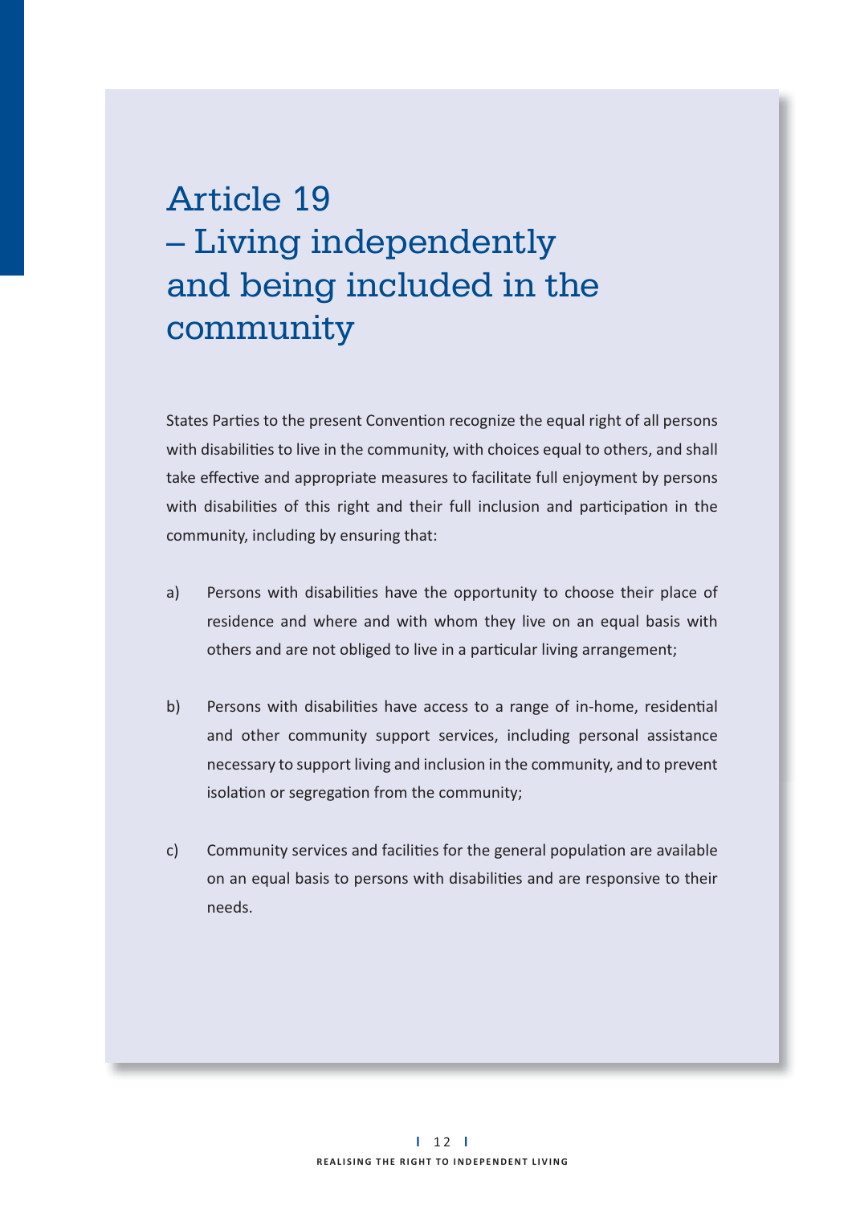# Article 19 – Living independently and being included in the community

States Parties to the present Convention recognize the equal right of all persons with disabilities to live in the community, with choices equal to others, and shall take effective and appropriate measures to facilitate full enjoyment by persons with disabilities of this right and their full inclusion and participation in the community, including by ensuring that:

a) Persons with disabilities have the opportunity to choose their place of residence and where and with whom they live on an equal basis with others and are not obliged to live in a particular living arrangement;

b) Persons with disabilities have access to a range of in-home, residential and other community support services, including personal assistance necessary to support living and inclusion in the community, and to prevent isolation or segregation from the community;

c) Community services and facilities for the general population are available on an equal basis to persons with disabilities and are responsive to their needs.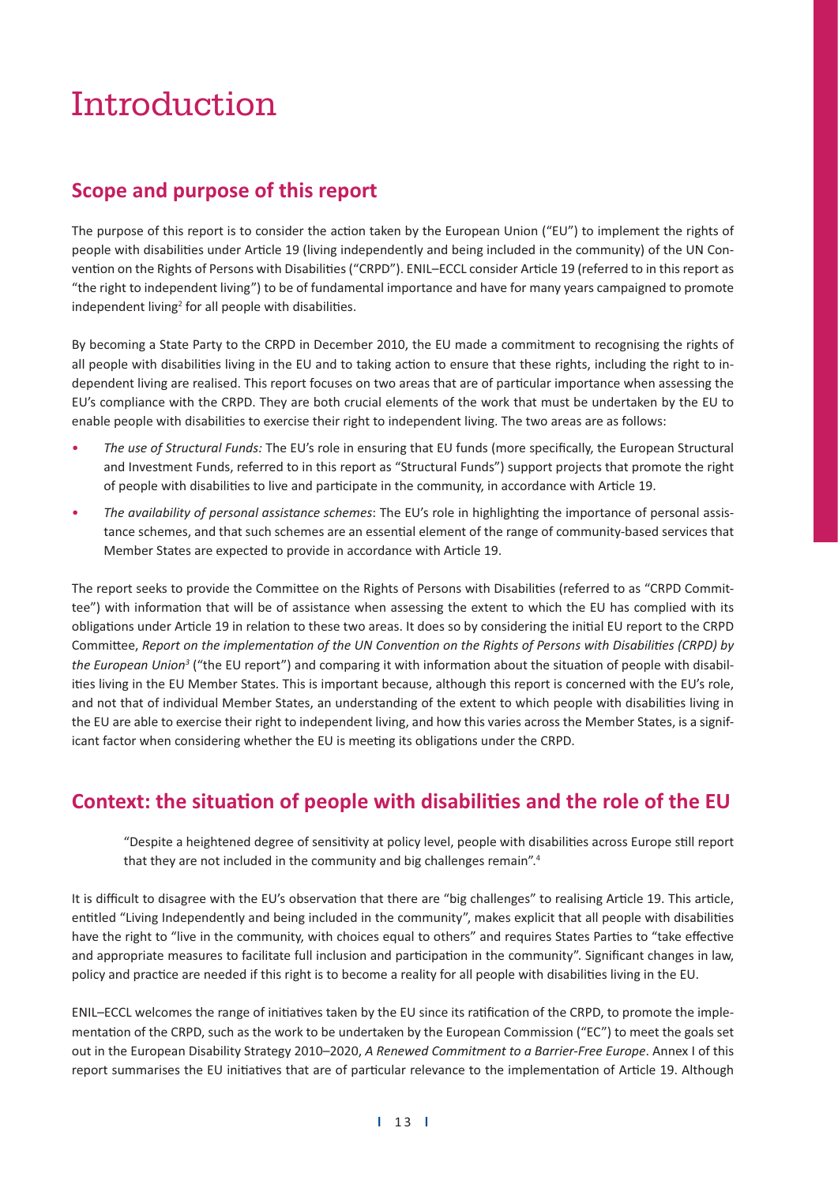# Introduction

## Scope and purpose of this report

The purpose of this report is to consider the action taken by the European Union ("EU") to implement the rights of people with disabilities under Article 19 (living independently and being included in the community) of the UN Convention on the Rights of Persons with Disabilities ("CRPD"). ENIL–ECCL consider Article 19 (referred to in this report as "the right to independent living") to be of fundamental importance and have for many years campaigned to promote independent living[2] for all people with disabilities.

By becoming a State Party to the CRPD in December 2010, the EU made a commitment to recognising the rights of all people with disabilities living in the EU and to taking action to ensure that these rights, including the right to independent living are realised. This report focuses on two areas that are of particular importance when assessing the EU's compliance with the CRPD. They are both crucial elements of the work that must be undertaken by the EU to enable people with disabilities to exercise their right to independent living. The two areas are as follows:

- *The use of Structural Funds:* The EU's role in ensuring that EU funds (more specifically, the European Structural and Investment Funds, referred to in this report as "Structural Funds") support projects that promote the right of people with disabilities to live and participate in the community, in accordance with Article 19.
- *The availability of personal assistance schemes*: The EU's role in highlighting the importance of personal assistance schemes, and that such schemes are an essential element of the range of community-based services that Member States are expected to provide in accordance with Article 19.

The report seeks to provide the Committee on the Rights of Persons with Disabilities (referred to as "CRPD Committee") with information that will be of assistance when assessing the extent to which the EU has complied with its obligations under Article 19 in relation to these two areas. It does so by considering the initial EU report to the CRPD Committee, *Report on the implementation of the UN Convention on the Rights of Persons with Disabilities (CRPD) by the European Union*[3] ("the EU report") and comparing it with information about the situation of people with disabilities living in the EU Member States. This is important because, although this report is concerned with the EU's role, and not that of individual Member States, an understanding of the extent to which people with disabilities living in the EU are able to exercise their right to independent living, and how this varies across the Member States, is a significant factor when considering whether the EU is meeting its obligations under the CRPD.

## Context: the situation of people with disabilities and the role of the EU

> "Despite a heightened degree of sensitivity at policy level, people with disabilities across Europe still report that they are not included in the community and big challenges remain".[4]

It is difficult to disagree with the EU's observation that there are "big challenges" to realising Article 19. This article, entitled "Living Independently and being included in the community", makes explicit that all people with disabilities have the right to "live in the community, with choices equal to others" and requires States Parties to "take effective and appropriate measures to facilitate full inclusion and participation in the community". Significant changes in law, policy and practice are needed if this right is to become a reality for all people with disabilities living in the EU.

ENIL–ECCL welcomes the range of initiatives taken by the EU since its ratification of the CRPD, to promote the implementation of the CRPD, such as the work to be undertaken by the European Commission ("EC") to meet the goals set out in the European Disability Strategy 2010–2020, *A Renewed Commitment to a Barrier-Free Europe*. Annex I of this report summarises the EU initiatives that are of particular relevance to the implementation of Article 19. Although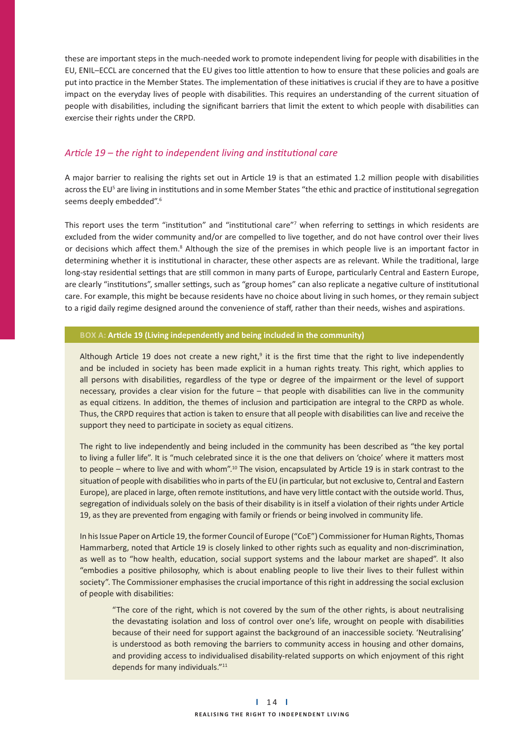these are important steps in the much-needed work to promote independent living for people with disabilities in the EU, ENIL–ECCL are concerned that the EU gives too little attention to how to ensure that these policies and goals are put into practice in the Member States. The implementation of these initiatives is crucial if they are to have a positive impact on the everyday lives of people with disabilities. This requires an understanding of the current situation of people with disabilities, including the significant barriers that limit the extent to which people with disabilities can exercise their rights under the CRPD.

### *Article 19 – the right to independent living and institutional care*

A major barrier to realising the rights set out in Article 19 is that an estimated 1.2 million people with disabilities across the EU[5] are living in institutions and in some Member States "the ethic and practice of institutional segregation seems deeply embedded".[6]

This report uses the term "institution" and "institutional care"[7] when referring to settings in which residents are excluded from the wider community and/or are compelled to live together, and do not have control over their lives or decisions which affect them.[8] Although the size of the premises in which people live is an important factor in determining whether it is institutional in character, these other aspects are as relevant. While the traditional, large long-stay residential settings that are still common in many parts of Europe, particularly Central and Eastern Europe, are clearly "institutions", smaller settings, such as "group homes" can also replicate a negative culture of institutional care. For example, this might be because residents have no choice about living in such homes, or they remain subject to a rigid daily regime designed around the convenience of staff, rather than their needs, wishes and aspirations.

**BOX A: Article 19 (Living independently and being included in the community)**

Although Article 19 does not create a new right,[9] it is the first time that the right to live independently and be included in society has been made explicit in a human rights treaty. This right, which applies to all persons with disabilities, regardless of the type or degree of the impairment or the level of support necessary, provides a clear vision for the future – that people with disabilities can live in the community as equal citizens. In addition, the themes of inclusion and participation are integral to the CRPD as whole. Thus, the CRPD requires that action is taken to ensure that all people with disabilities can live and receive the support they need to participate in society as equal citizens.

The right to live independently and being included in the community has been described as "the key portal to living a fuller life". It is "much celebrated since it is the one that delivers on 'choice' where it matters most to people – where to live and with whom".[10] The vision, encapsulated by Article 19 is in stark contrast to the situation of people with disabilities who in parts of the EU (in particular, but not exclusive to, Central and Eastern Europe), are placed in large, often remote institutions, and have very little contact with the outside world. Thus, segregation of individuals solely on the basis of their disability is in itself a violation of their rights under Article 19, as they are prevented from engaging with family or friends or being involved in community life.

In his Issue Paper on Article 19, the former Council of Europe ("CoE") Commissioner for Human Rights, Thomas Hammarberg, noted that Article 19 is closely linked to other rights such as equality and non-discrimination, as well as to "how health, education, social support systems and the labour market are shaped". It also "embodies a positive philosophy, which is about enabling people to live their lives to their fullest within society". The Commissioner emphasises the crucial importance of this right in addressing the social exclusion of people with disabilities:

> "The core of the right, which is not covered by the sum of the other rights, is about neutralising the devastating isolation and loss of control over one's life, wrought on people with disabilities because of their need for support against the background of an inaccessible society. 'Neutralising' is understood as both removing the barriers to community access in housing and other domains, and providing access to individualised disability-related supports on which enjoyment of this right depends for many individuals."[11]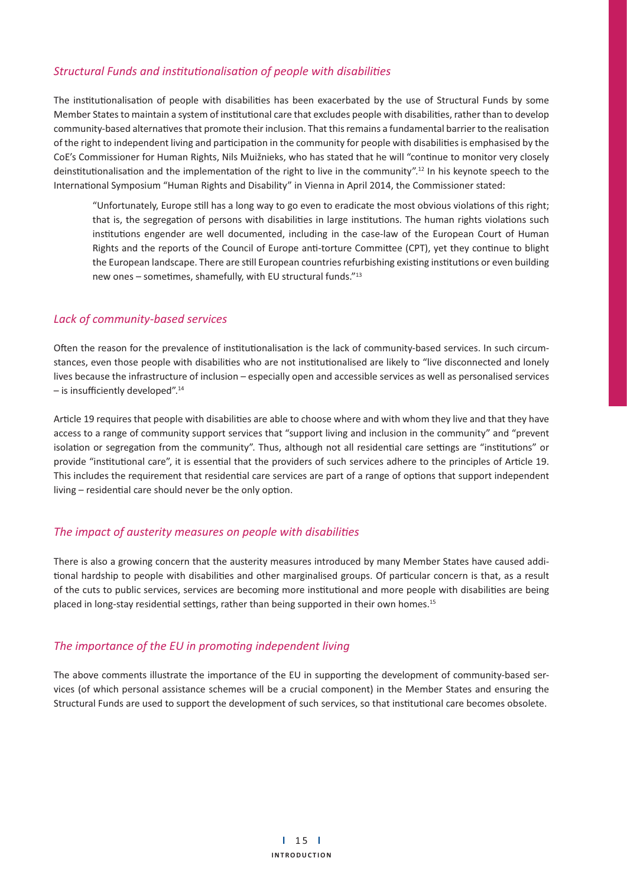### *Structural Funds and institutionalisation of people with disabilities*

The institutionalisation of people with disabilities has been exacerbated by the use of Structural Funds by some Member States to maintain a system of institutional care that excludes people with disabilities, rather than to develop community-based alternatives that promote their inclusion. That this remains a fundamental barrier to the realisation of the right to independent living and participation in the community for people with disabilities is emphasised by the CoE's Commissioner for Human Rights, Nils Muižnieks, who has stated that he will "continue to monitor very closely deinstitutionalisation and the implementation of the right to live in the community".[12] In his keynote speech to the International Symposium "Human Rights and Disability" in Vienna in April 2014, the Commissioner stated:

> "Unfortunately, Europe still has a long way to go even to eradicate the most obvious violations of this right; that is, the segregation of persons with disabilities in large institutions. The human rights violations such institutions engender are well documented, including in the case-law of the European Court of Human Rights and the reports of the Council of Europe anti-torture Committee (CPT), yet they continue to blight the European landscape. There are still European countries refurbishing existing institutions or even building new ones – sometimes, shamefully, with EU structural funds."[13]

### *Lack of community-based services*

Often the reason for the prevalence of institutionalisation is the lack of community-based services. In such circumstances, even those people with disabilities who are not institutionalised are likely to "live disconnected and lonely lives because the infrastructure of inclusion – especially open and accessible services as well as personalised services – is insufficiently developed".[14]

Article 19 requires that people with disabilities are able to choose where and with whom they live and that they have access to a range of community support services that "support living and inclusion in the community" and "prevent isolation or segregation from the community". Thus, although not all residential care settings are "institutions" or provide "institutional care", it is essential that the providers of such services adhere to the principles of Article 19. This includes the requirement that residential care services are part of a range of options that support independent living – residential care should never be the only option.

### *The impact of austerity measures on people with disabilities*

There is also a growing concern that the austerity measures introduced by many Member States have caused additional hardship to people with disabilities and other marginalised groups. Of particular concern is that, as a result of the cuts to public services, services are becoming more institutional and more people with disabilities are being placed in long-stay residential settings, rather than being supported in their own homes.[15]

### *The importance of the EU in promoting independent living*

The above comments illustrate the importance of the EU in supporting the development of community-based services (of which personal assistance schemes will be a crucial component) in the Member States and ensuring the Structural Funds are used to support the development of such services, so that institutional care becomes obsolete.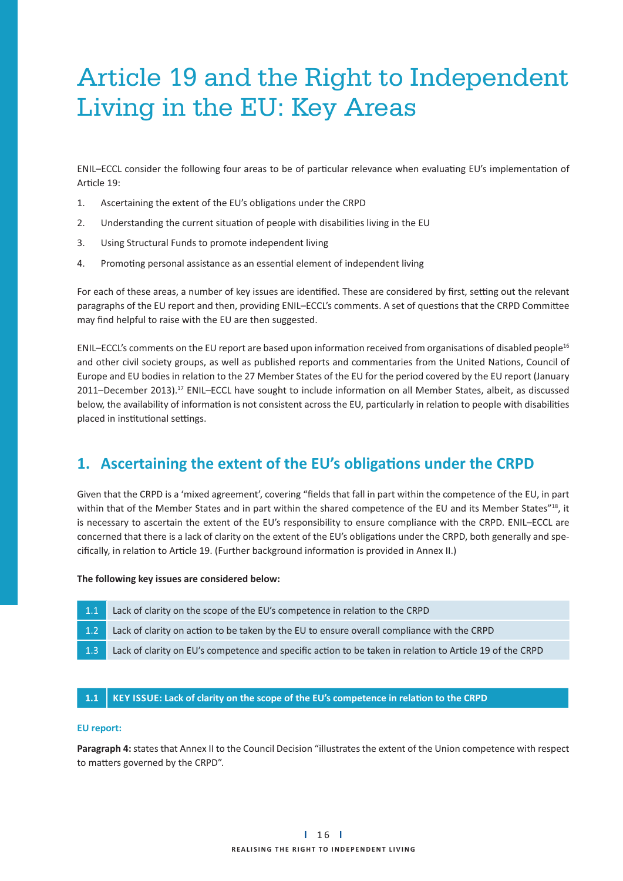# Article 19 and the Right to Independent Living in the EU: Key Areas

ENIL–ECCL consider the following four areas to be of particular relevance when evaluating EU's implementation of Article 19:

1. Ascertaining the extent of the EU's obligations under the CRPD
2. Understanding the current situation of people with disabilities living in the EU
3. Using Structural Funds to promote independent living
4. Promoting personal assistance as an essential element of independent living

For each of these areas, a number of key issues are identified. These are considered by first, setting out the relevant paragraphs of the EU report and then, providing ENIL–ECCL's comments. A set of questions that the CRPD Committee may find helpful to raise with the EU are then suggested.

ENIL–ECCL's comments on the EU report are based upon information received from organisations of disabled people[16] and other civil society groups, as well as published reports and commentaries from the United Nations, Council of Europe and EU bodies in relation to the 27 Member States of the EU for the period covered by the EU report (January 2011–December 2013).[17] ENIL–ECCL have sought to include information on all Member States, albeit, as discussed below, the availability of information is not consistent across the EU, particularly in relation to people with disabilities placed in institutional settings.

## 1. Ascertaining the extent of the EU's obligations under the CRPD

Given that the CRPD is a 'mixed agreement', covering "fields that fall in part within the competence of the EU, in part within that of the Member States and in part within the shared competence of the EU and its Member States"[18], it is necessary to ascertain the extent of the EU's responsibility to ensure compliance with the CRPD. ENIL–ECCL are concerned that there is a lack of clarity on the extent of the EU's obligations under the CRPD, both generally and specifically, in relation to Article 19. (Further background information is provided in Annex II.)

**The following key issues are considered below:**

| | |
|---|---|
| 1.1 | Lack of clarity on the scope of the EU's competence in relation to the CRPD |
| 1.2 | Lack of clarity on action to be taken by the EU to ensure overall compliance with the CRPD |
| 1.3 | Lack of clarity on EU's competence and specific action to be taken in relation to Article 19 of the CRPD |

### 1.1 KEY ISSUE: Lack of clarity on the scope of the EU's competence in relation to the CRPD

**EU report:**

**Paragraph 4:** states that Annex II to the Council Decision "illustrates the extent of the Union competence with respect to matters governed by the CRPD".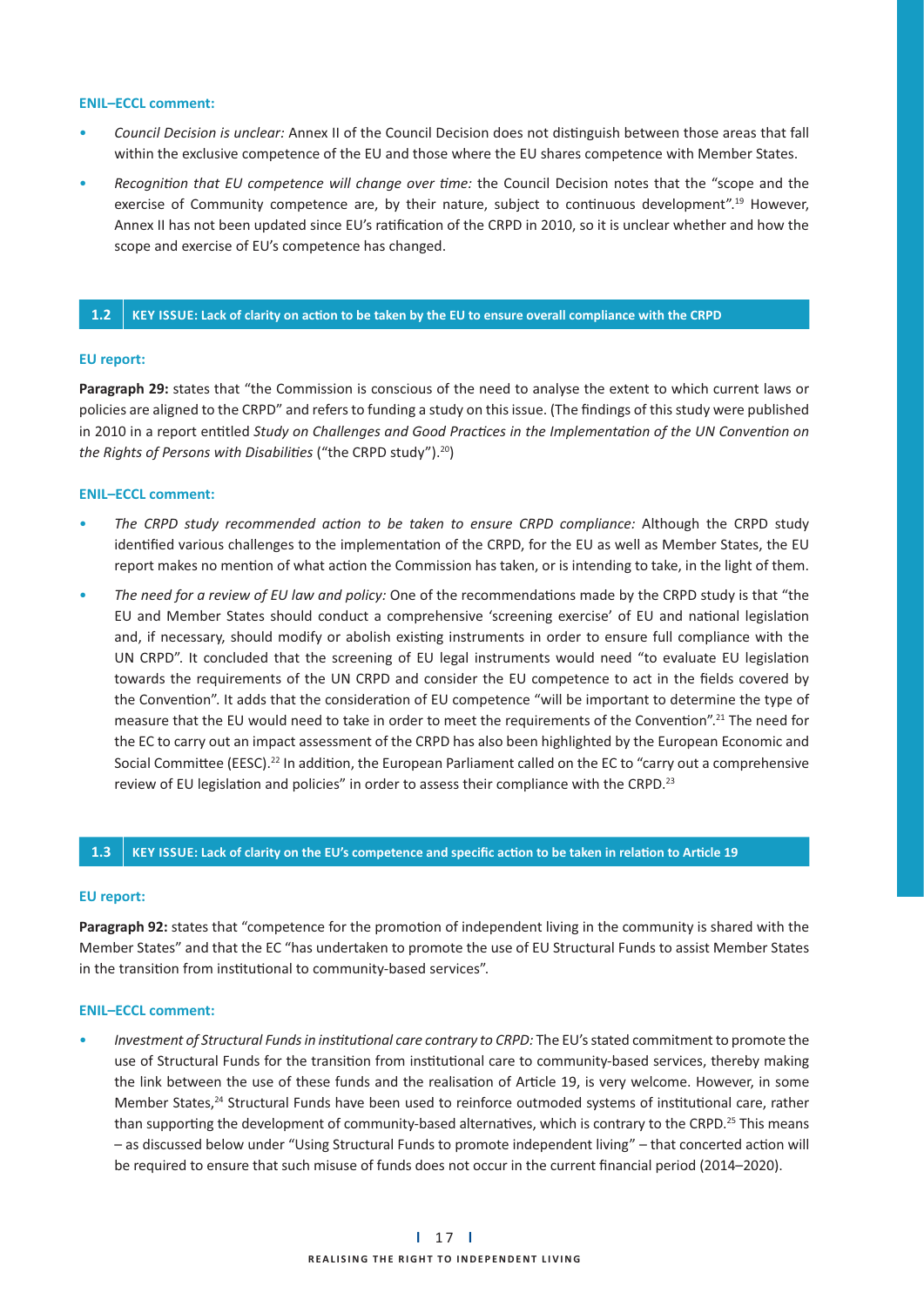**ENIL–ECCL comment:**

- *Council Decision is unclear:* Annex II of the Council Decision does not distinguish between those areas that fall within the exclusive competence of the EU and those where the EU shares competence with Member States.
- *Recognition that EU competence will change over time:* the Council Decision notes that the "scope and the exercise of Community competence are, by their nature, subject to continuous development".[19] However, Annex II has not been updated since EU's ratification of the CRPD in 2010, so it is unclear whether and how the scope and exercise of EU's competence has changed.

## 1.2 KEY ISSUE: Lack of clarity on action to be taken by the EU to ensure overall compliance with the CRPD

**EU report:**

**Paragraph 29:** states that "the Commission is conscious of the need to analyse the extent to which current laws or policies are aligned to the CRPD" and refers to funding a study on this issue. (The findings of this study were published in 2010 in a report entitled *Study on Challenges and Good Practices in the Implementation of the UN Convention on the Rights of Persons with Disabilities* ("the CRPD study").[20])

**ENIL–ECCL comment:**

- *The CRPD study recommended action to be taken to ensure CRPD compliance:* Although the CRPD study identified various challenges to the implementation of the CRPD, for the EU as well as Member States, the EU report makes no mention of what action the Commission has taken, or is intending to take, in the light of them.
- *The need for a review of EU law and policy:* One of the recommendations made by the CRPD study is that "the EU and Member States should conduct a comprehensive 'screening exercise' of EU and national legislation and, if necessary, should modify or abolish existing instruments in order to ensure full compliance with the UN CRPD". It concluded that the screening of EU legal instruments would need "to evaluate EU legislation towards the requirements of the UN CRPD and consider the EU competence to act in the fields covered by the Convention". It adds that the consideration of EU competence "will be important to determine the type of measure that the EU would need to take in order to meet the requirements of the Convention".[21] The need for the EC to carry out an impact assessment of the CRPD has also been highlighted by the European Economic and Social Committee (EESC).[22] In addition, the European Parliament called on the EC to "carry out a comprehensive review of EU legislation and policies" in order to assess their compliance with the CRPD.[23]

## 1.3 KEY ISSUE: Lack of clarity on the EU's competence and specific action to be taken in relation to Article 19

**EU report:**

**Paragraph 92:** states that "competence for the promotion of independent living in the community is shared with the Member States" and that the EC "has undertaken to promote the use of EU Structural Funds to assist Member States in the transition from institutional to community-based services".

**ENIL–ECCL comment:**

- *Investment of Structural Funds in institutional care contrary to CRPD:* The EU's stated commitment to promote the use of Structural Funds for the transition from institutional care to community-based services, thereby making the link between the use of these funds and the realisation of Article 19, is very welcome. However, in some Member States,[24] Structural Funds have been used to reinforce outmoded systems of institutional care, rather than supporting the development of community-based alternatives, which is contrary to the CRPD.[25] This means – as discussed below under "Using Structural Funds to promote independent living" – that concerted action will be required to ensure that such misuse of funds does not occur in the current financial period (2014–2020).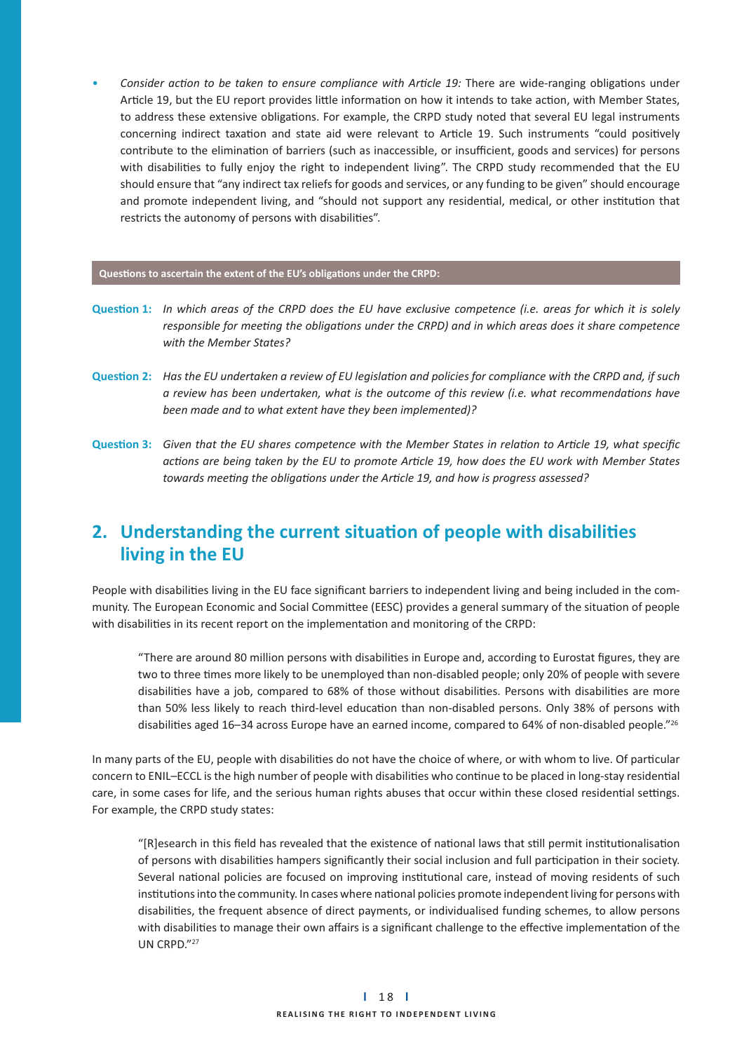- *Consider action to be taken to ensure compliance with Article 19:* There are wide-ranging obligations under Article 19, but the EU report provides little information on how it intends to take action, with Member States, to address these extensive obligations. For example, the CRPD study noted that several EU legal instruments concerning indirect taxation and state aid were relevant to Article 19. Such instruments "could positively contribute to the elimination of barriers (such as inaccessible, or insufficient, goods and services) for persons with disabilities to fully enjoy the right to independent living". The CRPD study recommended that the EU should ensure that "any indirect tax reliefs for goods and services, or any funding to be given" should encourage and promote independent living, and "should not support any residential, medical, or other institution that restricts the autonomy of persons with disabilities".

**Questions to ascertain the extent of the EU's obligations under the CRPD:**

**Question 1:** *In which areas of the CRPD does the EU have exclusive competence (i.e. areas for which it is solely responsible for meeting the obligations under the CRPD) and in which areas does it share competence with the Member States?*

**Question 2:** *Has the EU undertaken a review of EU legislation and policies for compliance with the CRPD and, if such a review has been undertaken, what is the outcome of this review (i.e. what recommendations have been made and to what extent have they been implemented)?*

**Question 3:** *Given that the EU shares competence with the Member States in relation to Article 19, what specific actions are being taken by the EU to promote Article 19, how does the EU work with Member States towards meeting the obligations under the Article 19, and how is progress assessed?*

## 2. Understanding the current situation of people with disabilities living in the EU

People with disabilities living in the EU face significant barriers to independent living and being included in the community. The European Economic and Social Committee (EESC) provides a general summary of the situation of people with disabilities in its recent report on the implementation and monitoring of the CRPD:

> "There are around 80 million persons with disabilities in Europe and, according to Eurostat figures, they are two to three times more likely to be unemployed than non-disabled people; only 20% of people with severe disabilities have a job, compared to 68% of those without disabilities. Persons with disabilities are more than 50% less likely to reach third-level education than non-disabled persons. Only 38% of persons with disabilities aged 16–34 across Europe have an earned income, compared to 64% of non-disabled people."[26]

In many parts of the EU, people with disabilities do not have the choice of where, or with whom to live. Of particular concern to ENIL–ECCL is the high number of people with disabilities who continue to be placed in long-stay residential care, in some cases for life, and the serious human rights abuses that occur within these closed residential settings. For example, the CRPD study states:

> "[R]esearch in this field has revealed that the existence of national laws that still permit institutionalisation of persons with disabilities hampers significantly their social inclusion and full participation in their society. Several national policies are focused on improving institutional care, instead of moving residents of such institutions into the community. In cases where national policies promote independent living for persons with disabilities, the frequent absence of direct payments, or individualised funding schemes, to allow persons with disabilities to manage their own affairs is a significant challenge to the effective implementation of the UN CRPD."[27]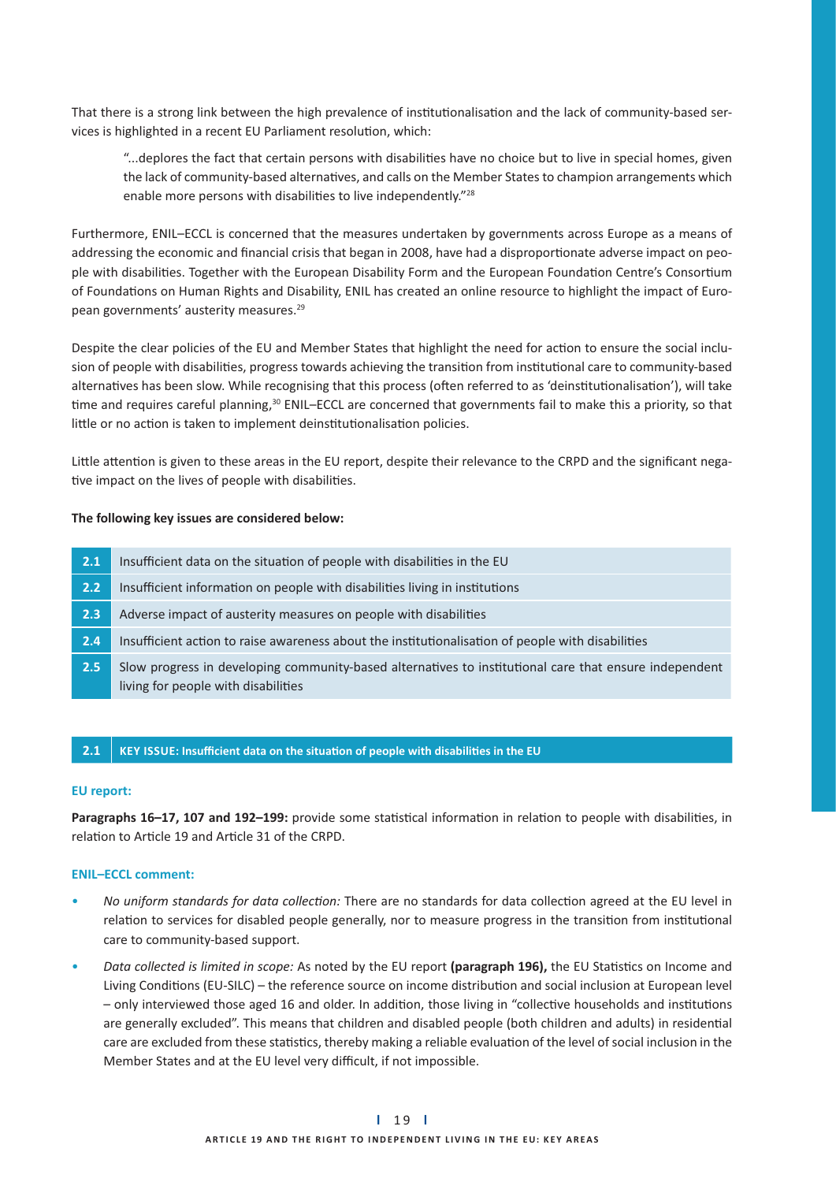That there is a strong link between the high prevalence of institutionalisation and the lack of community-based services is highlighted in a recent EU Parliament resolution, which:

> "...deplores the fact that certain persons with disabilities have no choice but to live in special homes, given the lack of community-based alternatives, and calls on the Member States to champion arrangements which enable more persons with disabilities to live independently."[28]

Furthermore, ENIL–ECCL is concerned that the measures undertaken by governments across Europe as a means of addressing the economic and financial crisis that began in 2008, have had a disproportionate adverse impact on people with disabilities. Together with the European Disability Form and the European Foundation Centre's Consortium of Foundations on Human Rights and Disability, ENIL has created an online resource to highlight the impact of European governments' austerity measures.[29]

Despite the clear policies of the EU and Member States that highlight the need for action to ensure the social inclusion of people with disabilities, progress towards achieving the transition from institutional care to community-based alternatives has been slow. While recognising that this process (often referred to as 'deinstitutionalisation'), will take time and requires careful planning,[30] ENIL–ECCL are concerned that governments fail to make this a priority, so that little or no action is taken to implement deinstitutionalisation policies.

Little attention is given to these areas in the EU report, despite their relevance to the CRPD and the significant negative impact on the lives of people with disabilities.

**The following key issues are considered below:**

| | |
|---|---|
| **2.1** | Insufficient data on the situation of people with disabilities in the EU |
| **2.2** | Insufficient information on people with disabilities living in institutions |
| **2.3** | Adverse impact of austerity measures on people with disabilities |
| **2.4** | Insufficient action to raise awareness about the institutionalisation of people with disabilities |
| **2.5** | Slow progress in developing community-based alternatives to institutional care that ensure independent living for people with disabilities |

## 2.1 KEY ISSUE: Insufficient data on the situation of people with disabilities in the EU

**EU report:**

**Paragraphs 16–17, 107 and 192–199:** provide some statistical information in relation to people with disabilities, in relation to Article 19 and Article 31 of the CRPD.

**ENIL–ECCL comment:**

- *No uniform standards for data collection:* There are no standards for data collection agreed at the EU level in relation to services for disabled people generally, nor to measure progress in the transition from institutional care to community-based support.
- *Data collected is limited in scope:* As noted by the EU report **(paragraph 196),** the EU Statistics on Income and Living Conditions (EU-SILC) – the reference source on income distribution and social inclusion at European level – only interviewed those aged 16 and older. In addition, those living in "collective households and institutions are generally excluded". This means that children and disabled people (both children and adults) in residential care are excluded from these statistics, thereby making a reliable evaluation of the level of social inclusion in the Member States and at the EU level very difficult, if not impossible.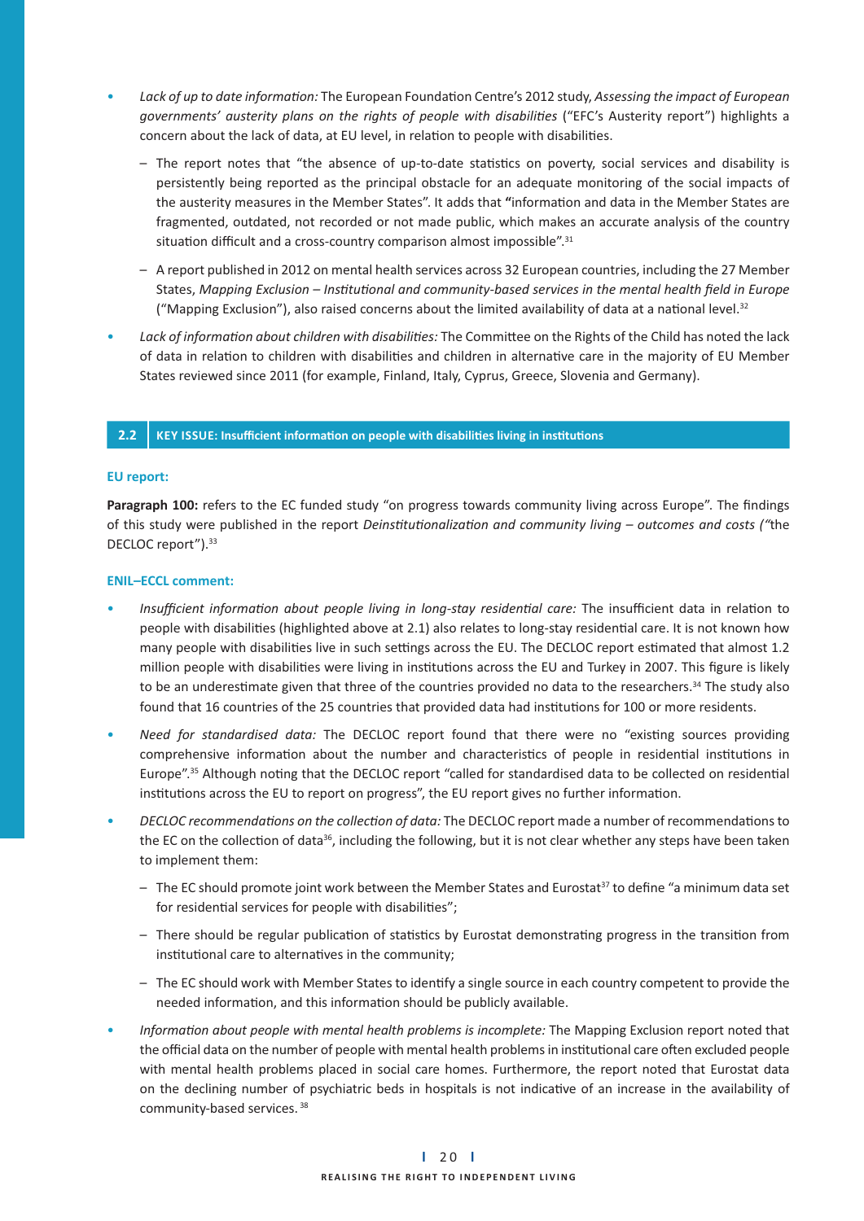- *Lack of up to date information:* The European Foundation Centre's 2012 study, *Assessing the impact of European governments' austerity plans on the rights of people with disabilities* ("EFC's Austerity report") highlights a concern about the lack of data, at EU level, in relation to people with disabilities.
  - The report notes that "the absence of up-to-date statistics on poverty, social services and disability is persistently being reported as the principal obstacle for an adequate monitoring of the social impacts of the austerity measures in the Member States". It adds that **"**information and data in the Member States are fragmented, outdated, not recorded or not made public, which makes an accurate analysis of the country situation difficult and a cross-country comparison almost impossible".[31]
  - A report published in 2012 on mental health services across 32 European countries, including the 27 Member States, *Mapping Exclusion – Institutional and community-based services in the mental health field in Europe* ("Mapping Exclusion"), also raised concerns about the limited availability of data at a national level.[32]
- *Lack of information about children with disabilities:* The Committee on the Rights of the Child has noted the lack of data in relation to children with disabilities and children in alternative care in the majority of EU Member States reviewed since 2011 (for example, Finland, Italy, Cyprus, Greece, Slovenia and Germany).

## 2.2 KEY ISSUE: Insufficient information on people with disabilities living in institutions

### EU report:

**Paragraph 100:** refers to the EC funded study "on progress towards community living across Europe". The findings of this study were published in the report *Deinstitutionalization and community living – outcomes and costs ("*the DECLOC report").[33]

### ENIL–ECCL comment:

- *Insufficient information about people living in long-stay residential care:* The insufficient data in relation to people with disabilities (highlighted above at 2.1) also relates to long-stay residential care. It is not known how many people with disabilities live in such settings across the EU. The DECLOC report estimated that almost 1.2 million people with disabilities were living in institutions across the EU and Turkey in 2007. This figure is likely to be an underestimate given that three of the countries provided no data to the researchers.[34] The study also found that 16 countries of the 25 countries that provided data had institutions for 100 or more residents.
- *Need for standardised data:* The DECLOC report found that there were no "existing sources providing comprehensive information about the number and characteristics of people in residential institutions in Europe".[35] Although noting that the DECLOC report "called for standardised data to be collected on residential institutions across the EU to report on progress", the EU report gives no further information.
- *DECLOC recommendations on the collection of data:* The DECLOC report made a number of recommendations to the EC on the collection of data[36], including the following, but it is not clear whether any steps have been taken to implement them:
  - The EC should promote joint work between the Member States and Eurostat[37] to define "a minimum data set for residential services for people with disabilities";
  - There should be regular publication of statistics by Eurostat demonstrating progress in the transition from institutional care to alternatives in the community;
  - The EC should work with Member States to identify a single source in each country competent to provide the needed information, and this information should be publicly available.
- *Information about people with mental health problems is incomplete:* The Mapping Exclusion report noted that the official data on the number of people with mental health problems in institutional care often excluded people with mental health problems placed in social care homes. Furthermore, the report noted that Eurostat data on the declining number of psychiatric beds in hospitals is not indicative of an increase in the availability of community-based services.[38]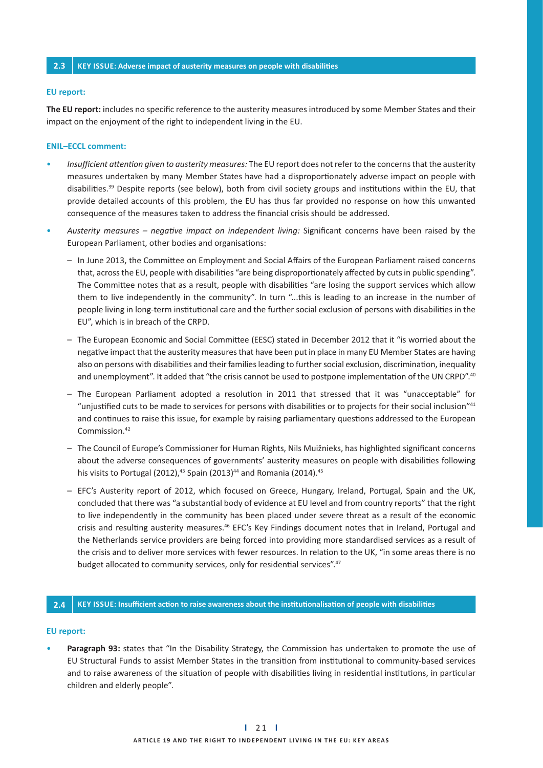## 2.3 KEY ISSUE: Adverse impact of austerity measures on people with disabilities

**EU report:**

**The EU report:** includes no specific reference to the austerity measures introduced by some Member States and their impact on the enjoyment of the right to independent living in the EU.

**ENIL–ECCL comment:**

- *Insufficient attention given to austerity measures:* The EU report does not refer to the concerns that the austerity measures undertaken by many Member States have had a disproportionately adverse impact on people with disabilities.[39] Despite reports (see below), both from civil society groups and institutions within the EU, that provide detailed accounts of this problem, the EU has thus far provided no response on how this unwanted consequence of the measures taken to address the financial crisis should be addressed.
- *Austerity measures – negative impact on independent living:* Significant concerns have been raised by the European Parliament, other bodies and organisations:
  - In June 2013, the Committee on Employment and Social Affairs of the European Parliament raised concerns that, across the EU, people with disabilities "are being disproportionately affected by cuts in public spending". The Committee notes that as a result, people with disabilities "are losing the support services which allow them to live independently in the community". In turn "...this is leading to an increase in the number of people living in long-term institutional care and the further social exclusion of persons with disabilities in the EU", which is in breach of the CRPD.
  - The European Economic and Social Committee (EESC) stated in December 2012 that it "is worried about the negative impact that the austerity measures that have been put in place in many EU Member States are having also on persons with disabilities and their families leading to further social exclusion, discrimination, inequality and unemployment". It added that "the crisis cannot be used to postpone implementation of the UN CRPD".[40]
  - The European Parliament adopted a resolution in 2011 that stressed that it was "unacceptable" for "unjustified cuts to be made to services for persons with disabilities or to projects for their social inclusion"[41] and continues to raise this issue, for example by raising parliamentary questions addressed to the European Commission.[42]
  - The Council of Europe's Commissioner for Human Rights, Nils Muižnieks, has highlighted significant concerns about the adverse consequences of governments' austerity measures on people with disabilities following his visits to Portugal (2012),[43] Spain (2013)[44] and Romania (2014).[45]
  - EFC's Austerity report of 2012, which focused on Greece, Hungary, Ireland, Portugal, Spain and the UK, concluded that there was "a substantial body of evidence at EU level and from country reports" that the right to live independently in the community has been placed under severe threat as a result of the economic crisis and resulting austerity measures.[46] EFC's Key Findings document notes that in Ireland, Portugal and the Netherlands service providers are being forced into providing more standardised services as a result of the crisis and to deliver more services with fewer resources. In relation to the UK, "in some areas there is no budget allocated to community services, only for residential services".[47]

## 2.4 KEY ISSUE: Insufficient action to raise awareness about the institutionalisation of people with disabilities

**EU report:**

- **Paragraph 93:** states that "In the Disability Strategy, the Commission has undertaken to promote the use of EU Structural Funds to assist Member States in the transition from institutional to community-based services and to raise awareness of the situation of people with disabilities living in residential institutions, in particular children and elderly people".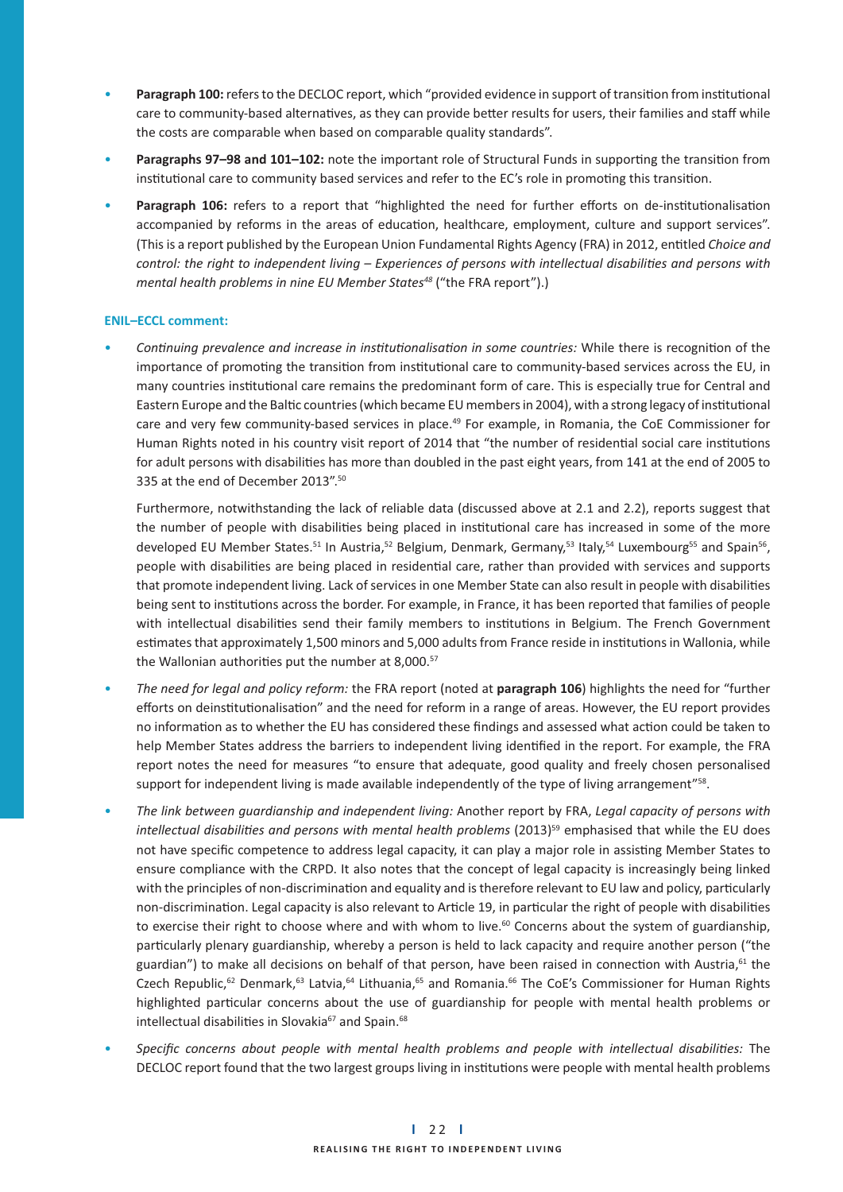- **Paragraph 100:** refers to the DECLOC report, which "provided evidence in support of transition from institutional care to community-based alternatives, as they can provide better results for users, their families and staff while the costs are comparable when based on comparable quality standards".
- **Paragraphs 97–98 and 101–102:** note the important role of Structural Funds in supporting the transition from institutional care to community based services and refer to the EC's role in promoting this transition.
- **Paragraph 106:** refers to a report that "highlighted the need for further efforts on de-institutionalisation accompanied by reforms in the areas of education, healthcare, employment, culture and support services". (This is a report published by the European Union Fundamental Rights Agency (FRA) in 2012, entitled *Choice and control: the right to independent living – Experiences of persons with intellectual disabilities and persons with mental health problems in nine EU Member States*[48] ("the FRA report").)

**ENIL–ECCL comment:**

- *Continuing prevalence and increase in institutionalisation in some countries:* While there is recognition of the importance of promoting the transition from institutional care to community-based services across the EU, in many countries institutional care remains the predominant form of care. This is especially true for Central and Eastern Europe and the Baltic countries (which became EU members in 2004), with a strong legacy of institutional care and very few community-based services in place.[49] For example, in Romania, the CoE Commissioner for Human Rights noted in his country visit report of 2014 that "the number of residential social care institutions for adult persons with disabilities has more than doubled in the past eight years, from 141 at the end of 2005 to 335 at the end of December 2013".[50]

  Furthermore, notwithstanding the lack of reliable data (discussed above at 2.1 and 2.2), reports suggest that the number of people with disabilities being placed in institutional care has increased in some of the more developed EU Member States.[51] In Austria,[52] Belgium, Denmark, Germany,[53] Italy,[54] Luxembourg[55] and Spain[56], people with disabilities are being placed in residential care, rather than provided with services and supports that promote independent living. Lack of services in one Member State can also result in people with disabilities being sent to institutions across the border. For example, in France, it has been reported that families of people with intellectual disabilities send their family members to institutions in Belgium. The French Government estimates that approximately 1,500 minors and 5,000 adults from France reside in institutions in Wallonia, while the Wallonian authorities put the number at 8,000.[57]

- *The need for legal and policy reform:* the FRA report (noted at **paragraph 106**) highlights the need for "further efforts on deinstitutionalisation" and the need for reform in a range of areas. However, the EU report provides no information as to whether the EU has considered these findings and assessed what action could be taken to help Member States address the barriers to independent living identified in the report. For example, the FRA report notes the need for measures "to ensure that adequate, good quality and freely chosen personalised support for independent living is made available independently of the type of living arrangement"[58].
- *The link between guardianship and independent living:* Another report by FRA, *Legal capacity of persons with intellectual disabilities and persons with mental health problems* (2013)[59] emphasised that while the EU does not have specific competence to address legal capacity, it can play a major role in assisting Member States to ensure compliance with the CRPD. It also notes that the concept of legal capacity is increasingly being linked with the principles of non-discrimination and equality and is therefore relevant to EU law and policy, particularly non-discrimination. Legal capacity is also relevant to Article 19, in particular the right of people with disabilities to exercise their right to choose where and with whom to live.[60] Concerns about the system of guardianship, particularly plenary guardianship, whereby a person is held to lack capacity and require another person ("the guardian") to make all decisions on behalf of that person, have been raised in connection with Austria,[61] the Czech Republic,[62] Denmark,[63] Latvia,[64] Lithuania,[65] and Romania.[66] The CoE's Commissioner for Human Rights highlighted particular concerns about the use of guardianship for people with mental health problems or intellectual disabilities in Slovakia[67] and Spain.[68]
- *Specific concerns about people with mental health problems and people with intellectual disabilities:* The DECLOC report found that the two largest groups living in institutions were people with mental health problems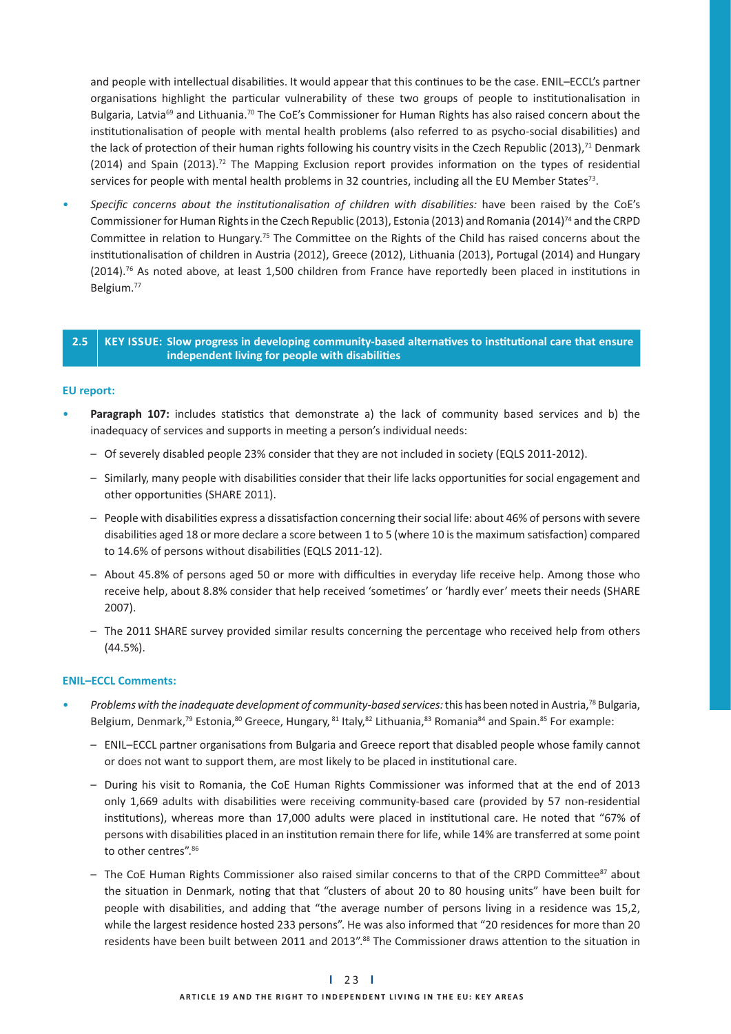and people with intellectual disabilities. It would appear that this continues to be the case. ENIL–ECCL's partner organisations highlight the particular vulnerability of these two groups of people to institutionalisation in Bulgaria, Latvia[69] and Lithuania.[70] The CoE's Commissioner for Human Rights has also raised concern about the institutionalisation of people with mental health problems (also referred to as psycho-social disabilities) and the lack of protection of their human rights following his country visits in the Czech Republic (2013),[71] Denmark (2014) and Spain (2013).[72] The Mapping Exclusion report provides information on the types of residential services for people with mental health problems in 32 countries, including all the EU Member States[73].

- *Specific concerns about the institutionalisation of children with disabilities:* have been raised by the CoE's Commissioner for Human Rights in the Czech Republic (2013), Estonia (2013) and Romania (2014)[74] and the CRPD Committee in relation to Hungary.[75] The Committee on the Rights of the Child has raised concerns about the institutionalisation of children in Austria (2012), Greece (2012), Lithuania (2013), Portugal (2014) and Hungary (2014).[76] As noted above, at least 1,500 children from France have reportedly been placed in institutions in Belgium.[77]

## 2.5 KEY ISSUE: Slow progress in developing community-based alternatives to institutional care that ensure independent living for people with disabilities

**EU report:**

- **Paragraph 107:** includes statistics that demonstrate a) the lack of community based services and b) the inadequacy of services and supports in meeting a person's individual needs:
  - Of severely disabled people 23% consider that they are not included in society (EQLS 2011-2012).
  - Similarly, many people with disabilities consider that their life lacks opportunities for social engagement and other opportunities (SHARE 2011).
  - People with disabilities express a dissatisfaction concerning their social life: about 46% of persons with severe disabilities aged 18 or more declare a score between 1 to 5 (where 10 is the maximum satisfaction) compared to 14.6% of persons without disabilities (EQLS 2011-12).
  - About 45.8% of persons aged 50 or more with difficulties in everyday life receive help. Among those who receive help, about 8.8% consider that help received 'sometimes' or 'hardly ever' meets their needs (SHARE 2007).
  - The 2011 SHARE survey provided similar results concerning the percentage who received help from others (44.5%).

**ENIL–ECCL Comments:**

- *Problems with the inadequate development of community-based services:* this has been noted in Austria,[78] Bulgaria, Belgium, Denmark,[79] Estonia,[80] Greece, Hungary,[81] Italy,[82] Lithuania,[83] Romania[84] and Spain.[85] For example:
  - ENIL–ECCL partner organisations from Bulgaria and Greece report that disabled people whose family cannot or does not want to support them, are most likely to be placed in institutional care.
  - During his visit to Romania, the CoE Human Rights Commissioner was informed that at the end of 2013 only 1,669 adults with disabilities were receiving community-based care (provided by 57 non-residential institutions), whereas more than 17,000 adults were placed in institutional care. He noted that "67% of persons with disabilities placed in an institution remain there for life, while 14% are transferred at some point to other centres".[86]
  - The CoE Human Rights Commissioner also raised similar concerns to that of the CRPD Committee[87] about the situation in Denmark, noting that that "clusters of about 20 to 80 housing units" have been built for people with disabilities, and adding that "the average number of persons living in a residence was 15,2, while the largest residence hosted 233 persons". He was also informed that "20 residences for more than 20 residents have been built between 2011 and 2013".[88] The Commissioner draws attention to the situation in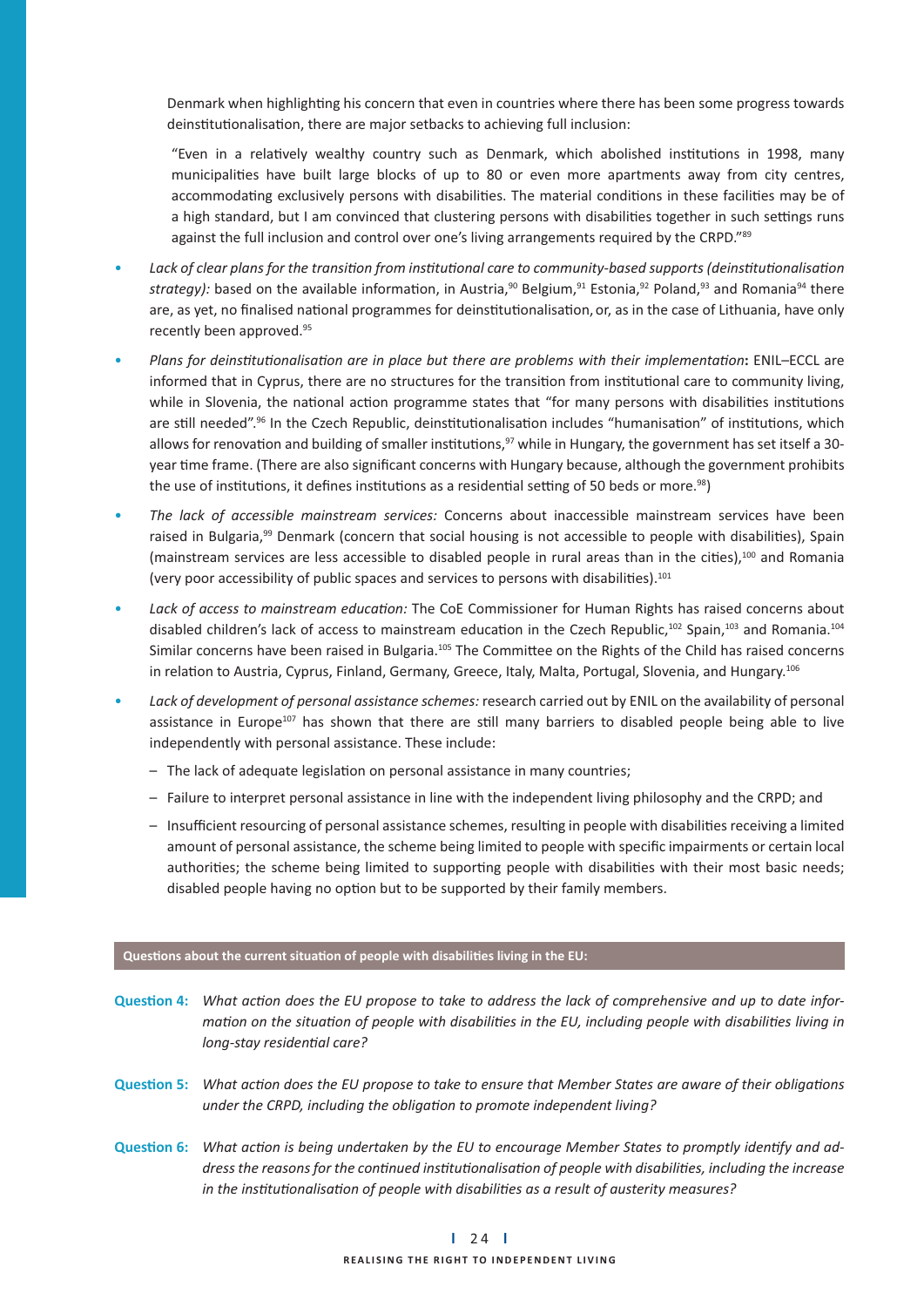Denmark when highlighting his concern that even in countries where there has been some progress towards deinstitutionalisation, there are major setbacks to achieving full inclusion:

> "Even in a relatively wealthy country such as Denmark, which abolished institutions in 1998, many municipalities have built large blocks of up to 80 or even more apartments away from city centres, accommodating exclusively persons with disabilities. The material conditions in these facilities may be of a high standard, but I am convinced that clustering persons with disabilities together in such settings runs against the full inclusion and control over one's living arrangements required by the CRPD."[89]

- *Lack of clear plans for the transition from institutional care to community-based supports (deinstitutionalisation strategy):* based on the available information, in Austria,[90] Belgium,[91] Estonia,[92] Poland,[93] and Romania[94] there are, as yet, no finalised national programmes for deinstitutionalisation, or, as in the case of Lithuania, have only recently been approved.[95]
- *Plans for deinstitutionalisation are in place but there are problems with their implementation*: ENIL–ECCL are informed that in Cyprus, there are no structures for the transition from institutional care to community living, while in Slovenia, the national action programme states that "for many persons with disabilities institutions are still needed".[96] In the Czech Republic, deinstitutionalisation includes "humanisation" of institutions, which allows for renovation and building of smaller institutions,[97] while in Hungary, the government has set itself a 30-year time frame. (There are also significant concerns with Hungary because, although the government prohibits the use of institutions, it defines institutions as a residential setting of 50 beds or more.[98])
- *The lack of accessible mainstream services:* Concerns about inaccessible mainstream services have been raised in Bulgaria,[99] Denmark (concern that social housing is not accessible to people with disabilities), Spain (mainstream services are less accessible to disabled people in rural areas than in the cities),[100] and Romania (very poor accessibility of public spaces and services to persons with disabilities).[101]
- *Lack of access to mainstream education:* The CoE Commissioner for Human Rights has raised concerns about disabled children's lack of access to mainstream education in the Czech Republic,[102] Spain,[103] and Romania.[104] Similar concerns have been raised in Bulgaria.[105] The Committee on the Rights of the Child has raised concerns in relation to Austria, Cyprus, Finland, Germany, Greece, Italy, Malta, Portugal, Slovenia, and Hungary.[106]
- *Lack of development of personal assistance schemes:* research carried out by ENIL on the availability of personal assistance in Europe[107] has shown that there are still many barriers to disabled people being able to live independently with personal assistance. These include:
  - The lack of adequate legislation on personal assistance in many countries;
  - Failure to interpret personal assistance in line with the independent living philosophy and the CRPD; and
  - Insufficient resourcing of personal assistance schemes, resulting in people with disabilities receiving a limited amount of personal assistance, the scheme being limited to people with specific impairments or certain local authorities; the scheme being limited to supporting people with disabilities with their most basic needs; disabled people having no option but to be supported by their family members.

**Questions about the current situation of people with disabilities living in the EU:**

**Question 4:** *What action does the EU propose to take to address the lack of comprehensive and up to date information on the situation of people with disabilities in the EU, including people with disabilities living in long-stay residential care?*

**Question 5:** *What action does the EU propose to take to ensure that Member States are aware of their obligations under the CRPD, including the obligation to promote independent living?*

**Question 6:** *What action is being undertaken by the EU to encourage Member States to promptly identify and address the reasons for the continued institutionalisation of people with disabilities, including the increase in the institutionalisation of people with disabilities as a result of austerity measures?*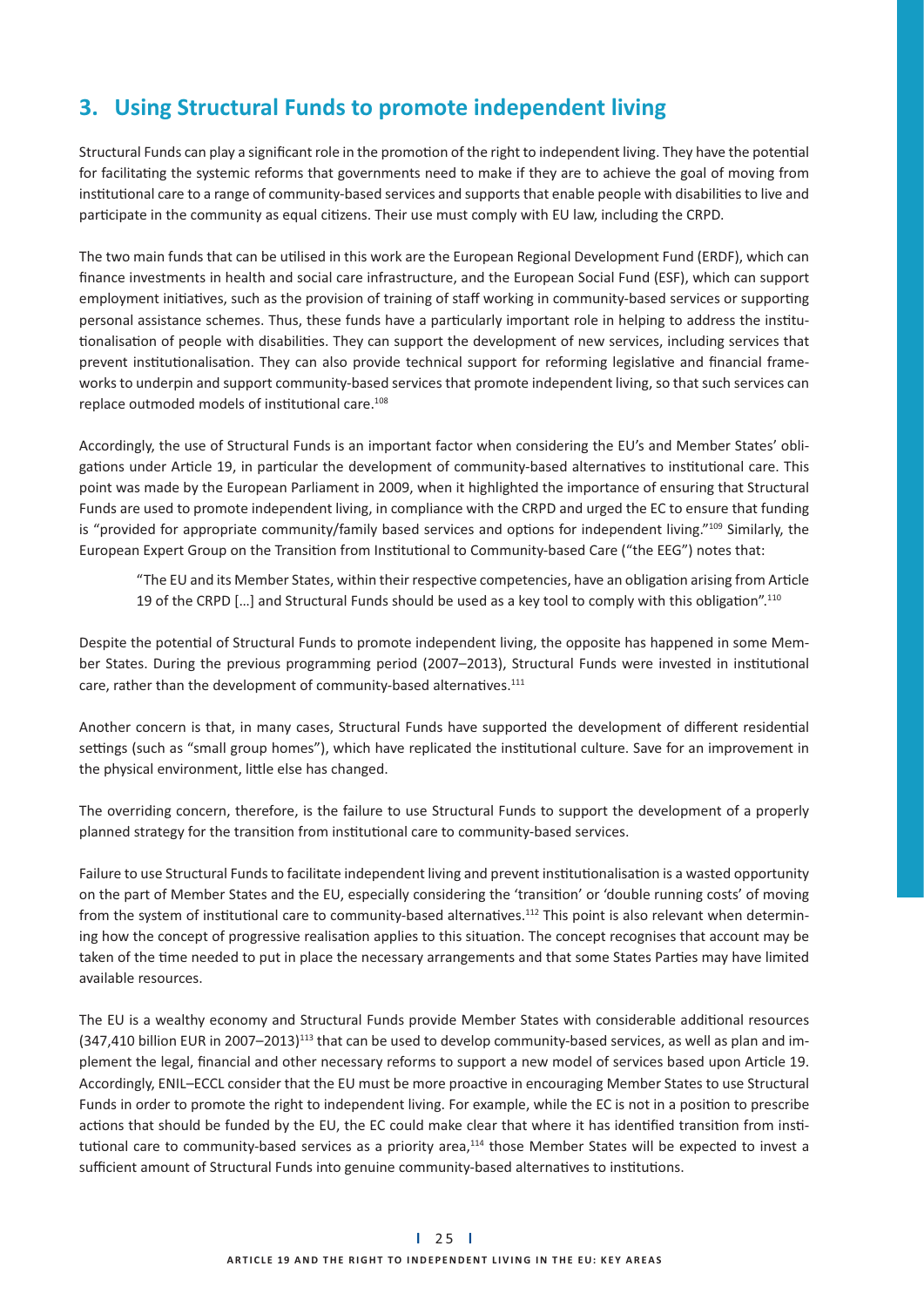## 3. Using Structural Funds to promote independent living

Structural Funds can play a significant role in the promotion of the right to independent living. They have the potential for facilitating the systemic reforms that governments need to make if they are to achieve the goal of moving from institutional care to a range of community-based services and supports that enable people with disabilities to live and participate in the community as equal citizens. Their use must comply with EU law, including the CRPD.

The two main funds that can be utilised in this work are the European Regional Development Fund (ERDF), which can finance investments in health and social care infrastructure, and the European Social Fund (ESF), which can support employment initiatives, such as the provision of training of staff working in community-based services or supporting personal assistance schemes. Thus, these funds have a particularly important role in helping to address the institutionalisation of people with disabilities. They can support the development of new services, including services that prevent institutionalisation. They can also provide technical support for reforming legislative and financial frameworks to underpin and support community-based services that promote independent living, so that such services can replace outmoded models of institutional care.[108]

Accordingly, the use of Structural Funds is an important factor when considering the EU's and Member States' obligations under Article 19, in particular the development of community-based alternatives to institutional care. This point was made by the European Parliament in 2009, when it highlighted the importance of ensuring that Structural Funds are used to promote independent living, in compliance with the CRPD and urged the EC to ensure that funding is "provided for appropriate community/family based services and options for independent living."[109] Similarly, the European Expert Group on the Transition from Institutional to Community-based Care ("the EEG") notes that:

> "The EU and its Member States, within their respective competencies, have an obligation arising from Article 19 of the CRPD [...] and Structural Funds should be used as a key tool to comply with this obligation".[110]

Despite the potential of Structural Funds to promote independent living, the opposite has happened in some Member States. During the previous programming period (2007–2013), Structural Funds were invested in institutional care, rather than the development of community-based alternatives.[111]

Another concern is that, in many cases, Structural Funds have supported the development of different residential settings (such as "small group homes"), which have replicated the institutional culture. Save for an improvement in the physical environment, little else has changed.

The overriding concern, therefore, is the failure to use Structural Funds to support the development of a properly planned strategy for the transition from institutional care to community-based services.

Failure to use Structural Funds to facilitate independent living and prevent institutionalisation is a wasted opportunity on the part of Member States and the EU, especially considering the 'transition' or 'double running costs' of moving from the system of institutional care to community-based alternatives.[112] This point is also relevant when determining how the concept of progressive realisation applies to this situation. The concept recognises that account may be taken of the time needed to put in place the necessary arrangements and that some States Parties may have limited available resources.

The EU is a wealthy economy and Structural Funds provide Member States with considerable additional resources (347,410 billion EUR in 2007–2013)[113] that can be used to develop community-based services, as well as plan and implement the legal, financial and other necessary reforms to support a new model of services based upon Article 19. Accordingly, ENIL–ECCL consider that the EU must be more proactive in encouraging Member States to use Structural Funds in order to promote the right to independent living. For example, while the EC is not in a position to prescribe actions that should be funded by the EU, the EC could make clear that where it has identified transition from institutional care to community-based services as a priority area,[114] those Member States will be expected to invest a sufficient amount of Structural Funds into genuine community-based alternatives to institutions.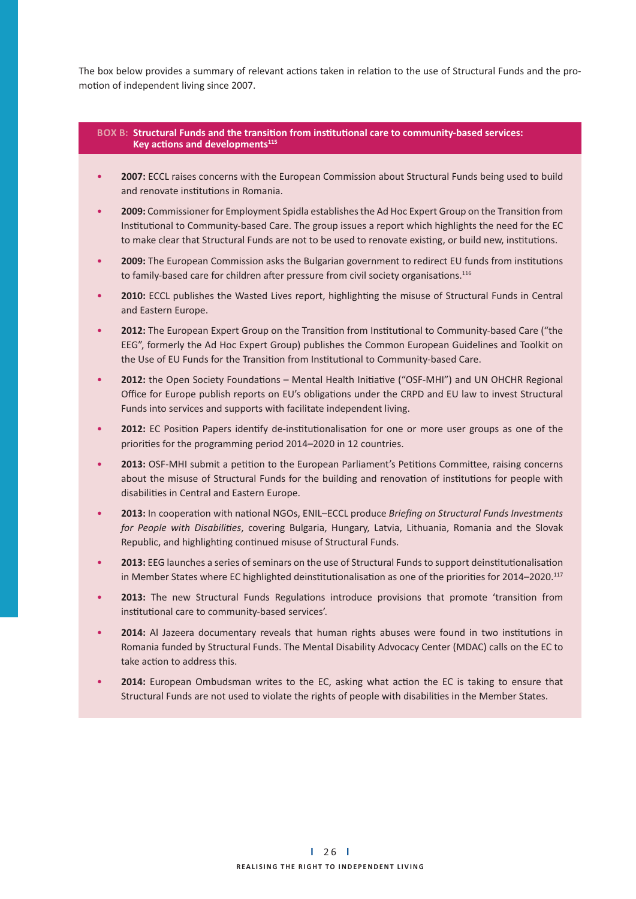The box below provides a summary of relevant actions taken in relation to the use of Structural Funds and the promotion of independent living since 2007.

**BOX B: Structural Funds and the transition from institutional care to community-based services: Key actions and developments**[115]

- **2007:** ECCL raises concerns with the European Commission about Structural Funds being used to build and renovate institutions in Romania.
- **2009:** Commissioner for Employment Spidla establishes the Ad Hoc Expert Group on the Transition from Institutional to Community-based Care. The group issues a report which highlights the need for the EC to make clear that Structural Funds are not to be used to renovate existing, or build new, institutions.
- **2009:** The European Commission asks the Bulgarian government to redirect EU funds from institutions to family-based care for children after pressure from civil society organisations.[116]
- **2010:** ECCL publishes the Wasted Lives report, highlighting the misuse of Structural Funds in Central and Eastern Europe.
- **2012:** The European Expert Group on the Transition from Institutional to Community-based Care ("the EEG", formerly the Ad Hoc Expert Group) publishes the Common European Guidelines and Toolkit on the Use of EU Funds for the Transition from Institutional to Community-based Care.
- **2012:** the Open Society Foundations – Mental Health Initiative ("OSF-MHI") and UN OHCHR Regional Office for Europe publish reports on EU's obligations under the CRPD and EU law to invest Structural Funds into services and supports with facilitate independent living.
- **2012:** EC Position Papers identify de-institutionalisation for one or more user groups as one of the priorities for the programming period 2014–2020 in 12 countries.
- **2013:** OSF-MHI submit a petition to the European Parliament's Petitions Committee, raising concerns about the misuse of Structural Funds for the building and renovation of institutions for people with disabilities in Central and Eastern Europe.
- **2013:** In cooperation with national NGOs, ENIL–ECCL produce *Briefing on Structural Funds Investments for People with Disabilities*, covering Bulgaria, Hungary, Latvia, Lithuania, Romania and the Slovak Republic, and highlighting continued misuse of Structural Funds.
- **2013:** EEG launches a series of seminars on the use of Structural Funds to support deinstitutionalisation in Member States where EC highlighted deinstitutionalisation as one of the priorities for 2014–2020.[117]
- **2013:** The new Structural Funds Regulations introduce provisions that promote 'transition from institutional care to community-based services'.
- **2014:** Al Jazeera documentary reveals that human rights abuses were found in two institutions in Romania funded by Structural Funds. The Mental Disability Advocacy Center (MDAC) calls on the EC to take action to address this.
- **2014:** European Ombudsman writes to the EC, asking what action the EC is taking to ensure that Structural Funds are not used to violate the rights of people with disabilities in the Member States.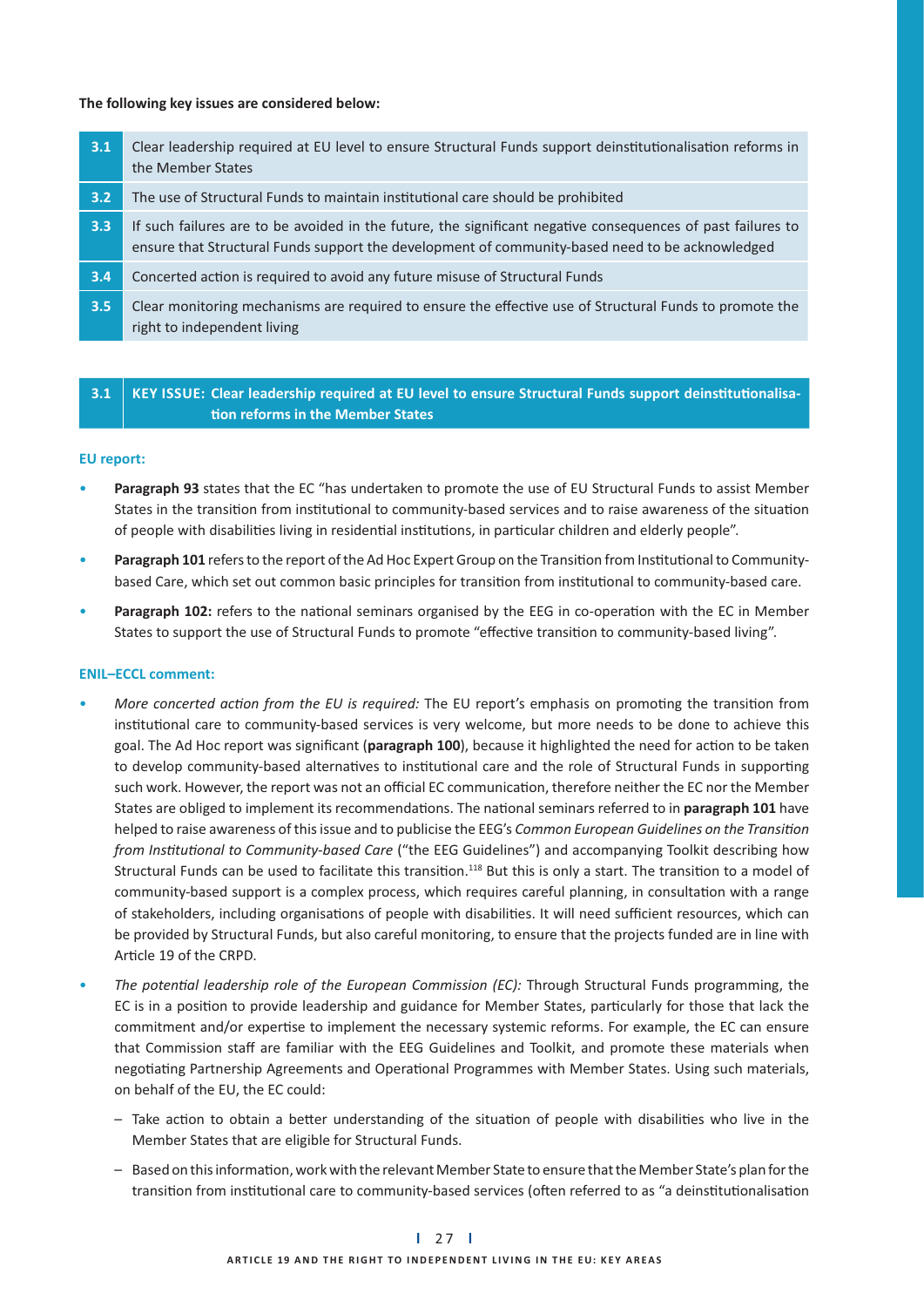**The following key issues are considered below:**

| | |
|---|---|
| **3.1** | Clear leadership required at EU level to ensure Structural Funds support deinstitutionalisation reforms in the Member States |
| **3.2** | The use of Structural Funds to maintain institutional care should be prohibited |
| **3.3** | If such failures are to be avoided in the future, the significant negative consequences of past failures to ensure that Structural Funds support the development of community-based need to be acknowledged |
| **3.4** | Concerted action is required to avoid any future misuse of Structural Funds |
| **3.5** | Clear monitoring mechanisms are required to ensure the effective use of Structural Funds to promote the right to independent living |

## 3.1 KEY ISSUE: Clear leadership required at EU level to ensure Structural Funds support deinstitutionalisation reforms in the Member States

**EU report:**

- **Paragraph 93** states that the EC "has undertaken to promote the use of EU Structural Funds to assist Member States in the transition from institutional to community-based services and to raise awareness of the situation of people with disabilities living in residential institutions, in particular children and elderly people".
- **Paragraph 101** refers to the report of the Ad Hoc Expert Group on the Transition from Institutional to Community-based Care, which set out common basic principles for transition from institutional to community-based care.
- **Paragraph 102:** refers to the national seminars organised by the EEG in co-operation with the EC in Member States to support the use of Structural Funds to promote "effective transition to community-based living".

**ENIL–ECCL comment:**

- *More concerted action from the EU is required:* The EU report's emphasis on promoting the transition from institutional care to community-based services is very welcome, but more needs to be done to achieve this goal. The Ad Hoc report was significant (**paragraph 100**), because it highlighted the need for action to be taken to develop community-based alternatives to institutional care and the role of Structural Funds in supporting such work. However, the report was not an official EC communication, therefore neither the EC nor the Member States are obliged to implement its recommendations. The national seminars referred to in **paragraph 101** have helped to raise awareness of this issue and to publicise the EEG's *Common European Guidelines on the Transition from Institutional to Community-based Care* ("the EEG Guidelines") and accompanying Toolkit describing how Structural Funds can be used to facilitate this transition.[118] But this is only a start. The transition to a model of community-based support is a complex process, which requires careful planning, in consultation with a range of stakeholders, including organisations of people with disabilities. It will need sufficient resources, which can be provided by Structural Funds, but also careful monitoring, to ensure that the projects funded are in line with Article 19 of the CRPD.
- *The potential leadership role of the European Commission (EC):* Through Structural Funds programming, the EC is in a position to provide leadership and guidance for Member States, particularly for those that lack the commitment and/or expertise to implement the necessary systemic reforms. For example, the EC can ensure that Commission staff are familiar with the EEG Guidelines and Toolkit, and promote these materials when negotiating Partnership Agreements and Operational Programmes with Member States. Using such materials, on behalf of the EU, the EC could:
  - Take action to obtain a better understanding of the situation of people with disabilities who live in the Member States that are eligible for Structural Funds.
  - Based on this information, work with the relevant Member State to ensure that the Member State's plan for the transition from institutional care to community-based services (often referred to as "a deinstitutionalisation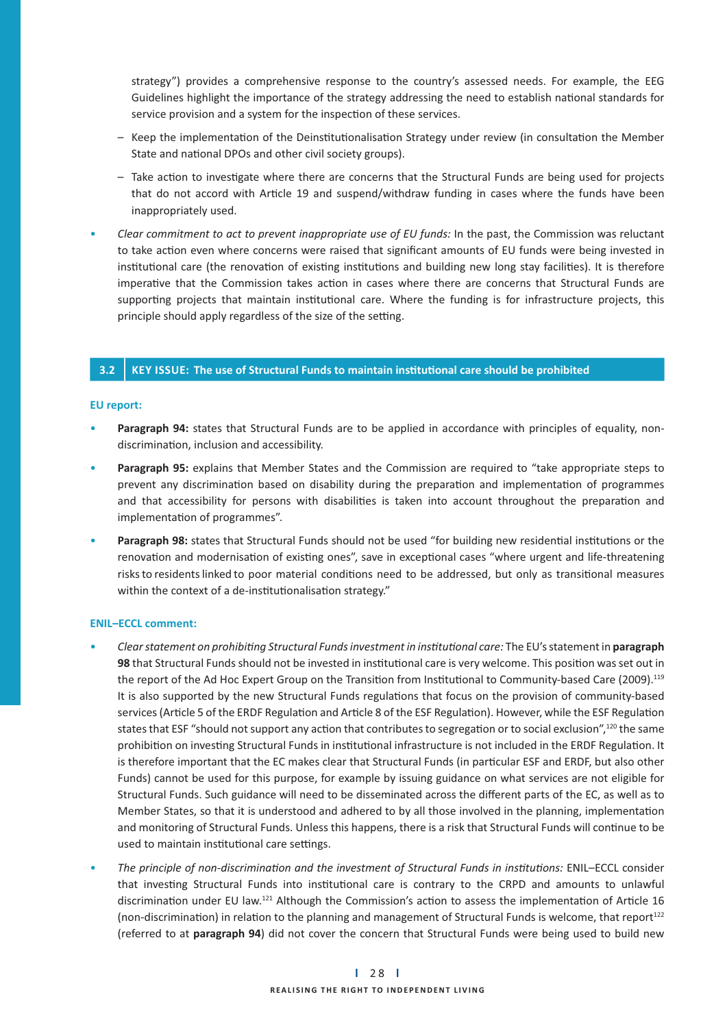strategy") provides a comprehensive response to the country's assessed needs. For example, the EEG Guidelines highlight the importance of the strategy addressing the need to establish national standards for service provision and a system for the inspection of these services.

- Keep the implementation of the Deinstitutionalisation Strategy under review (in consultation the Member State and national DPOs and other civil society groups).
- Take action to investigate where there are concerns that the Structural Funds are being used for projects that do not accord with Article 19 and suspend/withdraw funding in cases where the funds have been inappropriately used.

- *Clear commitment to act to prevent inappropriate use of EU funds:* In the past, the Commission was reluctant to take action even where concerns were raised that significant amounts of EU funds were being invested in institutional care (the renovation of existing institutions and building new long stay facilities). It is therefore imperative that the Commission takes action in cases where there are concerns that Structural Funds are supporting projects that maintain institutional care. Where the funding is for infrastructure projects, this principle should apply regardless of the size of the setting.

## 3.2 KEY ISSUE: The use of Structural Funds to maintain institutional care should be prohibited

**EU report:**

- **Paragraph 94:** states that Structural Funds are to be applied in accordance with principles of equality, non-discrimination, inclusion and accessibility.
- **Paragraph 95:** explains that Member States and the Commission are required to "take appropriate steps to prevent any discrimination based on disability during the preparation and implementation of programmes and that accessibility for persons with disabilities is taken into account throughout the preparation and implementation of programmes".
- **Paragraph 98:** states that Structural Funds should not be used "for building new residential institutions or the renovation and modernisation of existing ones", save in exceptional cases "where urgent and life-threatening risks to residents linked to poor material conditions need to be addressed, but only as transitional measures within the context of a de-institutionalisation strategy."

**ENIL–ECCL comment:**

- *Clear statement on prohibiting Structural Funds investment in institutional care:* The EU's statement in **paragraph 98** that Structural Funds should not be invested in institutional care is very welcome. This position was set out in the report of the Ad Hoc Expert Group on the Transition from Institutional to Community-based Care (2009).[119] It is also supported by the new Structural Funds regulations that focus on the provision of community-based services (Article 5 of the ERDF Regulation and Article 8 of the ESF Regulation). However, while the ESF Regulation states that ESF "should not support any action that contributes to segregation or to social exclusion",[120] the same prohibition on investing Structural Funds in institutional infrastructure is not included in the ERDF Regulation. It is therefore important that the EC makes clear that Structural Funds (in particular ESF and ERDF, but also other Funds) cannot be used for this purpose, for example by issuing guidance on what services are not eligible for Structural Funds. Such guidance will need to be disseminated across the different parts of the EC, as well as to Member States, so that it is understood and adhered to by all those involved in the planning, implementation and monitoring of Structural Funds. Unless this happens, there is a risk that Structural Funds will continue to be used to maintain institutional care settings.
- *The principle of non-discrimination and the investment of Structural Funds in institutions:* ENIL–ECCL consider that investing Structural Funds into institutional care is contrary to the CRPD and amounts to unlawful discrimination under EU law.[121] Although the Commission's action to assess the implementation of Article 16 (non-discrimination) in relation to the planning and management of Structural Funds is welcome, that report[122] (referred to at **paragraph 94**) did not cover the concern that Structural Funds were being used to build new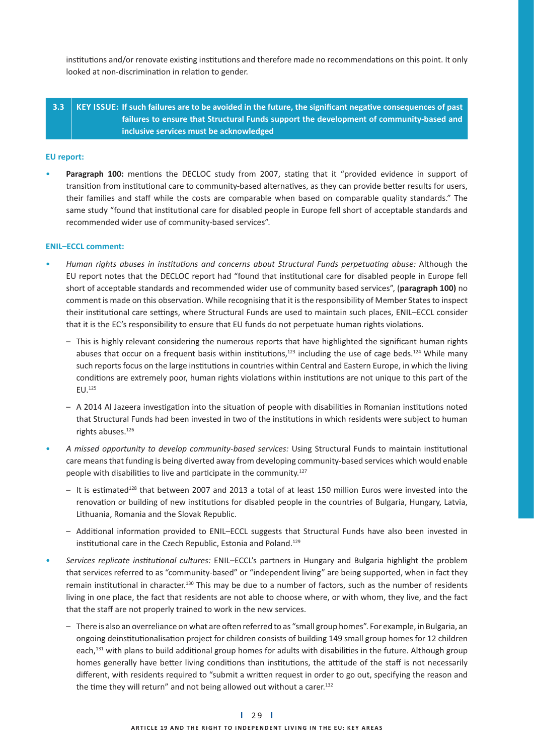institutions and/or renovate existing institutions and therefore made no recommendations on this point. It only looked at non-discrimination in relation to gender.

## 3.3 KEY ISSUE: If such failures are to be avoided in the future, the significant negative consequences of past failures to ensure that Structural Funds support the development of community-based and inclusive services must be acknowledged

**EU report:**

- **Paragraph 100:** mentions the DECLOC study from 2007, stating that it "provided evidence in support of transition from institutional care to community-based alternatives, as they can provide better results for users, their families and staff while the costs are comparable when based on comparable quality standards." The same study "found that institutional care for disabled people in Europe fell short of acceptable standards and recommended wider use of community-based services".

**ENIL–ECCL comment:**

- *Human rights abuses in institutions and concerns about Structural Funds perpetuating abuse:* Although the EU report notes that the DECLOC report had "found that institutional care for disabled people in Europe fell short of acceptable standards and recommended wider use of community based services", (**paragraph 100)** no comment is made on this observation. While recognising that it is the responsibility of Member States to inspect their institutional care settings, where Structural Funds are used to maintain such places, ENIL–ECCL consider that it is the EC's responsibility to ensure that EU funds do not perpetuate human rights violations.
  - This is highly relevant considering the numerous reports that have highlighted the significant human rights abuses that occur on a frequent basis within institutions,[123] including the use of cage beds.[124] While many such reports focus on the large institutions in countries within Central and Eastern Europe, in which the living conditions are extremely poor, human rights violations within institutions are not unique to this part of the EU.[125]
  - A 2014 Al Jazeera investigation into the situation of people with disabilities in Romanian institutions noted that Structural Funds had been invested in two of the institutions in which residents were subject to human rights abuses.[126]
- *A missed opportunity to develop community-based services:* Using Structural Funds to maintain institutional care means that funding is being diverted away from developing community-based services which would enable people with disabilities to live and participate in the community.[127]
  - It is estimated[128] that between 2007 and 2013 a total of at least 150 million Euros were invested into the renovation or building of new institutions for disabled people in the countries of Bulgaria, Hungary, Latvia, Lithuania, Romania and the Slovak Republic.
  - Additional information provided to ENIL–ECCL suggests that Structural Funds have also been invested in institutional care in the Czech Republic, Estonia and Poland.[129]
- *Services replicate institutional cultures:* ENIL–ECCL's partners in Hungary and Bulgaria highlight the problem that services referred to as "community-based" or "independent living" are being supported, when in fact they remain institutional in character.[130] This may be due to a number of factors, such as the number of residents living in one place, the fact that residents are not able to choose where, or with whom, they live, and the fact that the staff are not properly trained to work in the new services.
  - There is also an overreliance on what are often referred to as "small group homes". For example, in Bulgaria, an ongoing deinstitutionalisation project for children consists of building 149 small group homes for 12 children each,[131] with plans to build additional group homes for adults with disabilities in the future. Although group homes generally have better living conditions than institutions, the attitude of the staff is not necessarily different, with residents required to "submit a written request in order to go out, specifying the reason and the time they will return" and not being allowed out without a carer.[132]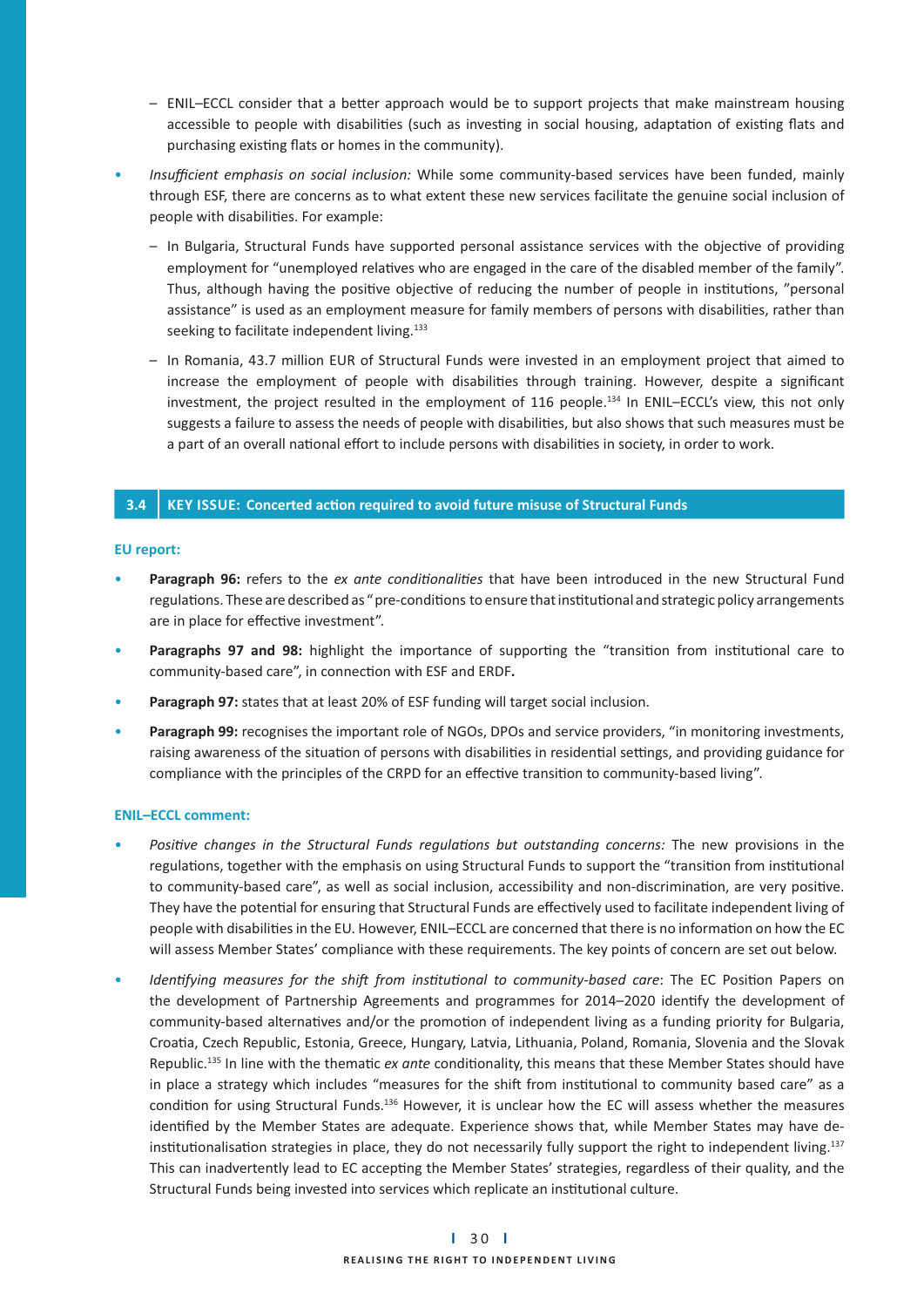- ENIL–ECCL consider that a better approach would be to support projects that make mainstream housing accessible to people with disabilities (such as investing in social housing, adaptation of existing flats and purchasing existing flats or homes in the community).

- *Insufficient emphasis on social inclusion:* While some community-based services have been funded, mainly through ESF, there are concerns as to what extent these new services facilitate the genuine social inclusion of people with disabilities. For example:

  - In Bulgaria, Structural Funds have supported personal assistance services with the objective of providing employment for "unemployed relatives who are engaged in the care of the disabled member of the family". Thus, although having the positive objective of reducing the number of people in institutions, "personal assistance" is used as an employment measure for family members of persons with disabilities, rather than seeking to facilitate independent living.[133]

  - In Romania, 43.7 million EUR of Structural Funds were invested in an employment project that aimed to increase the employment of people with disabilities through training. However, despite a significant investment, the project resulted in the employment of 116 people.[134] In ENIL–ECCL's view, this not only suggests a failure to assess the needs of people with disabilities, but also shows that such measures must be a part of an overall national effort to include persons with disabilities in society, in order to work.

## 3.4 KEY ISSUE: Concerted action required to avoid future misuse of Structural Funds

**EU report:**

- **Paragraph 96:** refers to the *ex ante conditionalities* that have been introduced in the new Structural Fund regulations. These are described as "pre-conditions to ensure that institutional and strategic policy arrangements are in place for effective investment".

- **Paragraphs 97 and 98:** highlight the importance of supporting the "transition from institutional care to community-based care", in connection with ESF and ERDF**.**

- **Paragraph 97:** states that at least 20% of ESF funding will target social inclusion.

- **Paragraph 99:** recognises the important role of NGOs, DPOs and service providers, "in monitoring investments, raising awareness of the situation of persons with disabilities in residential settings, and providing guidance for compliance with the principles of the CRPD for an effective transition to community-based living".

**ENIL–ECCL comment:**

- *Positive changes in the Structural Funds regulations but outstanding concerns:* The new provisions in the regulations, together with the emphasis on using Structural Funds to support the "transition from institutional to community-based care", as well as social inclusion, accessibility and non-discrimination, are very positive. They have the potential for ensuring that Structural Funds are effectively used to facilitate independent living of people with disabilities in the EU. However, ENIL–ECCL are concerned that there is no information on how the EC will assess Member States' compliance with these requirements. The key points of concern are set out below.

- *Identifying measures for the shift from institutional to community-based care*: The EC Position Papers on the development of Partnership Agreements and programmes for 2014–2020 identify the development of community-based alternatives and/or the promotion of independent living as a funding priority for Bulgaria, Croatia, Czech Republic, Estonia, Greece, Hungary, Latvia, Lithuania, Poland, Romania, Slovenia and the Slovak Republic.[135] In line with the thematic *ex ante* conditionality, this means that these Member States should have in place a strategy which includes "measures for the shift from institutional to community based care" as a condition for using Structural Funds.[136] However, it is unclear how the EC will assess whether the measures identified by the Member States are adequate. Experience shows that, while Member States may have de-institutionalisation strategies in place, they do not necessarily fully support the right to independent living.[137] This can inadvertently lead to EC accepting the Member States' strategies, regardless of their quality, and the Structural Funds being invested into services which replicate an institutional culture.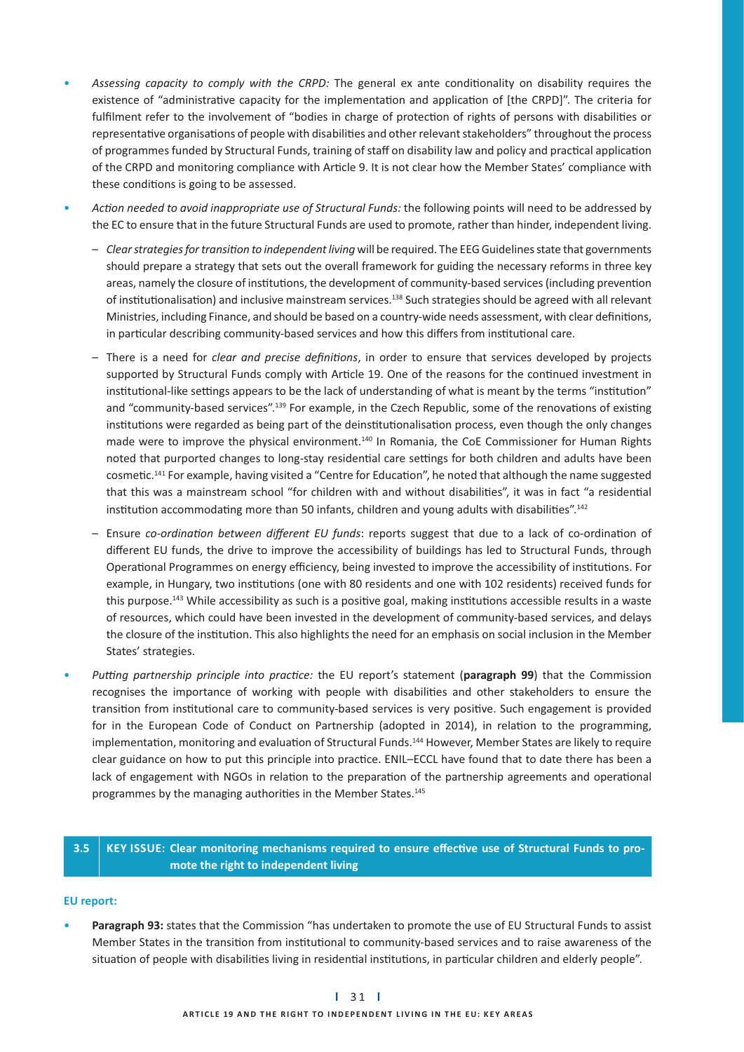- *Assessing capacity to comply with the CRPD:* The general ex ante conditionality on disability requires the existence of "administrative capacity for the implementation and application of [the CRPD]". The criteria for fulfilment refer to the involvement of "bodies in charge of protection of rights of persons with disabilities or representative organisations of people with disabilities and other relevant stakeholders" throughout the process of programmes funded by Structural Funds, training of staff on disability law and policy and practical application of the CRPD and monitoring compliance with Article 9. It is not clear how the Member States' compliance with these conditions is going to be assessed.
- *Action needed to avoid inappropriate use of Structural Funds:* the following points will need to be addressed by the EC to ensure that in the future Structural Funds are used to promote, rather than hinder, independent living.
  - *Clear strategies for transition to independent living* will be required. The EEG Guidelines state that governments should prepare a strategy that sets out the overall framework for guiding the necessary reforms in three key areas, namely the closure of institutions, the development of community-based services (including prevention of institutionalisation) and inclusive mainstream services.[138] Such strategies should be agreed with all relevant Ministries, including Finance, and should be based on a country-wide needs assessment, with clear definitions, in particular describing community-based services and how this differs from institutional care.
  - There is a need for *clear and precise definitions*, in order to ensure that services developed by projects supported by Structural Funds comply with Article 19. One of the reasons for the continued investment in institutional-like settings appears to be the lack of understanding of what is meant by the terms "institution" and "community-based services".[139] For example, in the Czech Republic, some of the renovations of existing institutions were regarded as being part of the deinstitutionalisation process, even though the only changes made were to improve the physical environment.[140] In Romania, the CoE Commissioner for Human Rights noted that purported changes to long-stay residential care settings for both children and adults have been cosmetic.[141] For example, having visited a "Centre for Education", he noted that although the name suggested that this was a mainstream school "for children with and without disabilities", it was in fact "a residential institution accommodating more than 50 infants, children and young adults with disabilities".[142]
  - Ensure *co-ordination between different EU funds*: reports suggest that due to a lack of co-ordination of different EU funds, the drive to improve the accessibility of buildings has led to Structural Funds, through Operational Programmes on energy efficiency, being invested to improve the accessibility of institutions. For example, in Hungary, two institutions (one with 80 residents and one with 102 residents) received funds for this purpose.[143] While accessibility as such is a positive goal, making institutions accessible results in a waste of resources, which could have been invested in the development of community-based services, and delays the closure of the institution. This also highlights the need for an emphasis on social inclusion in the Member States' strategies.
- *Putting partnership principle into practice:* the EU report's statement (**paragraph 99**) that the Commission recognises the importance of working with people with disabilities and other stakeholders to ensure the transition from institutional care to community-based services is very positive. Such engagement is provided for in the European Code of Conduct on Partnership (adopted in 2014), in relation to the programming, implementation, monitoring and evaluation of Structural Funds.[144] However, Member States are likely to require clear guidance on how to put this principle into practice. ENIL–ECCL have found that to date there has been a lack of engagement with NGOs in relation to the preparation of the partnership agreements and operational programmes by the managing authorities in the Member States.[145]

## 3.5 KEY ISSUE: Clear monitoring mechanisms required to ensure effective use of Structural Funds to promote the right to independent living

**EU report:**

- **Paragraph 93:** states that the Commission "has undertaken to promote the use of EU Structural Funds to assist Member States in the transition from institutional to community-based services and to raise awareness of the situation of people with disabilities living in residential institutions, in particular children and elderly people".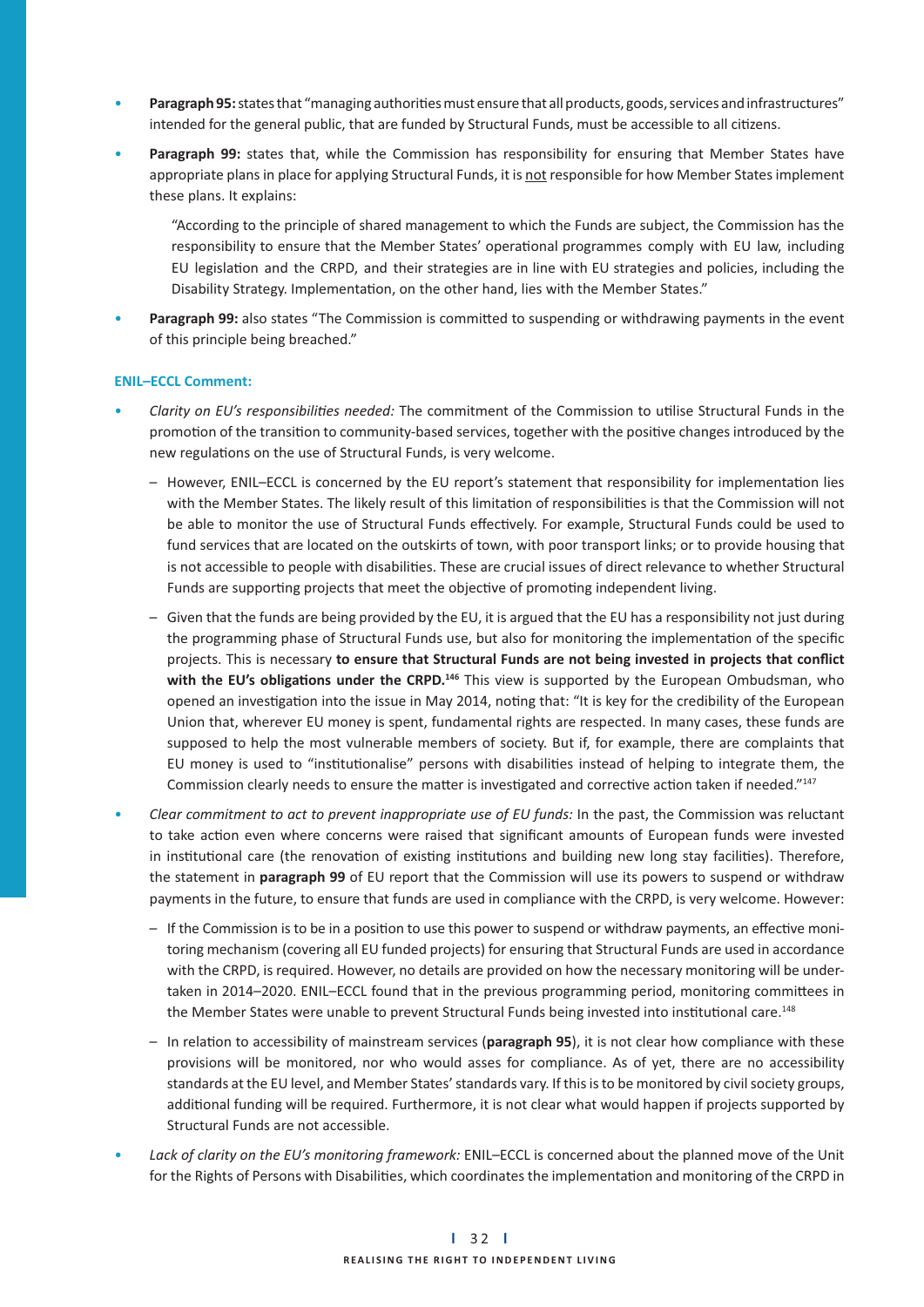- **Paragraph 95:** states that "managing authorities must ensure that all products, goods, services and infrastructures" intended for the general public, that are funded by Structural Funds, must be accessible to all citizens.
- **Paragraph 99:** states that, while the Commission has responsibility for ensuring that Member States have appropriate plans in place for applying Structural Funds, it is not responsible for how Member States implement these plans. It explains:

  "According to the principle of shared management to which the Funds are subject, the Commission has the responsibility to ensure that the Member States' operational programmes comply with EU law, including EU legislation and the CRPD, and their strategies are in line with EU strategies and policies, including the Disability Strategy. Implementation, on the other hand, lies with the Member States."

- **Paragraph 99:** also states "The Commission is committed to suspending or withdrawing payments in the event of this principle being breached."

**ENIL–ECCL Comment:**

- *Clarity on EU's responsibilities needed:* The commitment of the Commission to utilise Structural Funds in the promotion of the transition to community-based services, together with the positive changes introduced by the new regulations on the use of Structural Funds, is very welcome.
  - However, ENIL–ECCL is concerned by the EU report's statement that responsibility for implementation lies with the Member States. The likely result of this limitation of responsibilities is that the Commission will not be able to monitor the use of Structural Funds effectively. For example, Structural Funds could be used to fund services that are located on the outskirts of town, with poor transport links; or to provide housing that is not accessible to people with disabilities. These are crucial issues of direct relevance to whether Structural Funds are supporting projects that meet the objective of promoting independent living.
  - Given that the funds are being provided by the EU, it is argued that the EU has a responsibility not just during the programming phase of Structural Funds use, but also for monitoring the implementation of the specific projects. This is necessary **to ensure that Structural Funds are not being invested in projects that conflict with the EU's obligations under the CRPD.**[146] This view is supported by the European Ombudsman, who opened an investigation into the issue in May 2014, noting that: "It is key for the credibility of the European Union that, wherever EU money is spent, fundamental rights are respected. In many cases, these funds are supposed to help the most vulnerable members of society. But if, for example, there are complaints that EU money is used to "institutionalise" persons with disabilities instead of helping to integrate them, the Commission clearly needs to ensure the matter is investigated and corrective action taken if needed."[147]
- *Clear commitment to act to prevent inappropriate use of EU funds:* In the past, the Commission was reluctant to take action even where concerns were raised that significant amounts of European funds were invested in institutional care (the renovation of existing institutions and building new long stay facilities). Therefore, the statement in **paragraph 99** of EU report that the Commission will use its powers to suspend or withdraw payments in the future, to ensure that funds are used in compliance with the CRPD, is very welcome. However:
  - If the Commission is to be in a position to use this power to suspend or withdraw payments, an effective monitoring mechanism (covering all EU funded projects) for ensuring that Structural Funds are used in accordance with the CRPD, is required. However, no details are provided on how the necessary monitoring will be undertaken in 2014–2020. ENIL–ECCL found that in the previous programming period, monitoring committees in the Member States were unable to prevent Structural Funds being invested into institutional care.[148]
  - In relation to accessibility of mainstream services (**paragraph 95**), it is not clear how compliance with these provisions will be monitored, nor who would asses for compliance. As of yet, there are no accessibility standards at the EU level, and Member States' standards vary. If this is to be monitored by civil society groups, additional funding will be required. Furthermore, it is not clear what would happen if projects supported by Structural Funds are not accessible.
- *Lack of clarity on the EU's monitoring framework:* ENIL–ECCL is concerned about the planned move of the Unit for the Rights of Persons with Disabilities, which coordinates the implementation and monitoring of the CRPD in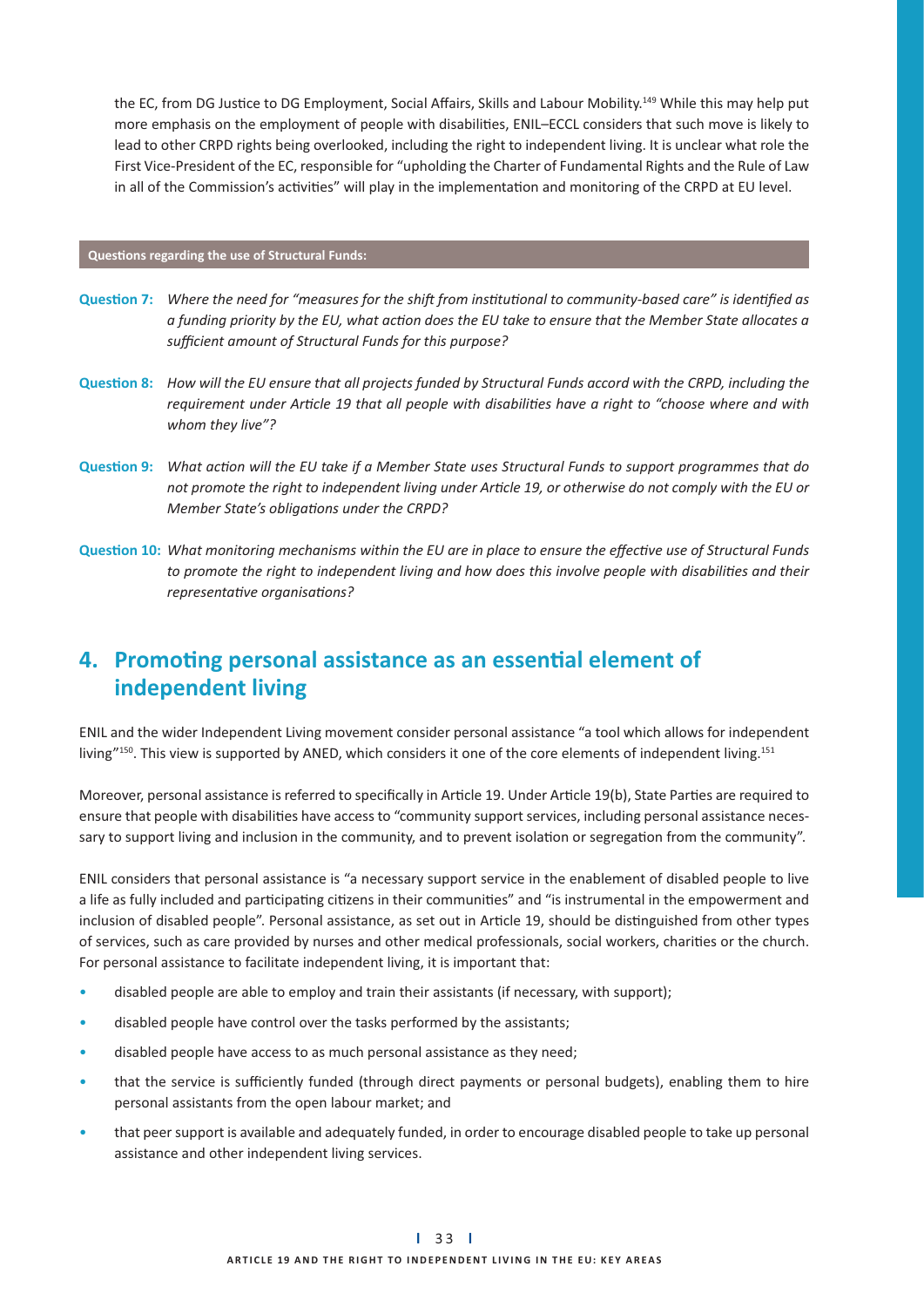the EC, from DG Justice to DG Employment, Social Affairs, Skills and Labour Mobility.[149] While this may help put more emphasis on the employment of people with disabilities, ENIL–ECCL considers that such move is likely to lead to other CRPD rights being overlooked, including the right to independent living. It is unclear what role the First Vice-President of the EC, responsible for "upholding the Charter of Fundamental Rights and the Rule of Law in all of the Commission's activities" will play in the implementation and monitoring of the CRPD at EU level.

**Questions regarding the use of Structural Funds:**

**Question 7:** *Where the need for "measures for the shift from institutional to community-based care" is identified as a funding priority by the EU, what action does the EU take to ensure that the Member State allocates a sufficient amount of Structural Funds for this purpose?*

**Question 8:** *How will the EU ensure that all projects funded by Structural Funds accord with the CRPD, including the requirement under Article 19 that all people with disabilities have a right to "choose where and with whom they live"?*

**Question 9:** *What action will the EU take if a Member State uses Structural Funds to support programmes that do not promote the right to independent living under Article 19, or otherwise do not comply with the EU or Member State's obligations under the CRPD?*

**Question 10:** *What monitoring mechanisms within the EU are in place to ensure the effective use of Structural Funds to promote the right to independent living and how does this involve people with disabilities and their representative organisations?*

## 4. Promoting personal assistance as an essential element of independent living

ENIL and the wider Independent Living movement consider personal assistance "a tool which allows for independent living"[150]. This view is supported by ANED, which considers it one of the core elements of independent living.[151]

Moreover, personal assistance is referred to specifically in Article 19. Under Article 19(b), State Parties are required to ensure that people with disabilities have access to "community support services, including personal assistance necessary to support living and inclusion in the community, and to prevent isolation or segregation from the community".

ENIL considers that personal assistance is "a necessary support service in the enablement of disabled people to live a life as fully included and participating citizens in their communities" and "is instrumental in the empowerment and inclusion of disabled people". Personal assistance, as set out in Article 19, should be distinguished from other types of services, such as care provided by nurses and other medical professionals, social workers, charities or the church. For personal assistance to facilitate independent living, it is important that:

- disabled people are able to employ and train their assistants (if necessary, with support);
- disabled people have control over the tasks performed by the assistants;
- disabled people have access to as much personal assistance as they need;
- that the service is sufficiently funded (through direct payments or personal budgets), enabling them to hire personal assistants from the open labour market; and
- that peer support is available and adequately funded, in order to encourage disabled people to take up personal assistance and other independent living services.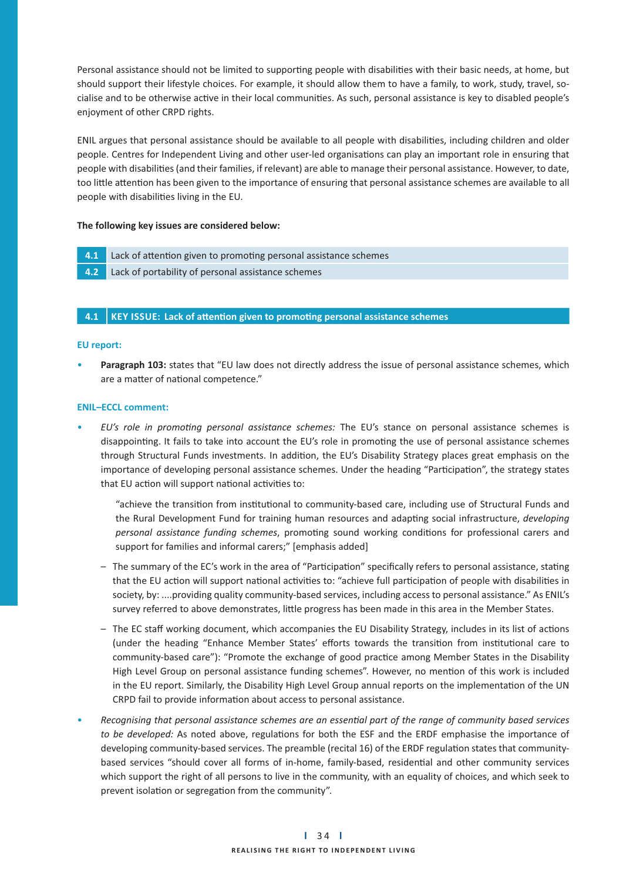Personal assistance should not be limited to supporting people with disabilities with their basic needs, at home, but should support their lifestyle choices. For example, it should allow them to have a family, to work, study, travel, socialise and to be otherwise active in their local communities. As such, personal assistance is key to disabled people's enjoyment of other CRPD rights.

ENIL argues that personal assistance should be available to all people with disabilities, including children and older people. Centres for Independent Living and other user-led organisations can play an important role in ensuring that people with disabilities (and their families, if relevant) are able to manage their personal assistance. However, to date, too little attention has been given to the importance of ensuring that personal assistance schemes are available to all people with disabilities living in the EU.

**The following key issues are considered below:**

| | |
|---|---|
| **4.1** | Lack of attention given to promoting personal assistance schemes |
| **4.2** | Lack of portability of personal assistance schemes |

## 4.1 KEY ISSUE: Lack of attention given to promoting personal assistance schemes

**EU report:**

- **Paragraph 103:** states that "EU law does not directly address the issue of personal assistance schemes, which are a matter of national competence."

**ENIL–ECCL comment:**

- *EU's role in promoting personal assistance schemes:* The EU's stance on personal assistance schemes is disappointing. It fails to take into account the EU's role in promoting the use of personal assistance schemes through Structural Funds investments. In addition, the EU's Disability Strategy places great emphasis on the importance of developing personal assistance schemes. Under the heading "Participation", the strategy states that EU action will support national activities to:

  "achieve the transition from institutional to community-based care, including use of Structural Funds and the Rural Development Fund for training human resources and adapting social infrastructure, *developing personal assistance funding schemes*, promoting sound working conditions for professional carers and support for families and informal carers;" [emphasis added]

  – The summary of the EC's work in the area of "Participation" specifically refers to personal assistance, stating that the EU action will support national activities to: "achieve full participation of people with disabilities in society, by: ....providing quality community-based services, including access to personal assistance." As ENIL's survey referred to above demonstrates, little progress has been made in this area in the Member States.

  – The EC staff working document, which accompanies the EU Disability Strategy, includes in its list of actions (under the heading "Enhance Member States' efforts towards the transition from institutional care to community-based care"): "Promote the exchange of good practice among Member States in the Disability High Level Group on personal assistance funding schemes". However, no mention of this work is included in the EU report. Similarly, the Disability High Level Group annual reports on the implementation of the UN CRPD fail to provide information about access to personal assistance.

- *Recognising that personal assistance schemes are an essential part of the range of community based services to be developed:* As noted above, regulations for both the ESF and the ERDF emphasise the importance of developing community-based services. The preamble (recital 16) of the ERDF regulation states that community-based services "should cover all forms of in-home, family-based, residential and other community services which support the right of all persons to live in the community, with an equality of choices, and which seek to prevent isolation or segregation from the community".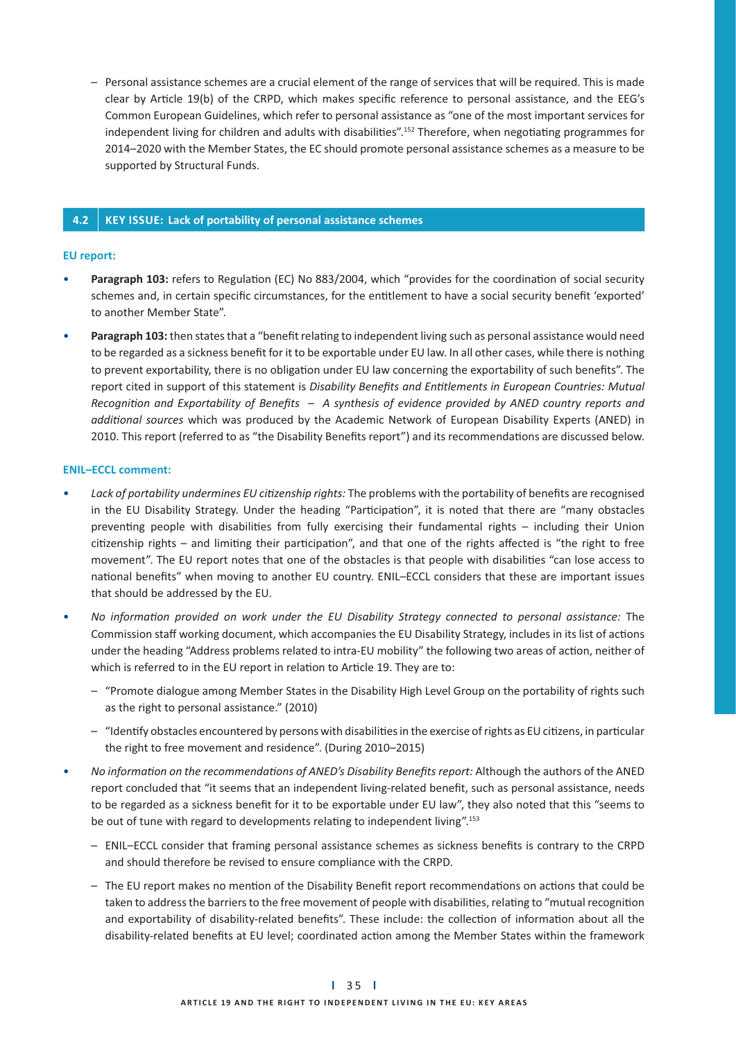– Personal assistance schemes are a crucial element of the range of services that will be required. This is made clear by Article 19(b) of the CRPD, which makes specific reference to personal assistance, and the EEG's Common European Guidelines, which refer to personal assistance as "one of the most important services for independent living for children and adults with disabilities".[152] Therefore, when negotiating programmes for 2014–2020 with the Member States, the EC should promote personal assistance schemes as a measure to be supported by Structural Funds.

## 4.2 KEY ISSUE: Lack of portability of personal assistance schemes

**EU report:**

- **Paragraph 103:** refers to Regulation (EC) No 883/2004, which "provides for the coordination of social security schemes and, in certain specific circumstances, for the entitlement to have a social security benefit 'exported' to another Member State".
- **Paragraph 103:** then states that a "benefit relating to independent living such as personal assistance would need to be regarded as a sickness benefit for it to be exportable under EU law. In all other cases, while there is nothing to prevent exportability, there is no obligation under EU law concerning the exportability of such benefits". The report cited in support of this statement is *Disability Benefits and Entitlements in European Countries: Mutual Recognition and Exportability of Benefits – A synthesis of evidence provided by ANED country reports and additional sources* which was produced by the Academic Network of European Disability Experts (ANED) in 2010. This report (referred to as "the Disability Benefits report") and its recommendations are discussed below.

**ENIL–ECCL comment:**

- *Lack of portability undermines EU citizenship rights:* The problems with the portability of benefits are recognised in the EU Disability Strategy. Under the heading "Participation", it is noted that there are "many obstacles preventing people with disabilities from fully exercising their fundamental rights – including their Union citizenship rights – and limiting their participation", and that one of the rights affected is "the right to free movement". The EU report notes that one of the obstacles is that people with disabilities "can lose access to national benefits" when moving to another EU country. ENIL–ECCL considers that these are important issues that should be addressed by the EU.
- *No information provided on work under the EU Disability Strategy connected to personal assistance:* The Commission staff working document, which accompanies the EU Disability Strategy, includes in its list of actions under the heading "Address problems related to intra-EU mobility" the following two areas of action, neither of which is referred to in the EU report in relation to Article 19. They are to:
  - "Promote dialogue among Member States in the Disability High Level Group on the portability of rights such as the right to personal assistance." (2010)
  - "Identify obstacles encountered by persons with disabilities in the exercise of rights as EU citizens, in particular the right to free movement and residence". (During 2010–2015)
- *No information on the recommendations of ANED's Disability Benefits report:* Although the authors of the ANED report concluded that "it seems that an independent living-related benefit, such as personal assistance, needs to be regarded as a sickness benefit for it to be exportable under EU law", they also noted that this "seems to be out of tune with regard to developments relating to independent living".[153]
  - ENIL–ECCL consider that framing personal assistance schemes as sickness benefits is contrary to the CRPD and should therefore be revised to ensure compliance with the CRPD.
  - The EU report makes no mention of the Disability Benefit report recommendations on actions that could be taken to address the barriers to the free movement of people with disabilities, relating to "mutual recognition and exportability of disability-related benefits". These include: the collection of information about all the disability-related benefits at EU level; coordinated action among the Member States within the framework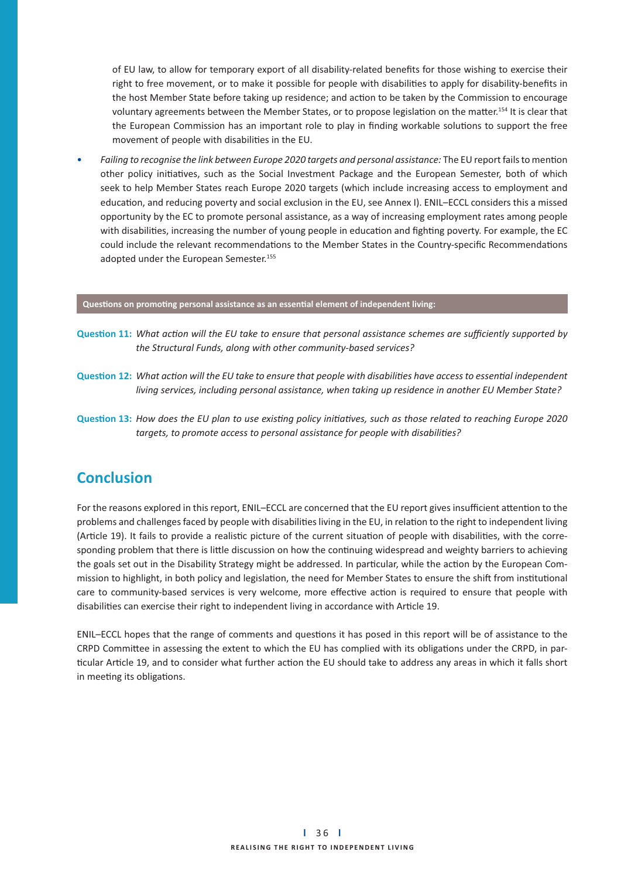of EU law, to allow for temporary export of all disability-related benefits for those wishing to exercise their right to free movement, or to make it possible for people with disabilities to apply for disability-benefits in the host Member State before taking up residence; and action to be taken by the Commission to encourage voluntary agreements between the Member States, or to propose legislation on the matter.[154] It is clear that the European Commission has an important role to play in finding workable solutions to support the free movement of people with disabilities in the EU.

- *Failing to recognise the link between Europe 2020 targets and personal assistance:* The EU report fails to mention other policy initiatives, such as the Social Investment Package and the European Semester, both of which seek to help Member States reach Europe 2020 targets (which include increasing access to employment and education, and reducing poverty and social exclusion in the EU, see Annex I). ENIL–ECCL considers this a missed opportunity by the EC to promote personal assistance, as a way of increasing employment rates among people with disabilities, increasing the number of young people in education and fighting poverty. For example, the EC could include the relevant recommendations to the Member States in the Country-specific Recommendations adopted under the European Semester.[155]

**Questions on promoting personal assistance as an essential element of independent living:**

**Question 11:** *What action will the EU take to ensure that personal assistance schemes are sufficiently supported by the Structural Funds, along with other community-based services?*

**Question 12:** *What action will the EU take to ensure that people with disabilities have access to essential independent living services, including personal assistance, when taking up residence in another EU Member State?*

**Question 13:** *How does the EU plan to use existing policy initiatives, such as those related to reaching Europe 2020 targets, to promote access to personal assistance for people with disabilities?*

## Conclusion

For the reasons explored in this report, ENIL–ECCL are concerned that the EU report gives insufficient attention to the problems and challenges faced by people with disabilities living in the EU, in relation to the right to independent living (Article 19). It fails to provide a realistic picture of the current situation of people with disabilities, with the corresponding problem that there is little discussion on how the continuing widespread and weighty barriers to achieving the goals set out in the Disability Strategy might be addressed. In particular, while the action by the European Commission to highlight, in both policy and legislation, the need for Member States to ensure the shift from institutional care to community-based services is very welcome, more effective action is required to ensure that people with disabilities can exercise their right to independent living in accordance with Article 19.

ENIL–ECCL hopes that the range of comments and questions it has posed in this report will be of assistance to the CRPD Committee in assessing the extent to which the EU has complied with its obligations under the CRPD, in particular Article 19, and to consider what further action the EU should take to address any areas in which it falls short in meeting its obligations.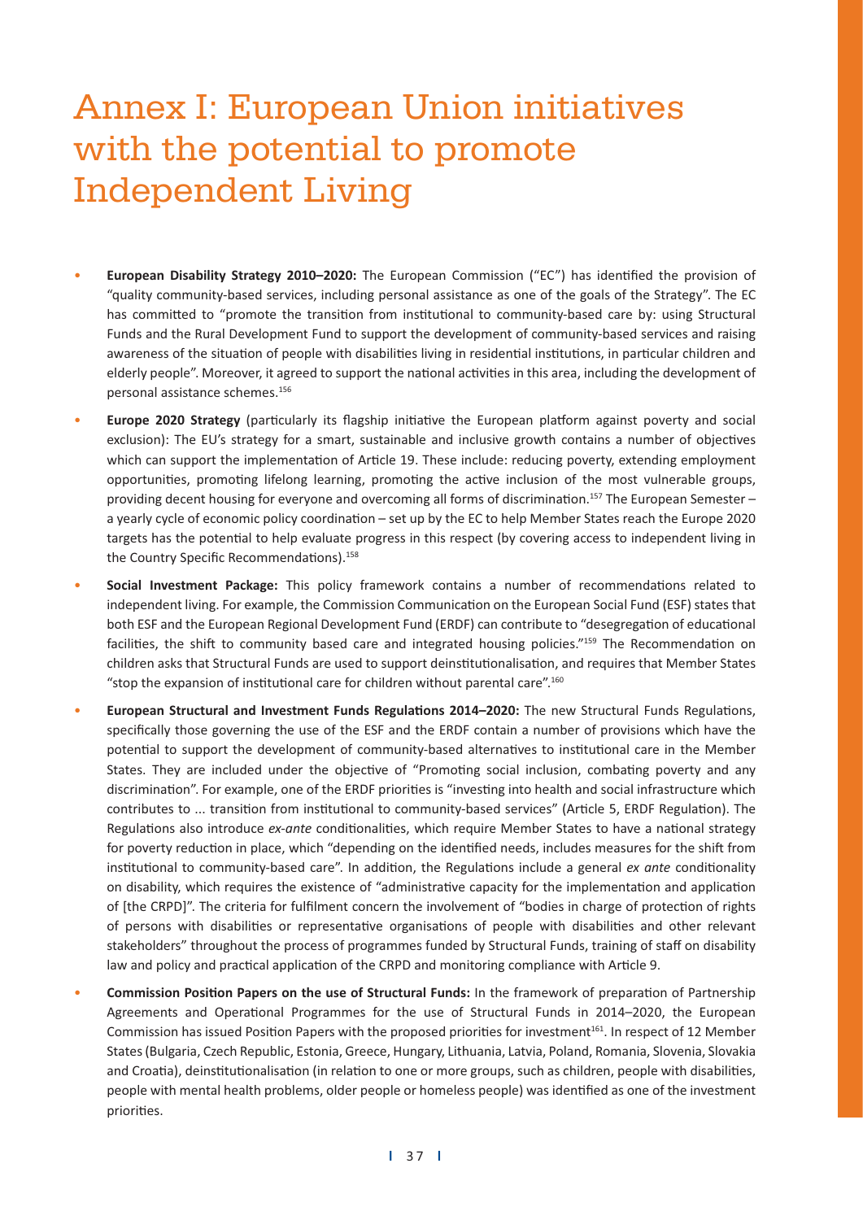# Annex I: European Union initiatives with the potential to promote Independent Living

- **European Disability Strategy 2010–2020:** The European Commission ("EC") has identified the provision of "quality community-based services, including personal assistance as one of the goals of the Strategy". The EC has committed to "promote the transition from institutional to community-based care by: using Structural Funds and the Rural Development Fund to support the development of community-based services and raising awareness of the situation of people with disabilities living in residential institutions, in particular children and elderly people". Moreover, it agreed to support the national activities in this area, including the development of personal assistance schemes.[156]

- **Europe 2020 Strategy** (particularly its flagship initiative the European platform against poverty and social exclusion): The EU's strategy for a smart, sustainable and inclusive growth contains a number of objectives which can support the implementation of Article 19. These include: reducing poverty, extending employment opportunities, promoting lifelong learning, promoting the active inclusion of the most vulnerable groups, providing decent housing for everyone and overcoming all forms of discrimination.[157] The European Semester – a yearly cycle of economic policy coordination – set up by the EC to help Member States reach the Europe 2020 targets has the potential to help evaluate progress in this respect (by covering access to independent living in the Country Specific Recommendations).[158]

- **Social Investment Package:** This policy framework contains a number of recommendations related to independent living. For example, the Commission Communication on the European Social Fund (ESF) states that both ESF and the European Regional Development Fund (ERDF) can contribute to "desegregation of educational facilities, the shift to community based care and integrated housing policies."[159] The Recommendation on children asks that Structural Funds are used to support deinstitutionalisation, and requires that Member States "stop the expansion of institutional care for children without parental care".[160]

- **European Structural and Investment Funds Regulations 2014–2020:** The new Structural Funds Regulations, specifically those governing the use of the ESF and the ERDF contain a number of provisions which have the potential to support the development of community-based alternatives to institutional care in the Member States. They are included under the objective of "Promoting social inclusion, combating poverty and any discrimination". For example, one of the ERDF priorities is "investing into health and social infrastructure which contributes to ... transition from institutional to community-based services" (Article 5, ERDF Regulation). The Regulations also introduce *ex-ante* conditionalities, which require Member States to have a national strategy for poverty reduction in place, which "depending on the identified needs, includes measures for the shift from institutional to community-based care". In addition, the Regulations include a general *ex ante* conditionality on disability, which requires the existence of "administrative capacity for the implementation and application of [the CRPD]". The criteria for fulfilment concern the involvement of "bodies in charge of protection of rights of persons with disabilities or representative organisations of people with disabilities and other relevant stakeholders" throughout the process of programmes funded by Structural Funds, training of staff on disability law and policy and practical application of the CRPD and monitoring compliance with Article 9.

- **Commission Position Papers on the use of Structural Funds:** In the framework of preparation of Partnership Agreements and Operational Programmes for the use of Structural Funds in 2014–2020, the European Commission has issued Position Papers with the proposed priorities for investment[161]. In respect of 12 Member States (Bulgaria, Czech Republic, Estonia, Greece, Hungary, Lithuania, Latvia, Poland, Romania, Slovenia, Slovakia and Croatia), deinstitutionalisation (in relation to one or more groups, such as children, people with disabilities, people with mental health problems, older people or homeless people) was identified as one of the investment priorities.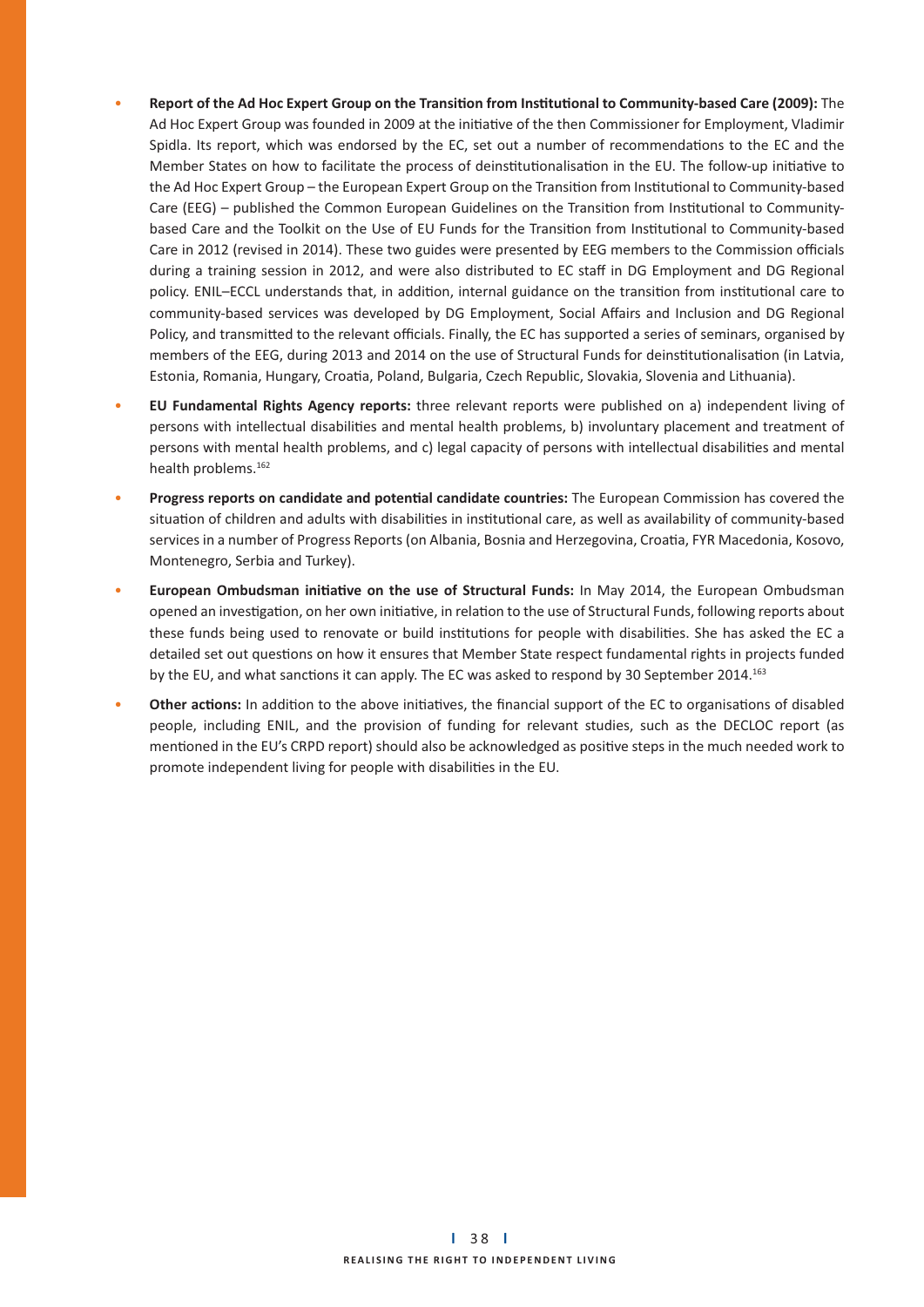- **Report of the Ad Hoc Expert Group on the Transition from Institutional to Community-based Care (2009):** The Ad Hoc Expert Group was founded in 2009 at the initiative of the then Commissioner for Employment, Vladimir Spidla. Its report, which was endorsed by the EC, set out a number of recommendations to the EC and the Member States on how to facilitate the process of deinstitutionalisation in the EU. The follow-up initiative to the Ad Hoc Expert Group – the European Expert Group on the Transition from Institutional to Community-based Care (EEG) – published the Common European Guidelines on the Transition from Institutional to Community-based Care and the Toolkit on the Use of EU Funds for the Transition from Institutional to Community-based Care in 2012 (revised in 2014). These two guides were presented by EEG members to the Commission officials during a training session in 2012, and were also distributed to EC staff in DG Employment and DG Regional policy. ENIL–ECCL understands that, in addition, internal guidance on the transition from institutional care to community-based services was developed by DG Employment, Social Affairs and Inclusion and DG Regional Policy, and transmitted to the relevant officials. Finally, the EC has supported a series of seminars, organised by members of the EEG, during 2013 and 2014 on the use of Structural Funds for deinstitutionalisation (in Latvia, Estonia, Romania, Hungary, Croatia, Poland, Bulgaria, Czech Republic, Slovakia, Slovenia and Lithuania).
- **EU Fundamental Rights Agency reports:** three relevant reports were published on a) independent living of persons with intellectual disabilities and mental health problems, b) involuntary placement and treatment of persons with mental health problems, and c) legal capacity of persons with intellectual disabilities and mental health problems.[162]
- **Progress reports on candidate and potential candidate countries:** The European Commission has covered the situation of children and adults with disabilities in institutional care, as well as availability of community-based services in a number of Progress Reports (on Albania, Bosnia and Herzegovina, Croatia, FYR Macedonia, Kosovo, Montenegro, Serbia and Turkey).
- **European Ombudsman initiative on the use of Structural Funds:** In May 2014, the European Ombudsman opened an investigation, on her own initiative, in relation to the use of Structural Funds, following reports about these funds being used to renovate or build institutions for people with disabilities. She has asked the EC a detailed set out questions on how it ensures that Member State respect fundamental rights in projects funded by the EU, and what sanctions it can apply. The EC was asked to respond by 30 September 2014.[163]
- **Other actions:** In addition to the above initiatives, the financial support of the EC to organisations of disabled people, including ENIL, and the provision of funding for relevant studies, such as the DECLOC report (as mentioned in the EU's CRPD report) should also be acknowledged as positive steps in the much needed work to promote independent living for people with disabilities in the EU.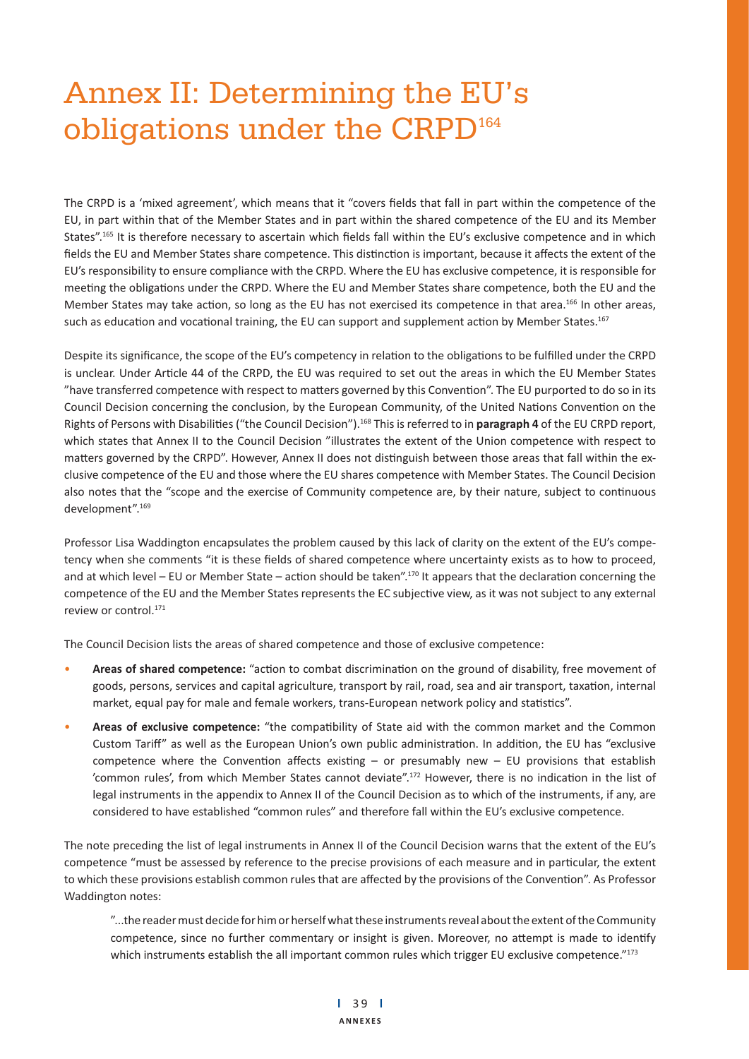# Annex II: Determining the EU's obligations under the CRPD[164]

The CRPD is a 'mixed agreement', which means that it "covers fields that fall in part within the competence of the EU, in part within that of the Member States and in part within the shared competence of the EU and its Member States".[165] It is therefore necessary to ascertain which fields fall within the EU's exclusive competence and in which fields the EU and Member States share competence. This distinction is important, because it affects the extent of the EU's responsibility to ensure compliance with the CRPD. Where the EU has exclusive competence, it is responsible for meeting the obligations under the CRPD. Where the EU and Member States share competence, both the EU and the Member States may take action, so long as the EU has not exercised its competence in that area.[166] In other areas, such as education and vocational training, the EU can support and supplement action by Member States.[167]

Despite its significance, the scope of the EU's competency in relation to the obligations to be fulfilled under the CRPD is unclear. Under Article 44 of the CRPD, the EU was required to set out the areas in which the EU Member States "have transferred competence with respect to matters governed by this Convention". The EU purported to do so in its Council Decision concerning the conclusion, by the European Community, of the United Nations Convention on the Rights of Persons with Disabilities ("the Council Decision").[168] This is referred to in **paragraph 4** of the EU CRPD report, which states that Annex II to the Council Decision "illustrates the extent of the Union competence with respect to matters governed by the CRPD". However, Annex II does not distinguish between those areas that fall within the exclusive competence of the EU and those where the EU shares competence with Member States. The Council Decision also notes that the "scope and the exercise of Community competence are, by their nature, subject to continuous development".[169]

Professor Lisa Waddington encapsulates the problem caused by this lack of clarity on the extent of the EU's competency when she comments "it is these fields of shared competence where uncertainty exists as to how to proceed, and at which level – EU or Member State – action should be taken".[170] It appears that the declaration concerning the competence of the EU and the Member States represents the EC subjective view, as it was not subject to any external review or control.[171]

The Council Decision lists the areas of shared competence and those of exclusive competence:

- **Areas of shared competence:** "action to combat discrimination on the ground of disability, free movement of goods, persons, services and capital agriculture, transport by rail, road, sea and air transport, taxation, internal market, equal pay for male and female workers, trans-European network policy and statistics".
- **Areas of exclusive competence:** "the compatibility of State aid with the common market and the Common Custom Tariff" as well as the European Union's own public administration. In addition, the EU has "exclusive competence where the Convention affects existing – or presumably new – EU provisions that establish 'common rules', from which Member States cannot deviate".[172] However, there is no indication in the list of legal instruments in the appendix to Annex II of the Council Decision as to which of the instruments, if any, are considered to have established "common rules" and therefore fall within the EU's exclusive competence.

The note preceding the list of legal instruments in Annex II of the Council Decision warns that the extent of the EU's competence "must be assessed by reference to the precise provisions of each measure and in particular, the extent to which these provisions establish common rules that are affected by the provisions of the Convention". As Professor Waddington notes:

> "...the reader must decide for him or herself what these instruments reveal about the extent of the Community competence, since no further commentary or insight is given. Moreover, no attempt is made to identify which instruments establish the all important common rules which trigger EU exclusive competence."[173]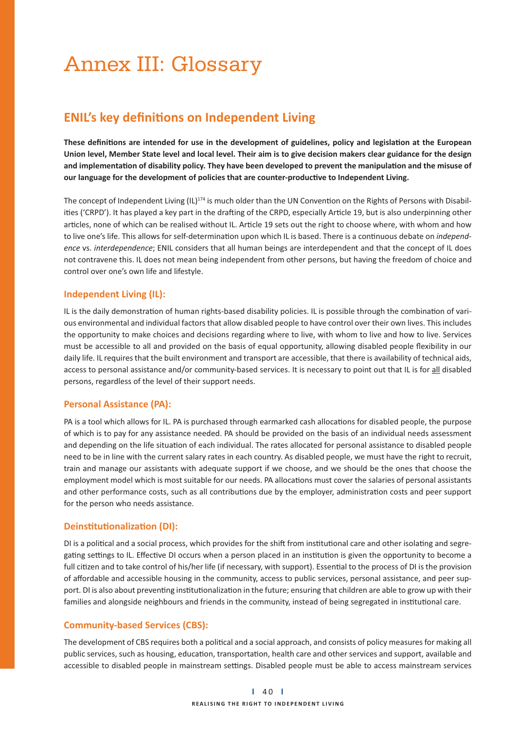# Annex III: Glossary

## ENIL's key definitions on Independent Living

**These definitions are intended for use in the development of guidelines, policy and legislation at the European Union level, Member State level and local level. Their aim is to give decision makers clear guidance for the design and implementation of disability policy. They have been developed to prevent the manipulation and the misuse of our language for the development of policies that are counter-productive to Independent Living.**

The concept of Independent Living (IL)[174] is much older than the UN Convention on the Rights of Persons with Disabilities ('CRPD'). It has played a key part in the drafting of the CRPD, especially Article 19, but is also underpinning other articles, none of which can be realised without IL. Article 19 sets out the right to choose where, with whom and how to live one's life. This allows for self-determination upon which IL is based. There is a continuous debate on *independence* vs. *interdependence*; ENIL considers that all human beings are interdependent and that the concept of IL does not contravene this. IL does not mean being independent from other persons, but having the freedom of choice and control over one's own life and lifestyle.

### Independent Living (IL):

IL is the daily demonstration of human rights-based disability policies. IL is possible through the combination of various environmental and individual factors that allow disabled people to have control over their own lives. This includes the opportunity to make choices and decisions regarding where to live, with whom to live and how to live. Services must be accessible to all and provided on the basis of equal opportunity, allowing disabled people flexibility in our daily life. IL requires that the built environment and transport are accessible, that there is availability of technical aids, access to personal assistance and/or community-based services. It is necessary to point out that IL is for all disabled persons, regardless of the level of their support needs.

### Personal Assistance (PA):

PA is a tool which allows for IL. PA is purchased through earmarked cash allocations for disabled people, the purpose of which is to pay for any assistance needed. PA should be provided on the basis of an individual needs assessment and depending on the life situation of each individual. The rates allocated for personal assistance to disabled people need to be in line with the current salary rates in each country. As disabled people, we must have the right to recruit, train and manage our assistants with adequate support if we choose, and we should be the ones that choose the employment model which is most suitable for our needs. PA allocations must cover the salaries of personal assistants and other performance costs, such as all contributions due by the employer, administration costs and peer support for the person who needs assistance.

### Deinstitutionalization (DI):

DI is a political and a social process, which provides for the shift from institutional care and other isolating and segregating settings to IL. Effective DI occurs when a person placed in an institution is given the opportunity to become a full citizen and to take control of his/her life (if necessary, with support). Essential to the process of DI is the provision of affordable and accessible housing in the community, access to public services, personal assistance, and peer support. DI is also about preventing institutionalization in the future; ensuring that children are able to grow up with their families and alongside neighbours and friends in the community, instead of being segregated in institutional care.

### Community-based Services (CBS):

The development of CBS requires both a political and a social approach, and consists of policy measures for making all public services, such as housing, education, transportation, health care and other services and support, available and accessible to disabled people in mainstream settings. Disabled people must be able to access mainstream services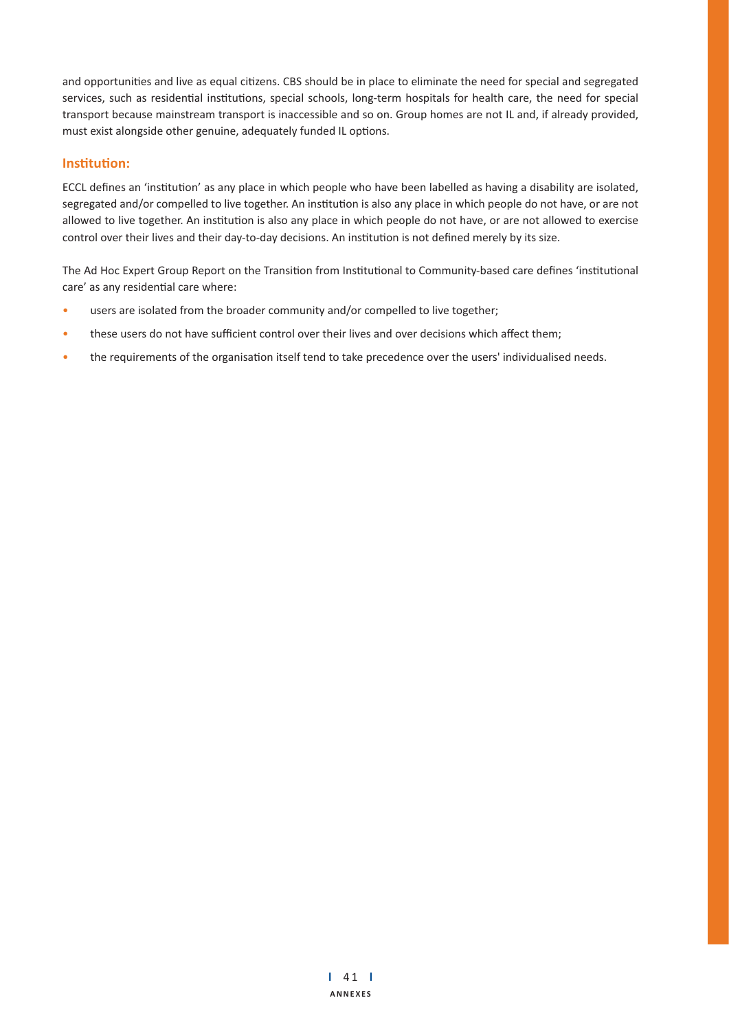and opportunities and live as equal citizens. CBS should be in place to eliminate the need for special and segregated services, such as residential institutions, special schools, long-term hospitals for health care, the need for special transport because mainstream transport is inaccessible and so on. Group homes are not IL and, if already provided, must exist alongside other genuine, adequately funded IL options.

### Institution:

ECCL defines an 'institution' as any place in which people who have been labelled as having a disability are isolated, segregated and/or compelled to live together. An institution is also any place in which people do not have, or are not allowed to live together. An institution is also any place in which people do not have, or are not allowed to exercise control over their lives and their day-to-day decisions. An institution is not defined merely by its size.

The Ad Hoc Expert Group Report on the Transition from Institutional to Community-based care defines 'institutional care' as any residential care where:

- users are isolated from the broader community and/or compelled to live together;
- these users do not have sufficient control over their lives and over decisions which affect them;
- the requirements of the organisation itself tend to take precedence over the users' individualised needs.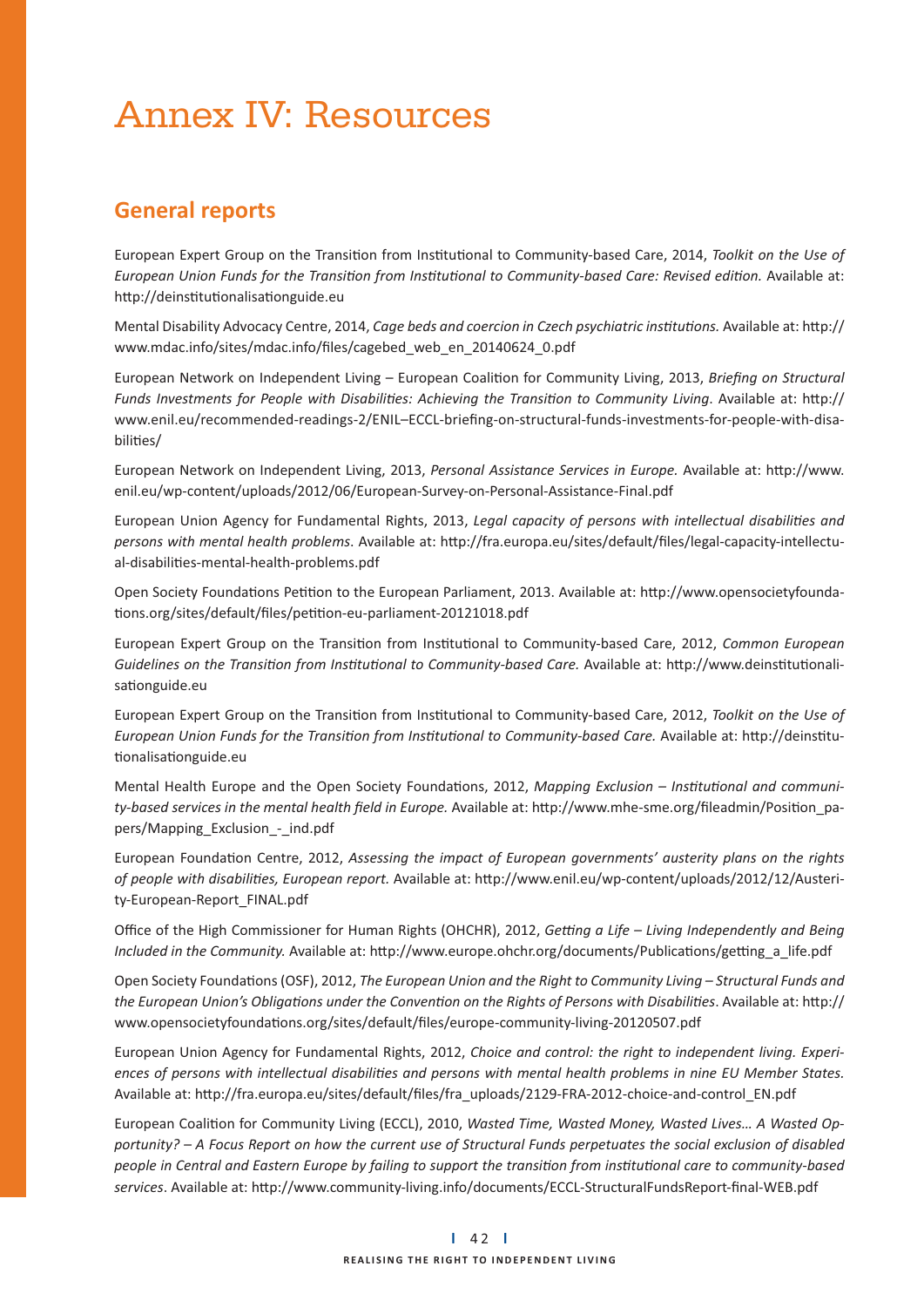# Annex IV: Resources

## General reports

European Expert Group on the Transition from Institutional to Community-based Care, 2014, *Toolkit on the Use of European Union Funds for the Transition from Institutional to Community-based Care: Revised edition.* Available at: http://deinstitutionalisationguide.eu

Mental Disability Advocacy Centre, 2014, *Cage beds and coercion in Czech psychiatric institutions.* Available at: http://www.mdac.info/sites/mdac.info/files/cagebed_web_en_20140624_0.pdf

European Network on Independent Living – European Coalition for Community Living, 2013, *Briefing on Structural Funds Investments for People with Disabilities: Achieving the Transition to Community Living.* Available at: http://www.enil.eu/recommended-readings-2/ENIL–ECCL-briefing-on-structural-funds-investments-for-people-with-disabilities/

European Network on Independent Living, 2013, *Personal Assistance Services in Europe.* Available at: http://www.enil.eu/wp-content/uploads/2012/06/European-Survey-on-Personal-Assistance-Final.pdf

European Union Agency for Fundamental Rights, 2013, *Legal capacity of persons with intellectual disabilities and persons with mental health problems.* Available at: http://fra.europa.eu/sites/default/files/legal-capacity-intellectual-disabilities-mental-health-problems.pdf

Open Society Foundations Petition to the European Parliament, 2013. Available at: http://www.opensocietyfoundations.org/sites/default/files/petition-eu-parliament-20121018.pdf

European Expert Group on the Transition from Institutional to Community-based Care, 2012, *Common European Guidelines on the Transition from Institutional to Community-based Care.* Available at: http://www.deinstitutionalisationguide.eu

European Expert Group on the Transition from Institutional to Community-based Care, 2012, *Toolkit on the Use of European Union Funds for the Transition from Institutional to Community-based Care.* Available at: http://deinstitutionalisationguide.eu

Mental Health Europe and the Open Society Foundations, 2012, *Mapping Exclusion – Institutional and community-based services in the mental health field in Europe.* Available at: http://www.mhe-sme.org/fileadmin/Position_papers/Mapping_Exclusion_-_ind.pdf

European Foundation Centre, 2012, *Assessing the impact of European governments' austerity plans on the rights of people with disabilities, European report.* Available at: http://www.enil.eu/wp-content/uploads/2012/12/Austerity-European-Report_FINAL.pdf

Office of the High Commissioner for Human Rights (OHCHR), 2012, *Getting a Life – Living Independently and Being Included in the Community.* Available at: http://www.europe.ohchr.org/documents/Publications/getting_a_life.pdf

Open Society Foundations (OSF), 2012, *The European Union and the Right to Community Living – Structural Funds and the European Union's Obligations under the Convention on the Rights of Persons with Disabilities*. Available at: http://www.opensocietyfoundations.org/sites/default/files/europe-community-living-20120507.pdf

European Union Agency for Fundamental Rights, 2012, *Choice and control: the right to independent living. Experiences of persons with intellectual disabilities and persons with mental health problems in nine EU Member States.* Available at: http://fra.europa.eu/sites/default/files/fra_uploads/2129-FRA-2012-choice-and-control_EN.pdf

European Coalition for Community Living (ECCL), 2010, *Wasted Time, Wasted Money, Wasted Lives… A Wasted Opportunity? – A Focus Report on how the current use of Structural Funds perpetuates the social exclusion of disabled people in Central and Eastern Europe by failing to support the transition from institutional care to community-based services*. Available at: http://www.community-living.info/documents/ECCL-StructuralFundsReport-final-WEB.pdf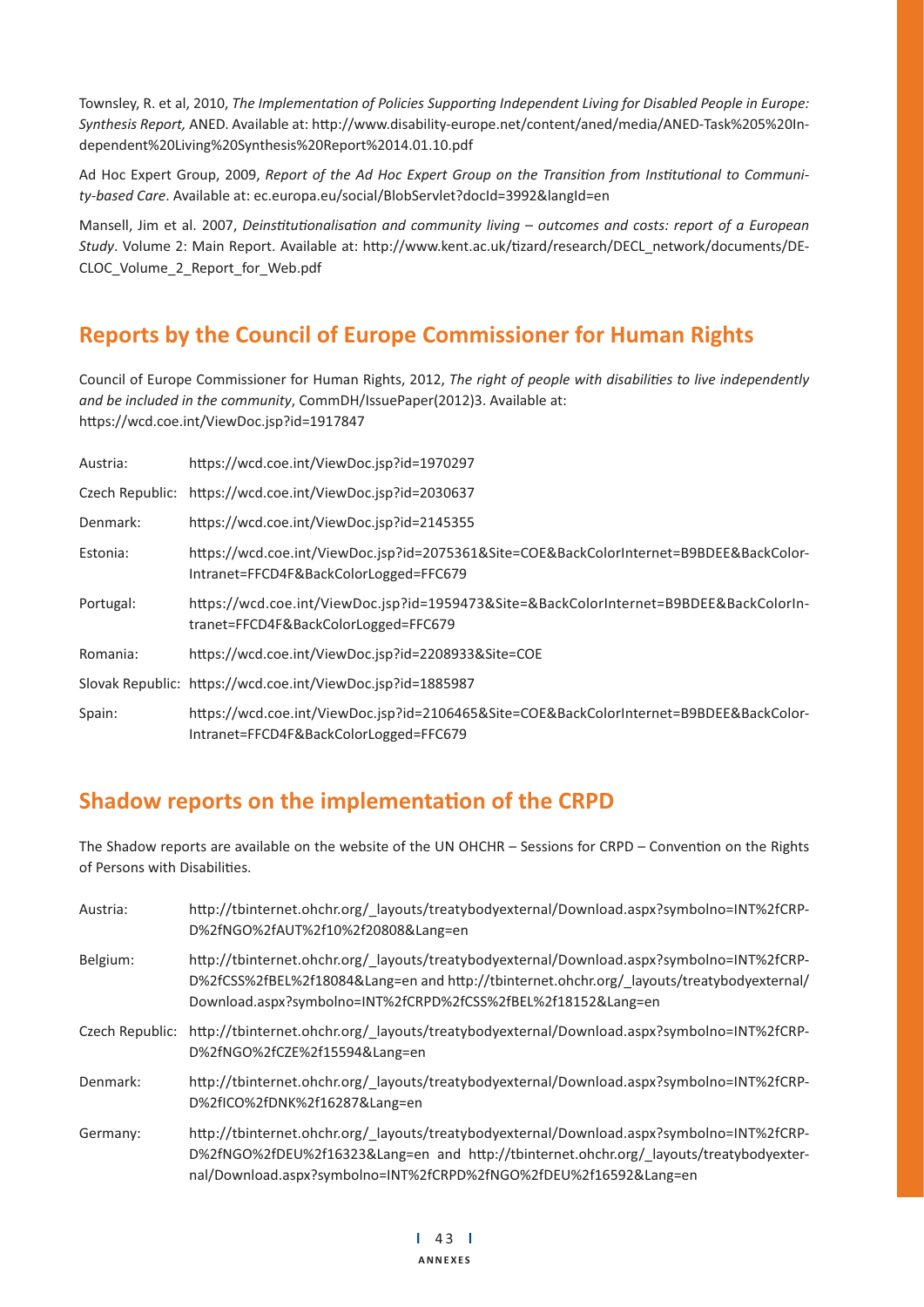Townsley, R. et al, 2010, *The Implementation of Policies Supporting Independent Living for Disabled People in Europe: Synthesis Report,* ANED. Available at: http://www.disability-europe.net/content/aned/media/ANED-Task%205%20Independent%20Living%20Synthesis%20Report%2014.01.10.pdf

Ad Hoc Expert Group, 2009, *Report of the Ad Hoc Expert Group on the Transition from Institutional to Community-based Care*. Available at: ec.europa.eu/social/BlobServlet?docId=3992&langId=en

Mansell, Jim et al. 2007, *Deinstitutionalisation and community living – outcomes and costs: report of a European Study*. Volume 2: Main Report. Available at: http://www.kent.ac.uk/tizard/research/DECL_network/documents/DECLOC_Volume_2_Report_for_Web.pdf

## Reports by the Council of Europe Commissioner for Human Rights

Council of Europe Commissioner for Human Rights, 2012, *The right of people with disabilities to live independently and be included in the community*, CommDH/IssuePaper(2012)3. Available at: https://wcd.coe.int/ViewDoc.jsp?id=1917847

| | |
|---|---|
| Austria: | https://wcd.coe.int/ViewDoc.jsp?id=1970297 |
| Czech Republic: | https://wcd.coe.int/ViewDoc.jsp?id=2030637 |
| Denmark: | https://wcd.coe.int/ViewDoc.jsp?id=2145355 |
| Estonia: | https://wcd.coe.int/ViewDoc.jsp?id=2075361&Site=COE&BackColorInternet=B9BDEE&BackColorIntranet=FFCD4F&BackColorLogged=FFC679 |
| Portugal: | https://wcd.coe.int/ViewDoc.jsp?id=1959473&Site=&BackColorInternet=B9BDEE&BackColorIntranet=FFCD4F&BackColorLogged=FFC679 |
| Romania: | https://wcd.coe.int/ViewDoc.jsp?id=2208933&Site=COE |
| Slovak Republic: | https://wcd.coe.int/ViewDoc.jsp?id=1885987 |
| Spain: | https://wcd.coe.int/ViewDoc.jsp?id=2106465&Site=COE&BackColorInternet=B9BDEE&BackColorIntranet=FFCD4F&BackColorLogged=FFC679 |

## Shadow reports on the implementation of the CRPD

The Shadow reports are available on the website of the UN OHCHR – Sessions for CRPD – Convention on the Rights of Persons with Disabilities.

| | |
|---|---|
| Austria: | http://tbinternet.ohchr.org/_layouts/treatybodyexternal/Download.aspx?symbolno=INT%2fCRPD%2fNGO%2fAUT%2f10%2f20808&Lang=en |
| Belgium: | http://tbinternet.ohchr.org/_layouts/treatybodyexternal/Download.aspx?symbolno=INT%2fCRPD%2fCSS%2fBEL%2f18084&Lang=en and http://tbinternet.ohchr.org/_layouts/treatybodyexternal/Download.aspx?symbolno=INT%2fCRPD%2fCSS%2fBEL%2f18152&Lang=en |
| Czech Republic: | http://tbinternet.ohchr.org/_layouts/treatybodyexternal/Download.aspx?symbolno=INT%2fCRPD%2fNGO%2fCZE%2f15594&Lang=en |
| Denmark: | http://tbinternet.ohchr.org/_layouts/treatybodyexternal/Download.aspx?symbolno=INT%2fCRPD%2fICO%2fDNK%2f16287&Lang=en |
| Germany: | http://tbinternet.ohchr.org/_layouts/treatybodyexternal/Download.aspx?symbolno=INT%2fCRPD%2fNGO%2fDEU%2f16323&Lang=en and http://tbinternet.ohchr.org/_layouts/treatybodyexternal/Download.aspx?symbolno=INT%2fCRPD%2fNGO%2fDEU%2f16592&Lang=en |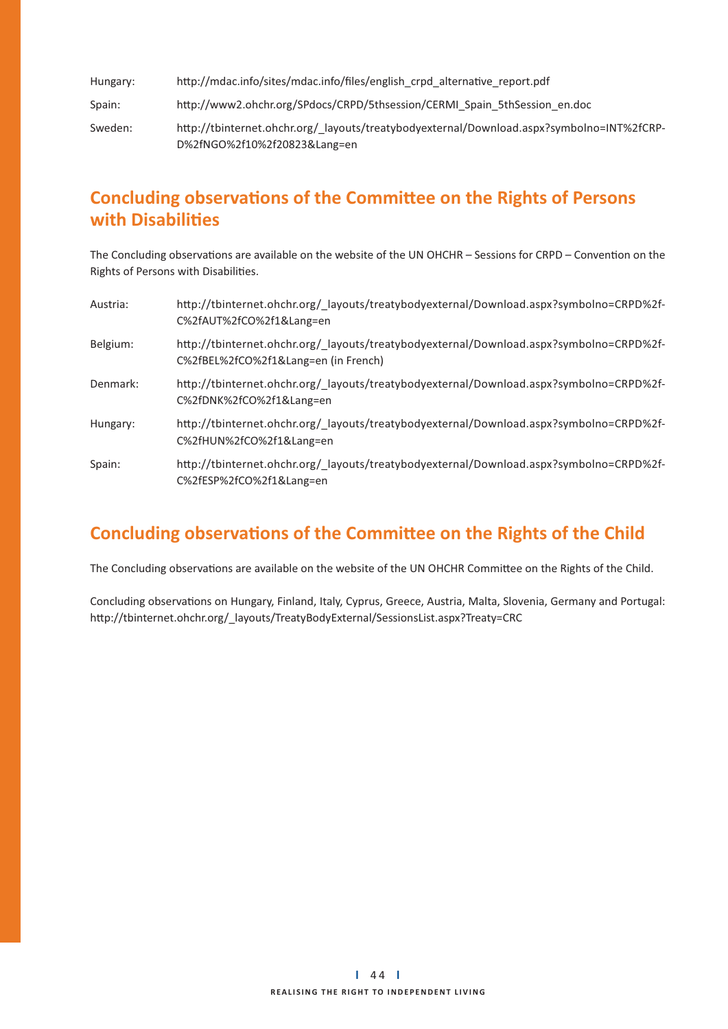Hungary: http://mdac.info/sites/mdac.info/files/english_crpd_alternative_report.pdf

Spain: http://www2.ohchr.org/SPdocs/CRPD/5thsession/CERMI_Spain_5thSession_en.doc

Sweden: http://tbinternet.ohchr.org/_layouts/treatybodyexternal/Download.aspx?symbolno=INT%2fCRPD%2fNGO%2f10%2f20823&Lang=en

## Concluding observations of the Committee on the Rights of Persons with Disabilities

The Concluding observations are available on the website of the UN OHCHR – Sessions for CRPD – Convention on the Rights of Persons with Disabilities.

Austria: http://tbinternet.ohchr.org/_layouts/treatybodyexternal/Download.aspx?symbolno=CRPD%2fC%2fAUT%2fCO%2f1&Lang=en

Belgium: http://tbinternet.ohchr.org/_layouts/treatybodyexternal/Download.aspx?symbolno=CRPD%2fC%2fBEL%2fCO%2f1&Lang=en (in French)

Denmark: http://tbinternet.ohchr.org/_layouts/treatybodyexternal/Download.aspx?symbolno=CRPD%2fC%2fDNK%2fCO%2f1&Lang=en

Hungary: http://tbinternet.ohchr.org/_layouts/treatybodyexternal/Download.aspx?symbolno=CRPD%2fC%2fHUN%2fCO%2f1&Lang=en

Spain: http://tbinternet.ohchr.org/_layouts/treatybodyexternal/Download.aspx?symbolno=CRPD%2fC%2fESP%2fCO%2f1&Lang=en

## Concluding observations of the Committee on the Rights of the Child

The Concluding observations are available on the website of the UN OHCHR Committee on the Rights of the Child.

Concluding observations on Hungary, Finland, Italy, Cyprus, Greece, Austria, Malta, Slovenia, Germany and Portugal: http://tbinternet.ohchr.org/_layouts/TreatyBodyExternal/SessionsList.aspx?Treaty=CRC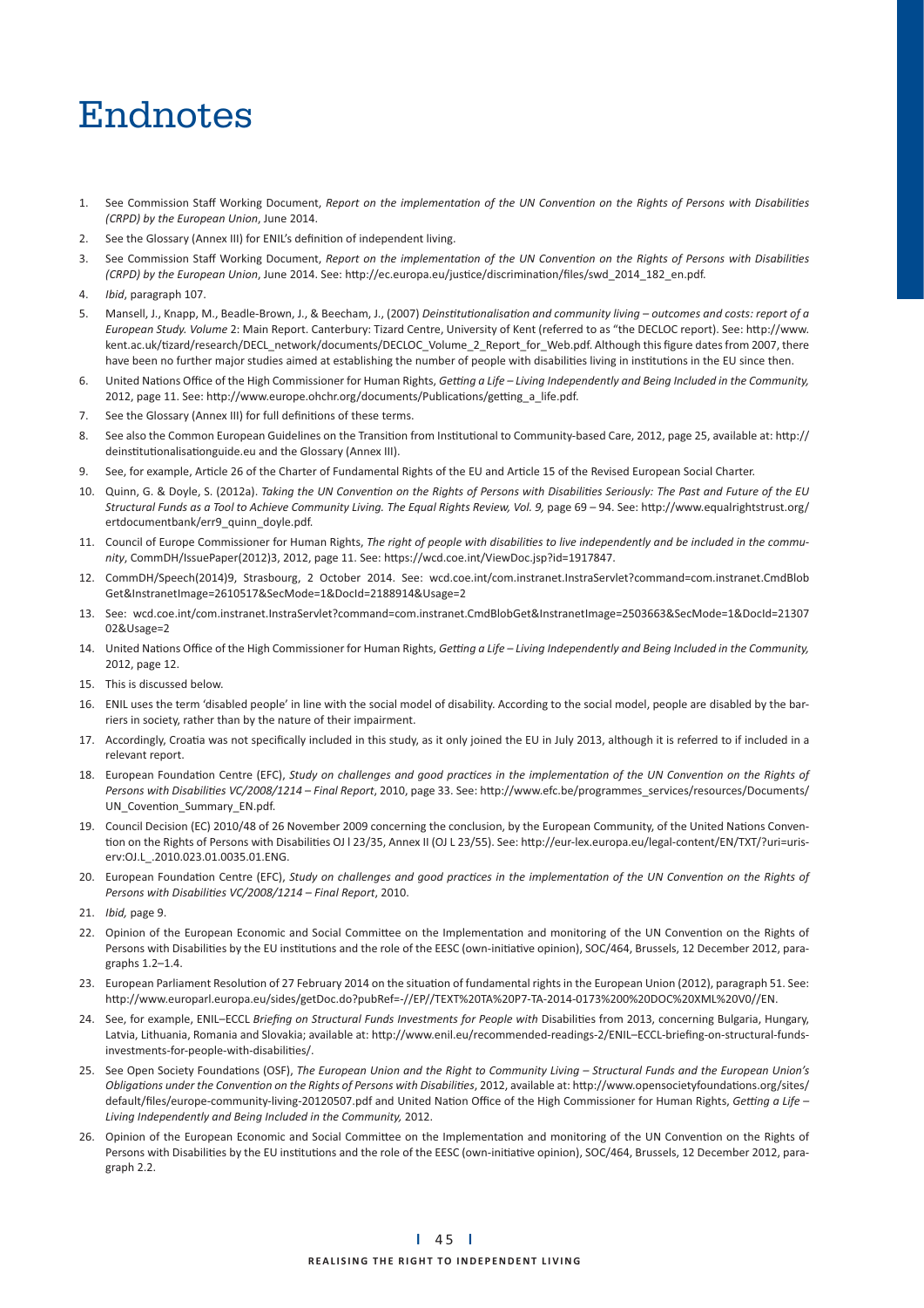# Endnotes

1. See Commission Staff Working Document, *Report on the implementation of the UN Convention on the Rights of Persons with Disabilities (CRPD) by the European Union*, June 2014.
2. See the Glossary (Annex III) for ENIL's definition of independent living.
3. See Commission Staff Working Document, *Report on the implementation of the UN Convention on the Rights of Persons with Disabilities (CRPD) by the European Union*, June 2014. See: http://ec.europa.eu/justice/discrimination/files/swd_2014_182_en.pdf.
4. *Ibid*, paragraph 107.
5. Mansell, J., Knapp, M., Beadle-Brown, J., & Beecham, J., (2007) *Deinstitutionalisation and community living – outcomes and costs: report of a European Study. Volume* 2: Main Report. Canterbury: Tizard Centre, University of Kent (referred to as "the DECLOC report). See: http://www.kent.ac.uk/tizard/research/DECL_network/documents/DECLOC_Volume_2_Report_for_Web.pdf. Although this figure dates from 2007, there have been no further major studies aimed at establishing the number of people with disabilities living in institutions in the EU since then.
6. United Nations Office of the High Commissioner for Human Rights, *Getting a Life – Living Independently and Being Included in the Community,* 2012, page 11. See: http://www.europe.ohchr.org/documents/Publications/getting_a_life.pdf.
7. See the Glossary (Annex III) for full definitions of these terms.
8. See also the Common European Guidelines on the Transition from Institutional to Community-based Care, 2012, page 25, available at: http://deinstitutionalisationguide.eu and the Glossary (Annex III).
9. See, for example, Article 26 of the Charter of Fundamental Rights of the EU and Article 15 of the Revised European Social Charter.
10. Quinn, G. & Doyle, S. (2012a). *Taking the UN Convention on the Rights of Persons with Disabilities Seriously: The Past and Future of the EU Structural Funds as a Tool to Achieve Community Living. The Equal Rights Review, Vol. 9,* page 69 – 94. See: http://www.equalrightstrust.org/ertdocumentbank/err9_quinn_doyle.pdf.
11. Council of Europe Commissioner for Human Rights, *The right of people with disabilities to live independently and be included in the community*, CommDH/IssuePaper(2012)3, 2012, page 11. See: https://wcd.coe.int/ViewDoc.jsp?id=1917847.
12. CommDH/Speech(2014)9, Strasbourg, 2 October 2014. See: wcd.coe.int/com.instranet.InstraServlet?command=com.instranet.CmdBlobGet&InstranetImage=2610517&SecMode=1&DocId=2188914&Usage=2
13. See: wcd.coe.int/com.instranet.InstraServlet?command=com.instranet.CmdBlobGet&InstranetImage=2503663&SecMode=1&DocId=2130702&Usage=2
14. United Nations Office of the High Commissioner for Human Rights, *Getting a Life – Living Independently and Being Included in the Community,* 2012, page 12.
15. This is discussed below.
16. ENIL uses the term 'disabled people' in line with the social model of disability. According to the social model, people are disabled by the barriers in society, rather than by the nature of their impairment.
17. Accordingly, Croatia was not specifically included in this study, as it only joined the EU in July 2013, although it is referred to if included in a relevant report.
18. European Foundation Centre (EFC), *Study on challenges and good practices in the implementation of the UN Convention on the Rights of Persons with Disabilities VC/2008/1214 – Final Report*, 2010, page 33. See: http://www.efc.be/programmes_services/resources/Documents/UN_Covention_Summary_EN.pdf.
19. Council Decision (EC) 2010/48 of 26 November 2009 concerning the conclusion, by the European Community, of the United Nations Convention on the Rights of Persons with Disabilities OJ l 23/35, Annex II (OJ L 23/55). See: http://eur-lex.europa.eu/legal-content/EN/TXT/?uri=uriserv:OJ.L_.2010.023.01.0035.01.ENG.
20. European Foundation Centre (EFC), *Study on challenges and good practices in the implementation of the UN Convention on the Rights of Persons with Disabilities VC/2008/1214 – Final Report*, 2010.
21. *Ibid,* page 9.
22. Opinion of the European Economic and Social Committee on the Implementation and monitoring of the UN Convention on the Rights of Persons with Disabilities by the EU institutions and the role of the EESC (own-initiative opinion), SOC/464, Brussels, 12 December 2012, paragraphs 1.2–1.4.
23. European Parliament Resolution of 27 February 2014 on the situation of fundamental rights in the European Union (2012), paragraph 51. See: http://www.europarl.europa.eu/sides/getDoc.do?pubRef=-//EP//TEXT%20TA%20P7-TA-2014-0173%200%20DOC%20XML%20V0//EN.
24. See, for example, ENIL–ECCL *Briefing on Structural Funds Investments for People with* Disabilities from 2013, concerning Bulgaria, Hungary, Latvia, Lithuania, Romania and Slovakia; available at: http://www.enil.eu/recommended-readings-2/ENIL–ECCL-briefing-on-structural-funds-investments-for-people-with-disabilities/.
25. See Open Society Foundations (OSF), *The European Union and the Right to Community Living – Structural Funds and the European Union's Obligations under the Convention on the Rights of Persons with Disabilities*, 2012, available at: http://www.opensocietyfoundations.org/sites/default/files/europe-community-living-20120507.pdf and United Nation Office of the High Commissioner for Human Rights, *Getting a Life – Living Independently and Being Included in the Community,* 2012.
26. Opinion of the European Economic and Social Committee on the Implementation and monitoring of the UN Convention on the Rights of Persons with Disabilities by the EU institutions and the role of the EESC (own-initiative opinion), SOC/464, Brussels, 12 December 2012, paragraph 2.2.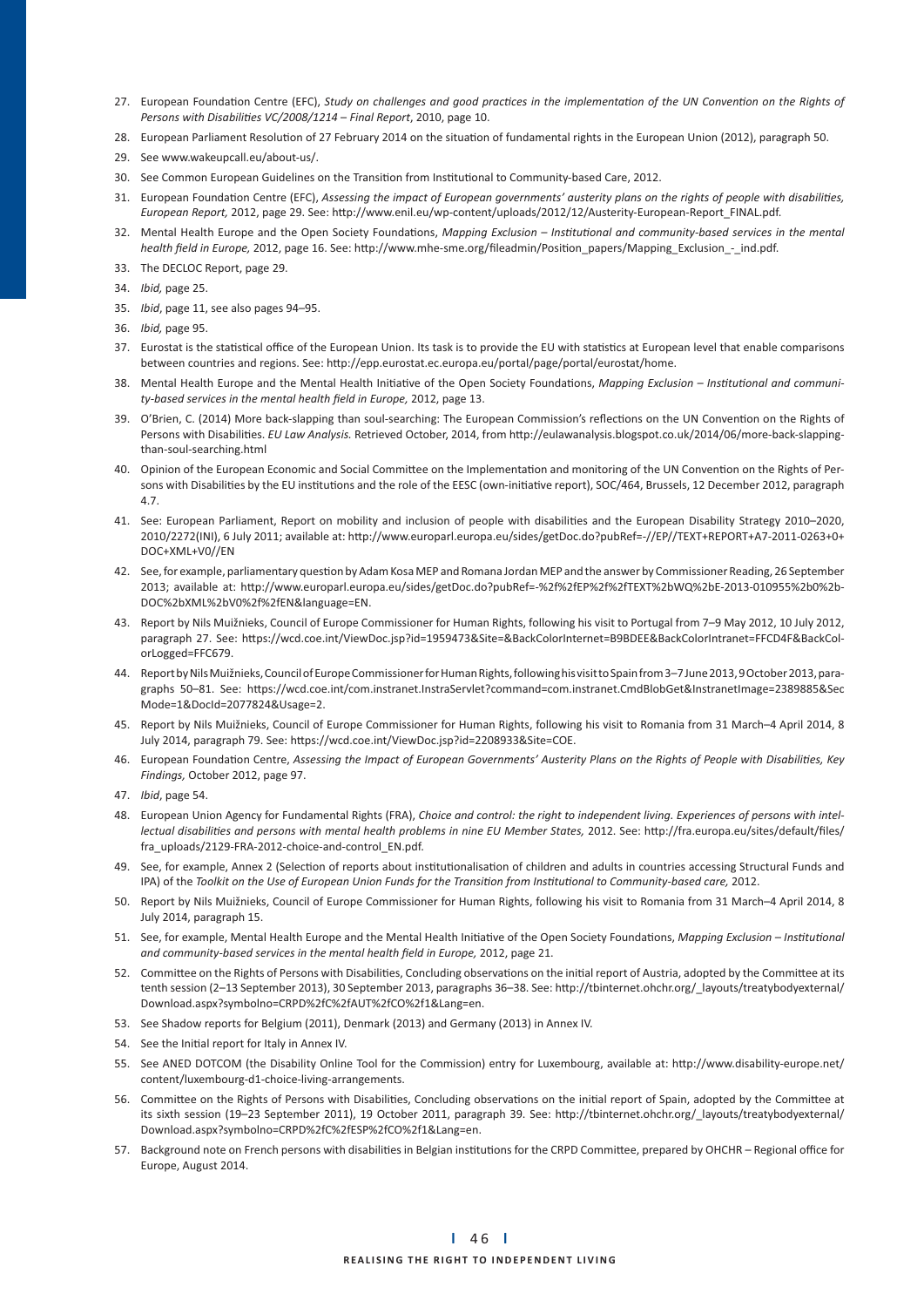27. European Foundation Centre (EFC), *Study on challenges and good practices in the implementation of the UN Convention on the Rights of Persons with Disabilities VC/2008/1214 – Final Report*, 2010, page 10.
28. European Parliament Resolution of 27 February 2014 on the situation of fundamental rights in the European Union (2012), paragraph 50.
29. See www.wakeupcall.eu/about-us/.
30. See Common European Guidelines on the Transition from Institutional to Community-based Care, 2012.
31. European Foundation Centre (EFC), *Assessing the impact of European governments' austerity plans on the rights of people with disabilities, European Report,* 2012, page 29. See: http://www.enil.eu/wp-content/uploads/2012/12/Austerity-European-Report_FINAL.pdf.
32. Mental Health Europe and the Open Society Foundations, *Mapping Exclusion – Institutional and community-based services in the mental health field in Europe,* 2012, page 16. See: http://www.mhe-sme.org/fileadmin/Position_papers/Mapping_Exclusion_-_ind.pdf.
33. The DECLOC Report, page 29.
34. *Ibid,* page 25.
35. *Ibid*, page 11, see also pages 94–95.
36. *Ibid,* page 95.
37. Eurostat is the statistical office of the European Union. Its task is to provide the EU with statistics at European level that enable comparisons between countries and regions. See: http://epp.eurostat.ec.europa.eu/portal/page/portal/eurostat/home.
38. Mental Health Europe and the Mental Health Initiative of the Open Society Foundations, *Mapping Exclusion – Institutional and community-based services in the mental health field in Europe,* 2012, page 13.
39. O'Brien, C. (2014) More back-slapping than soul-searching: The European Commission's reflections on the UN Convention on the Rights of Persons with Disabilities. *EU Law Analysis.* Retrieved October, 2014, from http://eulawanalysis.blogspot.co.uk/2014/06/more-back-slapping-than-soul-searching.html
40. Opinion of the European Economic and Social Committee on the Implementation and monitoring of the UN Convention on the Rights of Persons with Disabilities by the EU institutions and the role of the EESC (own-initiative report), SOC/464, Brussels, 12 December 2012, paragraph 4.7.
41. See: European Parliament, Report on mobility and inclusion of people with disabilities and the European Disability Strategy 2010–2020, 2010/2272(INI), 6 July 2011; available at: http://www.europarl.europa.eu/sides/getDoc.do?pubRef=-//EP//TEXT+REPORT+A7-2011-0263+0+DOC+XML+V0//EN
42. See, for example, parliamentary question by Adam Kosa MEP and Romana Jordan MEP and the answer by Commissioner Reading, 26 September 2013; available at: http://www.europarl.europa.eu/sides/getDoc.do?pubRef=-%2f%2fEP%2f%2fTEXT%2bWQ%2bE-2013-010955%2b0%2bDOC%2bXML%2bV0%2f%2fEN&language=EN.
43. Report by Nils Muižnieks, Council of Europe Commissioner for Human Rights, following his visit to Portugal from 7–9 May 2012, 10 July 2012, paragraph 27. See: https://wcd.coe.int/ViewDoc.jsp?id=1959473&Site=&BackColorInternet=B9BDEE&BackColorIntranet=FFCD4F&BackColorLogged=FFC679.
44. Report by Nils Muižnieks, Council of Europe Commissioner for Human Rights, following his visit to Spain from 3–7 June 2013, 9 October 2013, paragraphs 50–81. See: https://wcd.coe.int/com.instranet.InstraServlet?command=com.instranet.CmdBlobGet&InstranetImage=2389885&SecMode=1&DocId=2077824&Usage=2.
45. Report by Nils Muižnieks, Council of Europe Commissioner for Human Rights, following his visit to Romania from 31 March–4 April 2014, 8 July 2014, paragraph 79. See: https://wcd.coe.int/ViewDoc.jsp?id=2208933&Site=COE.
46. European Foundation Centre, *Assessing the Impact of European Governments' Austerity Plans on the Rights of People with Disabilities, Key Findings,* October 2012, page 97.
47. *Ibid*, page 54.
48. European Union Agency for Fundamental Rights (FRA), *Choice and control: the right to independent living. Experiences of persons with intellectual disabilities and persons with mental health problems in nine EU Member States,* 2012. See: http://fra.europa.eu/sites/default/files/fra_uploads/2129-FRA-2012-choice-and-control_EN.pdf.
49. See, for example, Annex 2 (Selection of reports about institutionalisation of children and adults in countries accessing Structural Funds and IPA) of the *Toolkit on the Use of European Union Funds for the Transition from Institutional to Community-based care,* 2012.
50. Report by Nils Muižnieks, Council of Europe Commissioner for Human Rights, following his visit to Romania from 31 March–4 April 2014, 8 July 2014, paragraph 15.
51. See, for example, Mental Health Europe and the Mental Health Initiative of the Open Society Foundations, *Mapping Exclusion – Institutional and community-based services in the mental health field in Europe,* 2012, page 21.
52. Committee on the Rights of Persons with Disabilities, Concluding observations on the initial report of Austria, adopted by the Committee at its tenth session (2–13 September 2013), 30 September 2013, paragraphs 36–38. See: http://tbinternet.ohchr.org/_layouts/treatybodyexternal/Download.aspx?symbolno=CRPD%2fC%2fAUT%2fCO%2f1&Lang=en.
53. See Shadow reports for Belgium (2011), Denmark (2013) and Germany (2013) in Annex IV.
54. See the Initial report for Italy in Annex IV.
55. See ANED DOTCOM (the Disability Online Tool for the Commission) entry for Luxembourg, available at: http://www.disability-europe.net/content/luxembourg-d1-choice-living-arrangements.
56. Committee on the Rights of Persons with Disabilities, Concluding observations on the initial report of Spain, adopted by the Committee at its sixth session (19–23 September 2011), 19 October 2011, paragraph 39. See: http://tbinternet.ohchr.org/_layouts/treatybodyexternal/Download.aspx?symbolno=CRPD%2fC%2fESP%2fCO%2f1&Lang=en.
57. Background note on French persons with disabilities in Belgian institutions for the CRPD Committee, prepared by OHCHR – Regional office for Europe, August 2014.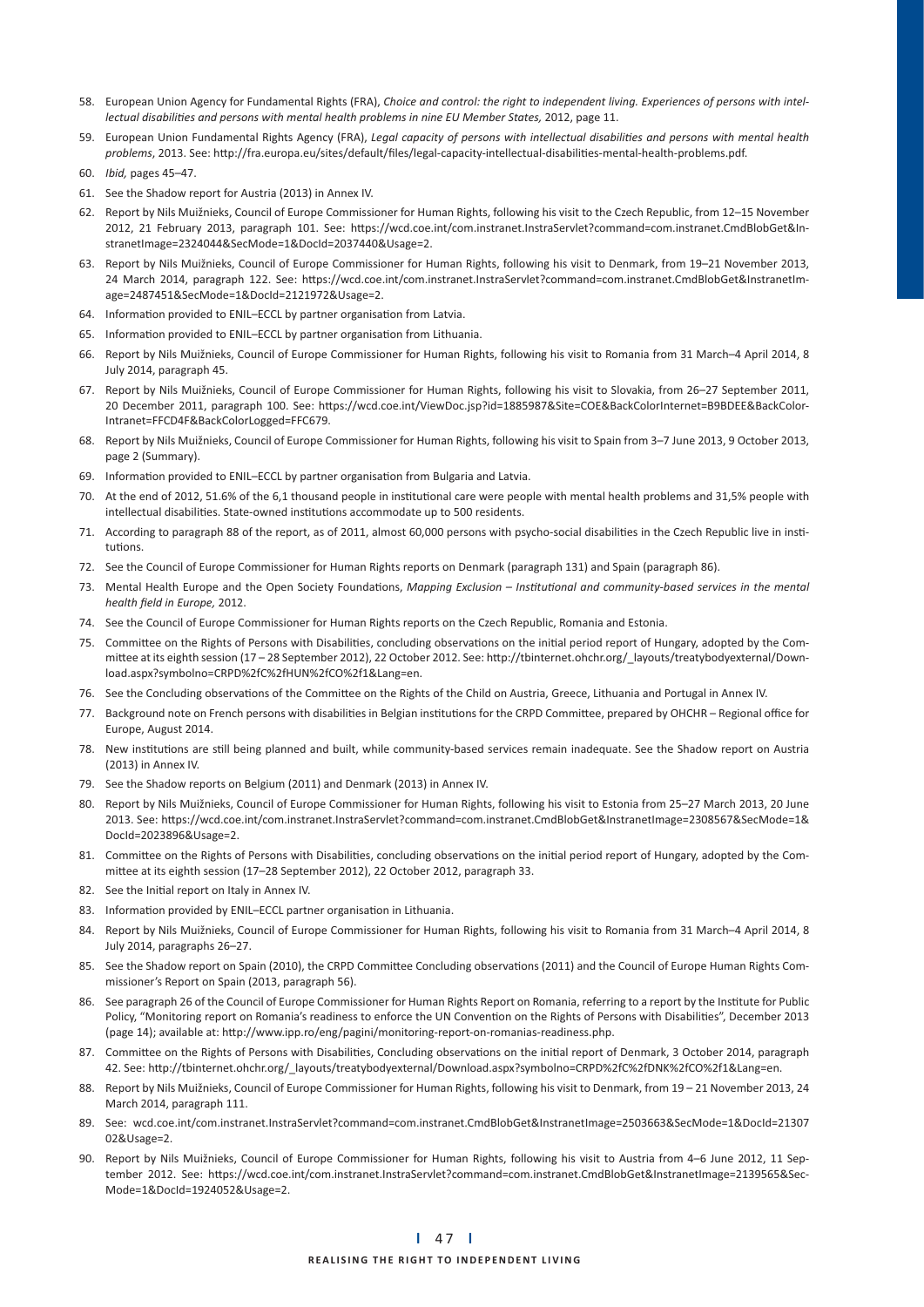58. European Union Agency for Fundamental Rights (FRA), *Choice and control: the right to independent living. Experiences of persons with intellectual disabilities and persons with mental health problems in nine EU Member States,* 2012, page 11.
59. European Union Fundamental Rights Agency (FRA), *Legal capacity of persons with intellectual disabilities and persons with mental health problems*, 2013. See: http://fra.europa.eu/sites/default/files/legal-capacity-intellectual-disabilities-mental-health-problems.pdf.
60. *Ibid,* pages 45–47.
61. See the Shadow report for Austria (2013) in Annex IV.
62. Report by Nils Muižnieks, Council of Europe Commissioner for Human Rights, following his visit to the Czech Republic, from 12–15 November 2012, 21 February 2013, paragraph 101. See: https://wcd.coe.int/com.instranet.InstraServlet?command=com.instranet.CmdBlobGet&InstranetImage=2324044&SecMode=1&DocId=2037440&Usage=2.
63. Report by Nils Muižnieks, Council of Europe Commissioner for Human Rights, following his visit to Denmark, from 19–21 November 2013, 24 March 2014, paragraph 122. See: https://wcd.coe.int/com.instranet.InstraServlet?command=com.instranet.CmdBlobGet&InstranetImage=2487451&SecMode=1&DocId=2121972&Usage=2.
64. Information provided to ENIL–ECCL by partner organisation from Latvia.
65. Information provided to ENIL–ECCL by partner organisation from Lithuania.
66. Report by Nils Muižnieks, Council of Europe Commissioner for Human Rights, following his visit to Romania from 31 March–4 April 2014, 8 July 2014, paragraph 45.
67. Report by Nils Muižnieks, Council of Europe Commissioner for Human Rights, following his visit to Slovakia, from 26–27 September 2011, 20 December 2011, paragraph 100. See: https://wcd.coe.int/ViewDoc.jsp?id=1885987&Site=COE&BackColorInternet=B9BDEE&BackColorIntranet=FFCD4F&BackColorLogged=FFC679.
68. Report by Nils Muižnieks, Council of Europe Commissioner for Human Rights, following his visit to Spain from 3–7 June 2013, 9 October 2013, page 2 (Summary).
69. Information provided to ENIL–ECCL by partner organisation from Bulgaria and Latvia.
70. At the end of 2012, 51.6% of the 6,1 thousand people in institutional care were people with mental health problems and 31,5% people with intellectual disabilities. State-owned institutions accommodate up to 500 residents.
71. According to paragraph 88 of the report, as of 2011, almost 60,000 persons with psycho-social disabilities in the Czech Republic live in institutions.
72. See the Council of Europe Commissioner for Human Rights reports on Denmark (paragraph 131) and Spain (paragraph 86).
73. Mental Health Europe and the Open Society Foundations, *Mapping Exclusion – Institutional and community-based services in the mental health field in Europe,* 2012.
74. See the Council of Europe Commissioner for Human Rights reports on the Czech Republic, Romania and Estonia.
75. Committee on the Rights of Persons with Disabilities, concluding observations on the initial period report of Hungary, adopted by the Committee at its eighth session (17 – 28 September 2012), 22 October 2012. See: http://tbinternet.ohchr.org/_layouts/treatybodyexternal/Download.aspx?symbolno=CRPD%2fC%2fHUN%2fCO%2f1&Lang=en.
76. See the Concluding observations of the Committee on the Rights of the Child on Austria, Greece, Lithuania and Portugal in Annex IV.
77. Background note on French persons with disabilities in Belgian institutions for the CRPD Committee, prepared by OHCHR – Regional office for Europe, August 2014.
78. New institutions are still being planned and built, while community-based services remain inadequate. See the Shadow report on Austria (2013) in Annex IV.
79. See the Shadow reports on Belgium (2011) and Denmark (2013) in Annex IV.
80. Report by Nils Muižnieks, Council of Europe Commissioner for Human Rights, following his visit to Estonia from 25–27 March 2013, 20 June 2013. See: https://wcd.coe.int/com.instranet.InstraServlet?command=com.instranet.CmdBlobGet&InstranetImage=2308567&SecMode=1&DocId=2023896&Usage=2.
81. Committee on the Rights of Persons with Disabilities, concluding observations on the initial period report of Hungary, adopted by the Committee at its eighth session (17–28 September 2012), 22 October 2012, paragraph 33.
82. See the Initial report on Italy in Annex IV.
83. Information provided by ENIL–ECCL partner organisation in Lithuania.
84. Report by Nils Muižnieks, Council of Europe Commissioner for Human Rights, following his visit to Romania from 31 March–4 April 2014, 8 July 2014, paragraphs 26–27.
85. See the Shadow report on Spain (2010), the CRPD Committee Concluding observations (2011) and the Council of Europe Human Rights Commissioner's Report on Spain (2013, paragraph 56).
86. See paragraph 26 of the Council of Europe Commissioner for Human Rights Report on Romania, referring to a report by the Institute for Public Policy, "Monitoring report on Romania's readiness to enforce the UN Convention on the Rights of Persons with Disabilities", December 2013 (page 14); available at: http://www.ipp.ro/eng/pagini/monitoring-report-on-romanias-readiness.php.
87. Committee on the Rights of Persons with Disabilities, Concluding observations on the initial report of Denmark, 3 October 2014, paragraph 42. See: http://tbinternet.ohchr.org/_layouts/treatybodyexternal/Download.aspx?symbolno=CRPD%2fC%2fDNK%2fCO%2f1&Lang=en.
88. Report by Nils Muižnieks, Council of Europe Commissioner for Human Rights, following his visit to Denmark, from 19 – 21 November 2013, 24 March 2014, paragraph 111.
89. See: wcd.coe.int/com.instranet.InstraServlet?command=com.instranet.CmdBlobGet&InstranetImage=2503663&SecMode=1&DocId=2130702&Usage=2.
90. Report by Nils Muižnieks, Council of Europe Commissioner for Human Rights, following his visit to Austria from 4–6 June 2012, 11 September 2012. See: https://wcd.coe.int/com.instranet.InstraServlet?command=com.instranet.CmdBlobGet&InstranetImage=2139565&SecMode=1&DocId=1924052&Usage=2.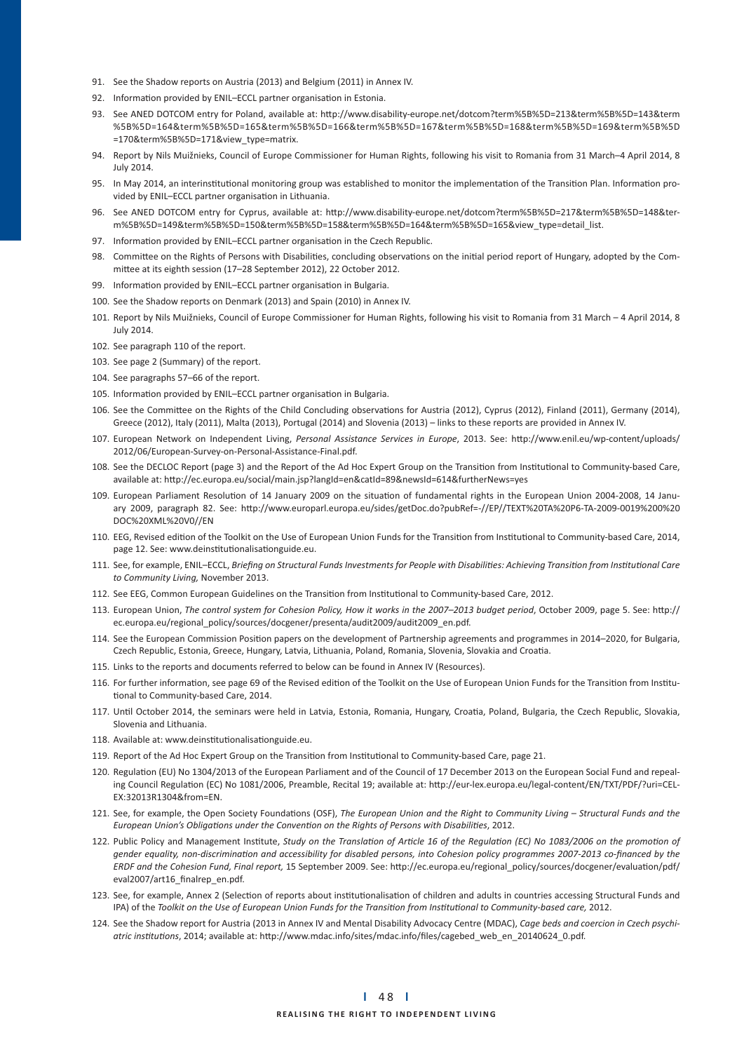91. See the Shadow reports on Austria (2013) and Belgium (2011) in Annex IV.
92. Information provided by ENIL–ECCL partner organisation in Estonia.
93. See ANED DOTCOM entry for Poland, available at: http://www.disability-europe.net/dotcom?term%5B%5D=213&term%5B%5D=143&term%5B%5D=164&term%5B%5D=165&term%5B%5D=166&term%5B%5D=167&term%5B%5D=168&term%5B%5D=169&term%5B%5D=170&term%5B%5D=171&view_type=matrix.
94. Report by Nils Muižnieks, Council of Europe Commissioner for Human Rights, following his visit to Romania from 31 March–4 April 2014, 8 July 2014.
95. In May 2014, an interinstitutional monitoring group was established to monitor the implementation of the Transition Plan. Information provided by ENIL–ECCL partner organisation in Lithuania.
96. See ANED DOTCOM entry for Cyprus, available at: http://www.disability-europe.net/dotcom?term%5B%5D=217&term%5B%5D=148&term%5B%5D=149&term%5B%5D=150&term%5B%5D=158&term%5B%5D=164&term%5B%5D=165&view_type=detail_list.
97. Information provided by ENIL–ECCL partner organisation in the Czech Republic.
98. Committee on the Rights of Persons with Disabilities, concluding observations on the initial period report of Hungary, adopted by the Committee at its eighth session (17–28 September 2012), 22 October 2012.
99. Information provided by ENIL–ECCL partner organisation in Bulgaria.
100. See the Shadow reports on Denmark (2013) and Spain (2010) in Annex IV.
101. Report by Nils Muižnieks, Council of Europe Commissioner for Human Rights, following his visit to Romania from 31 March – 4 April 2014, 8 July 2014.
102. See paragraph 110 of the report.
103. See page 2 (Summary) of the report.
104. See paragraphs 57–66 of the report.
105. Information provided by ENIL–ECCL partner organisation in Bulgaria.
106. See the Committee on the Rights of the Child Concluding observations for Austria (2012), Cyprus (2012), Finland (2011), Germany (2014), Greece (2012), Italy (2011), Malta (2013), Portugal (2014) and Slovenia (2013) – links to these reports are provided in Annex IV.
107. European Network on Independent Living, *Personal Assistance Services in Europe*, 2013. See: http://www.enil.eu/wp-content/uploads/2012/06/European-Survey-on-Personal-Assistance-Final.pdf.
108. See the DECLOC Report (page 3) and the Report of the Ad Hoc Expert Group on the Transition from Institutional to Community-based Care, available at: http://ec.europa.eu/social/main.jsp?langId=en&catId=89&newsId=614&furtherNews=yes
109. European Parliament Resolution of 14 January 2009 on the situation of fundamental rights in the European Union 2004-2008, 14 January 2009, paragraph 82. See: http://www.europarl.europa.eu/sides/getDoc.do?pubRef=-//EP//TEXT%20TA%20P6-TA-2009-0019%200%20DOC%20XML%20V0//EN
110. EEG, Revised edition of the Toolkit on the Use of European Union Funds for the Transition from Institutional to Community-based Care, 2014, page 12. See: www.deinstitutionalisationguide.eu.
111. See, for example, ENIL–ECCL, *Briefing on Structural Funds Investments for People with Disabilities: Achieving Transition from Institutional Care to Community Living,* November 2013.
112. See EEG, Common European Guidelines on the Transition from Institutional to Community-based Care, 2012.
113. European Union, *The control system for Cohesion Policy, How it works in the 2007–2013 budget period*, October 2009, page 5. See: http://ec.europa.eu/regional_policy/sources/docgener/presenta/audit2009/audit2009_en.pdf.
114. See the European Commission Position papers on the development of Partnership agreements and programmes in 2014–2020, for Bulgaria, Czech Republic, Estonia, Greece, Hungary, Latvia, Lithuania, Poland, Romania, Slovenia, Slovakia and Croatia.
115. Links to the reports and documents referred to below can be found in Annex IV (Resources).
116. For further information, see page 69 of the Revised edition of the Toolkit on the Use of European Union Funds for the Transition from Institutional to Community-based Care, 2014.
117. Until October 2014, the seminars were held in Latvia, Estonia, Romania, Hungary, Croatia, Poland, Bulgaria, the Czech Republic, Slovakia, Slovenia and Lithuania.
118. Available at: www.deinstitutionalisationguide.eu.
119. Report of the Ad Hoc Expert Group on the Transition from Institutional to Community-based Care, page 21.
120. Regulation (EU) No 1304/2013 of the European Parliament and of the Council of 17 December 2013 on the European Social Fund and repealing Council Regulation (EC) No 1081/2006, Preamble, Recital 19; available at: http://eur-lex.europa.eu/legal-content/EN/TXT/PDF/?uri=CELEX:32013R1304&from=EN.
121. See, for example, the Open Society Foundations (OSF), *The European Union and the Right to Community Living – Structural Funds and the European Union's Obligations under the Convention on the Rights of Persons with Disabilities*, 2012.
122. Public Policy and Management Institute, *Study on the Translation of Article 16 of the Regulation (EC) No 1083/2006 on the promotion of gender equality, non-discrimination and accessibility for disabled persons, into Cohesion policy programmes 2007-2013 co-financed by the ERDF and the Cohesion Fund, Final report,* 15 September 2009. See: http://ec.europa.eu/regional_policy/sources/docgener/evaluation/pdf/eval2007/art16_finalrep_en.pdf.
123. See, for example, Annex 2 (Selection of reports about institutionalisation of children and adults in countries accessing Structural Funds and IPA) of the *Toolkit on the Use of European Union Funds for the Transition from Institutional to Community-based care,* 2012.
124. See the Shadow report for Austria (2013 in Annex IV and Mental Disability Advocacy Centre (MDAC), *Cage beds and coercion in Czech psychiatric institutions*, 2014; available at: http://www.mdac.info/sites/mdac.info/files/cagebed_web_en_20140624_0.pdf.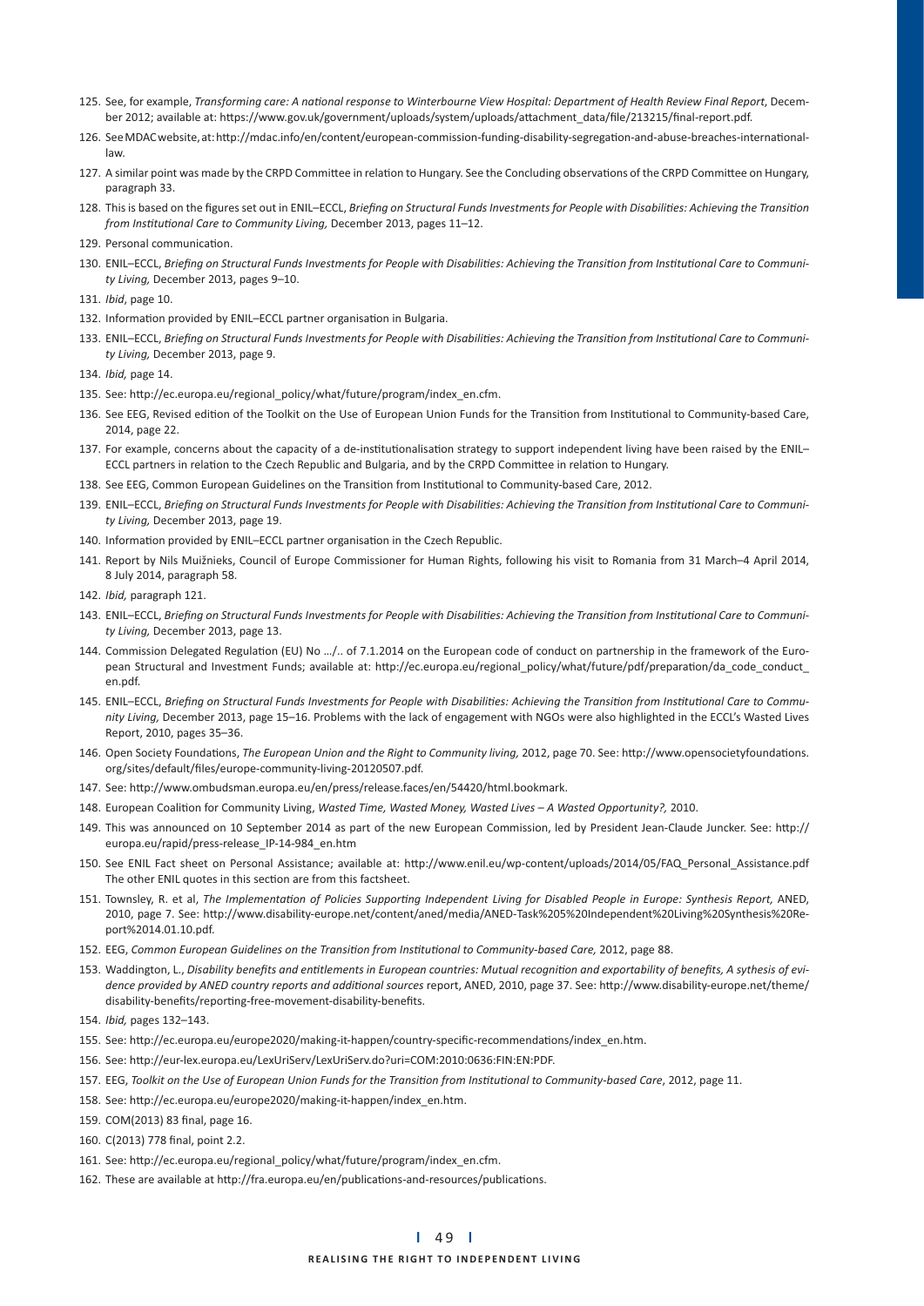125. See, for example, *Transforming care: A national response to Winterbourne View Hospital: Department of Health Review Final Report*, December 2012; available at: https://www.gov.uk/government/uploads/system/uploads/attachment_data/file/213215/final-report.pdf.
126. See MDAC website, at: http://mdac.info/en/content/european-commission-funding-disability-segregation-and-abuse-breaches-international-law.
127. A similar point was made by the CRPD Committee in relation to Hungary. See the Concluding observations of the CRPD Committee on Hungary, paragraph 33.
128. This is based on the figures set out in ENIL–ECCL, *Briefing on Structural Funds Investments for People with Disabilities: Achieving the Transition from Institutional Care to Community Living,* December 2013, pages 11–12.
129. Personal communication.
130. ENIL–ECCL, *Briefing on Structural Funds Investments for People with Disabilities: Achieving the Transition from Institutional Care to Community Living,* December 2013, pages 9–10.
131. *Ibid*, page 10.
132. Information provided by ENIL–ECCL partner organisation in Bulgaria.
133. ENIL–ECCL, *Briefing on Structural Funds Investments for People with Disabilities: Achieving the Transition from Institutional Care to Community Living,* December 2013, page 9.
134. *Ibid,* page 14.
135. See: http://ec.europa.eu/regional_policy/what/future/program/index_en.cfm.
136. See EEG, Revised edition of the Toolkit on the Use of European Union Funds for the Transition from Institutional to Community-based Care, 2014, page 22.
137. For example, concerns about the capacity of a de-institutionalisation strategy to support independent living have been raised by the ENIL–ECCL partners in relation to the Czech Republic and Bulgaria, and by the CRPD Committee in relation to Hungary.
138. See EEG, Common European Guidelines on the Transition from Institutional to Community-based Care, 2012.
139. ENIL–ECCL, *Briefing on Structural Funds Investments for People with Disabilities: Achieving the Transition from Institutional Care to Community Living,* December 2013, page 19.
140. Information provided by ENIL–ECCL partner organisation in the Czech Republic.
141. Report by Nils Muižnieks, Council of Europe Commissioner for Human Rights, following his visit to Romania from 31 March–4 April 2014, 8 July 2014, paragraph 58.
142. *Ibid,* paragraph 121.
143. ENIL–ECCL, *Briefing on Structural Funds Investments for People with Disabilities: Achieving the Transition from Institutional Care to Community Living,* December 2013, page 13.
144. Commission Delegated Regulation (EU) No …/.. of 7.1.2014 on the European code of conduct on partnership in the framework of the European Structural and Investment Funds; available at: http://ec.europa.eu/regional_policy/what/future/pdf/preparation/da_code_conduct_en.pdf.
145. ENIL–ECCL, *Briefing on Structural Funds Investments for People with Disabilities: Achieving the Transition from Institutional Care to Community Living,* December 2013, page 15–16. Problems with the lack of engagement with NGOs were also highlighted in the ECCL's Wasted Lives Report, 2010, pages 35–36.
146. Open Society Foundations, *The European Union and the Right to Community living,* 2012, page 70. See: http://www.opensocietyfoundations.org/sites/default/files/europe-community-living-20120507.pdf.
147. See: http://www.ombudsman.europa.eu/en/press/release.faces/en/54420/html.bookmark.
148. European Coalition for Community Living, *Wasted Time, Wasted Money, Wasted Lives – A Wasted Opportunity?,* 2010.
149. This was announced on 10 September 2014 as part of the new European Commission, led by President Jean-Claude Juncker. See: http://europa.eu/rapid/press-release_IP-14-984_en.htm
150. See ENIL Fact sheet on Personal Assistance; available at: http://www.enil.eu/wp-content/uploads/2014/05/FAQ_Personal_Assistance.pdf The other ENIL quotes in this section are from this factsheet.
151. Townsley, R. et al, *The Implementation of Policies Supporting Independent Living for Disabled People in Europe: Synthesis Report,* ANED, 2010, page 7. See: http://www.disability-europe.net/content/aned/media/ANED-Task%205%20Independent%20Living%20Synthesis%20Report%2014.01.10.pdf.
152. EEG, *Common European Guidelines on the Transition from Institutional to Community-based Care,* 2012, page 88.
153. Waddington, L., *Disability benefits and entitlements in European countries: Mutual recognition and exportability of benefits, A sythesis of evidence provided by ANED country reports and additional sources* report, ANED, 2010, page 37. See: http://www.disability-europe.net/theme/disability-benefits/reporting-free-movement-disability-benefits.
154. *Ibid,* pages 132–143.
155. See: http://ec.europa.eu/europe2020/making-it-happen/country-specific-recommendations/index_en.htm.
156. See: http://eur-lex.europa.eu/LexUriServ/LexUriServ.do?uri=COM:2010:0636:FIN:EN:PDF.
157. EEG, *Toolkit on the Use of European Union Funds for the Transition from Institutional to Community-based Care*, 2012, page 11.
158. See: http://ec.europa.eu/europe2020/making-it-happen/index_en.htm.
159. COM(2013) 83 final, page 16.
160. C(2013) 778 final, point 2.2.
161. See: http://ec.europa.eu/regional_policy/what/future/program/index_en.cfm.
162. These are available at http://fra.europa.eu/en/publications-and-resources/publications.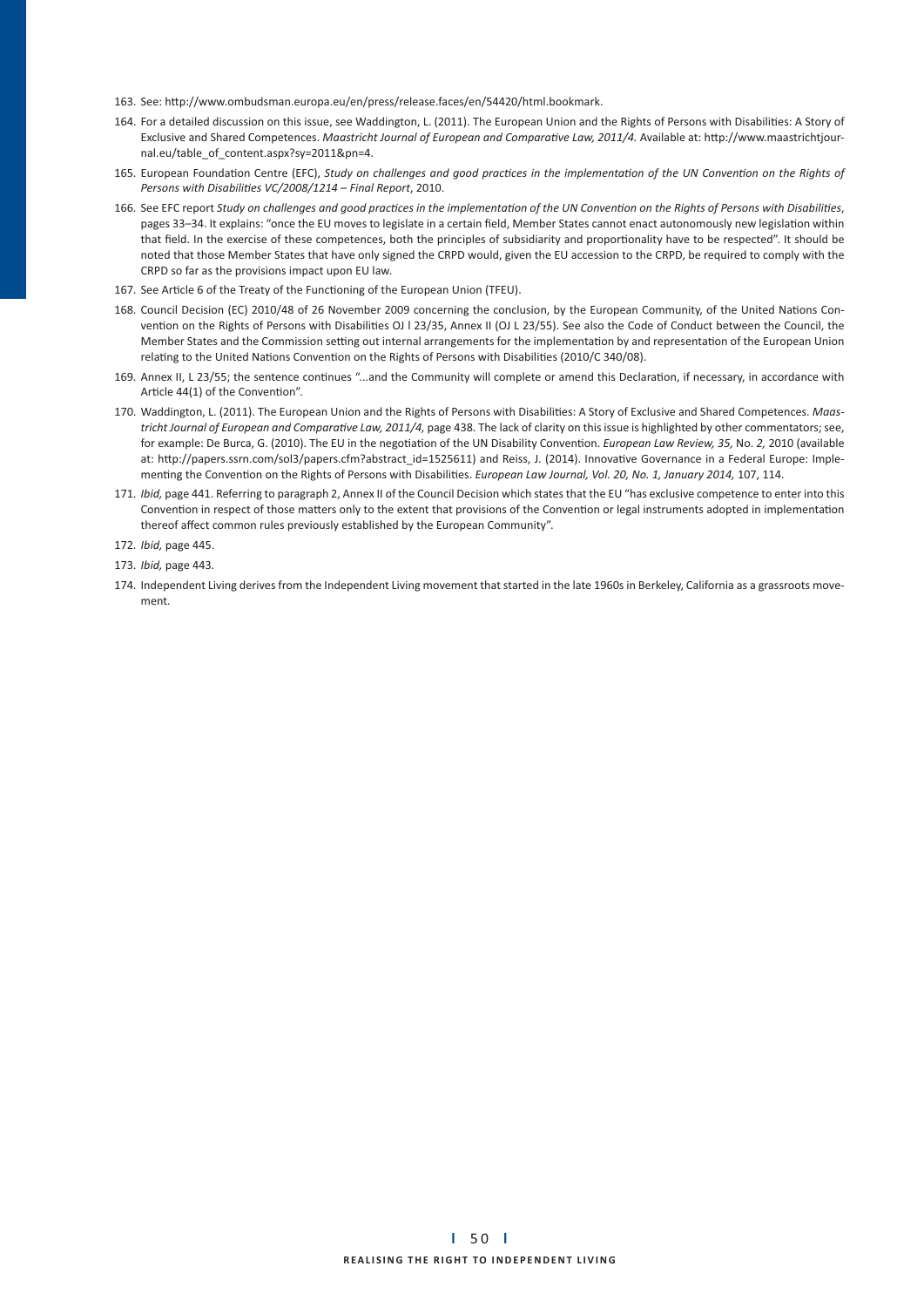163. See: http://www.ombudsman.europa.eu/en/press/release.faces/en/54420/html.bookmark.

164. For a detailed discussion on this issue, see Waddington, L. (2011). The European Union and the Rights of Persons with Disabilities: A Story of Exclusive and Shared Competences. *Maastricht Journal of European and Comparative Law, 2011/4.* Available at: http://www.maastrichtjournal.eu/table_of_content.aspx?sy=2011&pn=4.

165. European Foundation Centre (EFC), *Study on challenges and good practices in the implementation of the UN Convention on the Rights of Persons with Disabilities VC/2008/1214 – Final Report*, 2010.

166. See EFC report *Study on challenges and good practices in the implementation of the UN Convention on the Rights of Persons with Disabilities*, pages 33–34. It explains: "once the EU moves to legislate in a certain field, Member States cannot enact autonomously new legislation within that field. In the exercise of these competences, both the principles of subsidiarity and proportionality have to be respected". It should be noted that those Member States that have only signed the CRPD would, given the EU accession to the CRPD, be required to comply with the CRPD so far as the provisions impact upon EU law.

167. See Article 6 of the Treaty of the Functioning of the European Union (TFEU).

168. Council Decision (EC) 2010/48 of 26 November 2009 concerning the conclusion, by the European Community, of the United Nations Convention on the Rights of Persons with Disabilities OJ l 23/35, Annex II (OJ L 23/55). See also the Code of Conduct between the Council, the Member States and the Commission setting out internal arrangements for the implementation by and representation of the European Union relating to the United Nations Convention on the Rights of Persons with Disabilities (2010/C 340/08).

169. Annex II, L 23/55; the sentence continues "...and the Community will complete or amend this Declaration, if necessary, in accordance with Article 44(1) of the Convention".

170. Waddington, L. (2011). The European Union and the Rights of Persons with Disabilities: A Story of Exclusive and Shared Competences. *Maastricht Journal of European and Comparative Law, 2011/4,* page 438. The lack of clarity on this issue is highlighted by other commentators; see, for example: De Burca, G. (2010). The EU in the negotiation of the UN Disability Convention. *European Law Review, 35,* No. *2,* 2010 (available at: http://papers.ssrn.com/sol3/papers.cfm?abstract_id=1525611) and Reiss, J. (2014). Innovative Governance in a Federal Europe: Implementing the Convention on the Rights of Persons with Disabilities. *European Law Journal, Vol. 20, No. 1, January 2014,* 107, 114.

171. *Ibid,* page 441. Referring to paragraph 2, Annex II of the Council Decision which states that the EU "has exclusive competence to enter into this Convention in respect of those matters only to the extent that provisions of the Convention or legal instruments adopted in implementation thereof affect common rules previously established by the European Community".

172. *Ibid,* page 445.

173. *Ibid,* page 443.

174. Independent Living derives from the Independent Living movement that started in the late 1960s in Berkeley, California as a grassroots movement.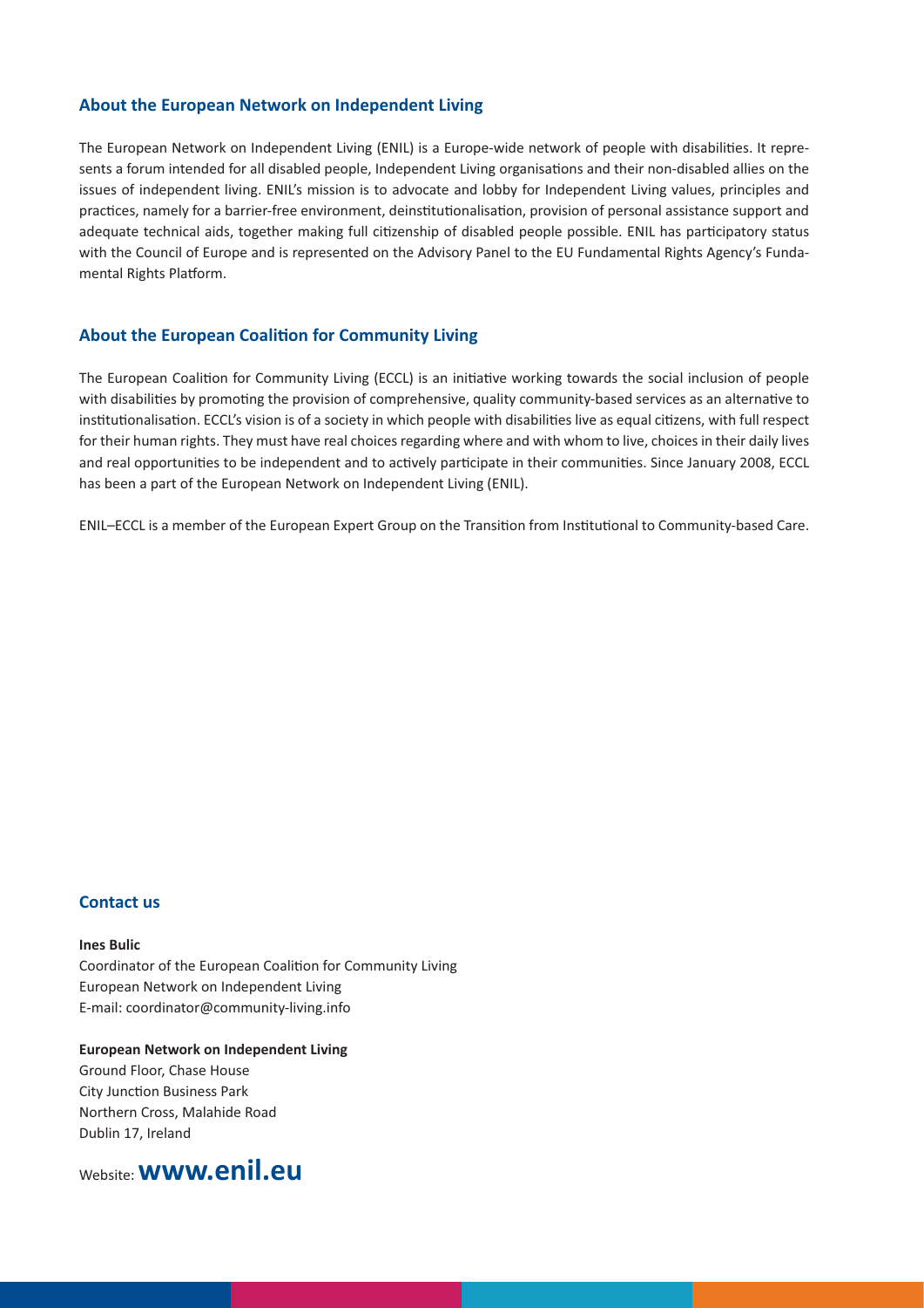## About the European Network on Independent Living

The European Network on Independent Living (ENIL) is a Europe-wide network of people with disabilities. It represents a forum intended for all disabled people, Independent Living organisations and their non-disabled allies on the issues of independent living. ENIL's mission is to advocate and lobby for Independent Living values, principles and practices, namely for a barrier-free environment, deinstitutionalisation, provision of personal assistance support and adequate technical aids, together making full citizenship of disabled people possible. ENIL has participatory status with the Council of Europe and is represented on the Advisory Panel to the EU Fundamental Rights Agency's Fundamental Rights Platform.

## About the European Coalition for Community Living

The European Coalition for Community Living (ECCL) is an initiative working towards the social inclusion of people with disabilities by promoting the provision of comprehensive, quality community-based services as an alternative to institutionalisation. ECCL's vision is of a society in which people with disabilities live as equal citizens, with full respect for their human rights. They must have real choices regarding where and with whom to live, choices in their daily lives and real opportunities to be independent and to actively participate in their communities. Since January 2008, ECCL has been a part of the European Network on Independent Living (ENIL).

ENIL–ECCL is a member of the European Expert Group on the Transition from Institutional to Community-based Care.

## Contact us

**Ines Bulic**
Coordinator of the European Coalition for Community Living
European Network on Independent Living
E-mail: coordinator@community-living.info

**European Network on Independent Living**
Ground Floor, Chase House
City Junction Business Park
Northern Cross, Malahide Road
Dublin 17, Ireland

Website: **www.enil.eu**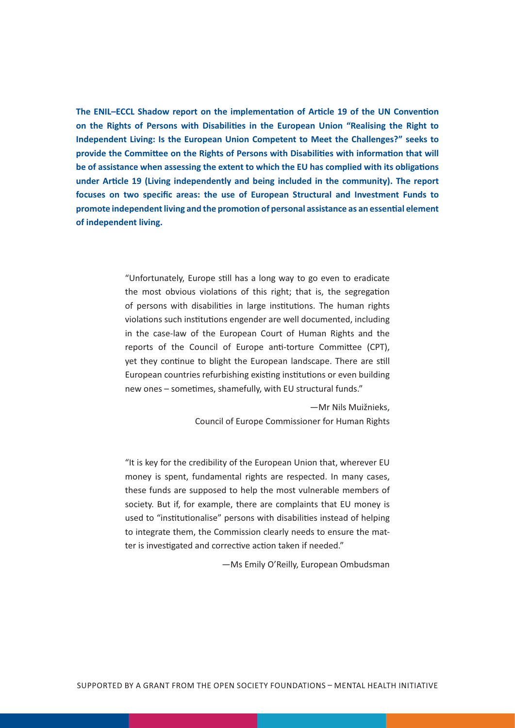**The ENIL–ECCL Shadow report on the implementation of Article 19 of the UN Convention on the Rights of Persons with Disabilities in the European Union "Realising the Right to Independent Living: Is the European Union Competent to Meet the Challenges?" seeks to provide the Committee on the Rights of Persons with Disabilities with information that will be of assistance when assessing the extent to which the EU has complied with its obligations under Article 19 (Living independently and being included in the community). The report focuses on two specific areas: the use of European Structural and Investment Funds to promote independent living and the promotion of personal assistance as an essential element of independent living.**

> "Unfortunately, Europe still has a long way to go even to eradicate the most obvious violations of this right; that is, the segregation of persons with disabilities in large institutions. The human rights violations such institutions engender are well documented, including in the case-law of the European Court of Human Rights and the reports of the Council of Europe anti-torture Committee (CPT), yet they continue to blight the European landscape. There are still European countries refurbishing existing institutions or even building new ones – sometimes, shamefully, with EU structural funds."
>
> —Mr Nils Muižnieks,
> Council of Europe Commissioner for Human Rights

> "It is key for the credibility of the European Union that, wherever EU money is spent, fundamental rights are respected. In many cases, these funds are supposed to help the most vulnerable members of society. But if, for example, there are complaints that EU money is used to "institutionalise" persons with disabilities instead of helping to integrate them, the Commission clearly needs to ensure the matter is investigated and corrective action taken if needed."
>
> —Ms Emily O'Reilly, European Ombudsman

SUPPORTED BY A GRANT FROM THE OPEN SOCIETY FOUNDATIONS – MENTAL HEALTH INITIATIVE